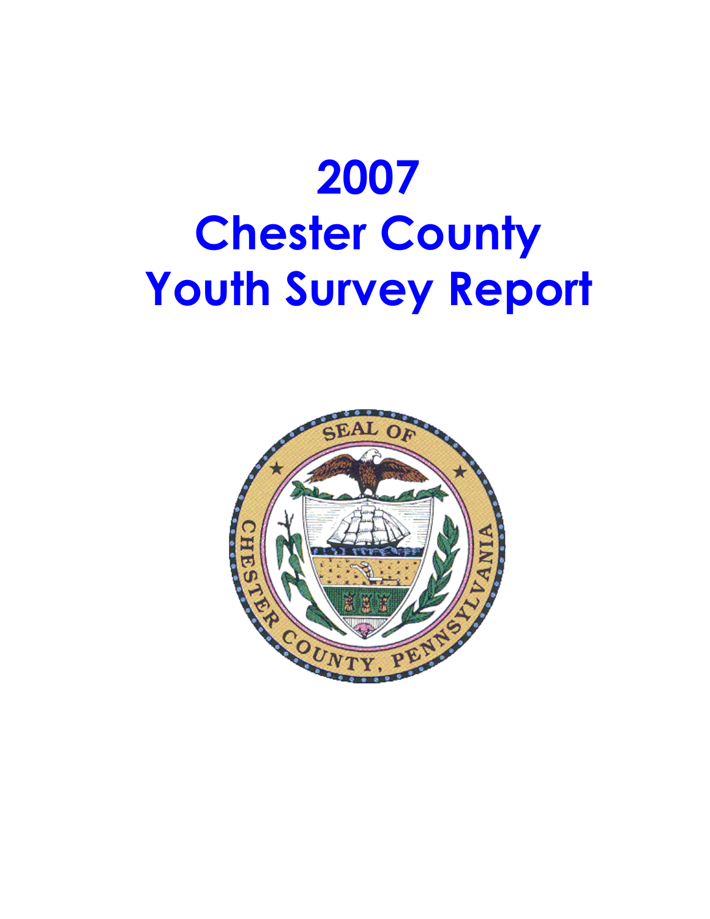# 2007 Chester County Youth Survey Report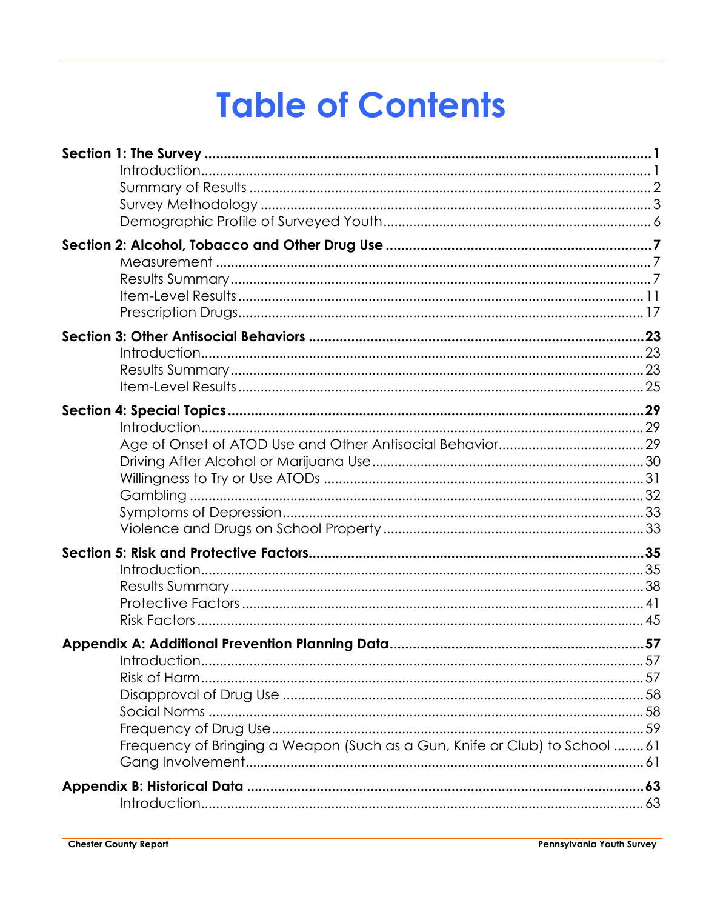# Table of Contents

**Section 1: The Survey** ..... **1**
- Introduction ..... 1
- Summary of Results ..... 2
- Survey Methodology ..... 3
- Demographic Profile of Surveyed Youth ..... 6

**Section 2: Alcohol, Tobacco and Other Drug Use** ..... **7**
- Measurement ..... 7
- Results Summary ..... 7
- Item-Level Results ..... 11
- Prescription Drugs ..... 17

**Section 3: Other Antisocial Behaviors** ..... **23**
- Introduction ..... 23
- Results Summary ..... 23
- Item-Level Results ..... 25

**Section 4: Special Topics** ..... **29**
- Introduction ..... 29
- Age of Onset of ATOD Use and Other Antisocial Behavior ..... 29
- Driving After Alcohol or Marijuana Use ..... 30
- Willingness to Try or Use ATODs ..... 31
- Gambling ..... 32
- Symptoms of Depression ..... 33
- Violence and Drugs on School Property ..... 33

**Section 5: Risk and Protective Factors** ..... **35**
- Introduction ..... 35
- Results Summary ..... 38
- Protective Factors ..... 41
- Risk Factors ..... 45

**Appendix A: Additional Prevention Planning Data** ..... **57**
- Introduction ..... 57
- Risk of Harm ..... 57
- Disapproval of Drug Use ..... 58
- Social Norms ..... 58
- Frequency of Drug Use ..... 59
- Frequency of Bringing a Weapon (Such as a Gun, Knife or Club) to School ..... 61
- Gang Involvement ..... 61

**Appendix B: Historical Data** ..... **63**
- Introduction ..... 63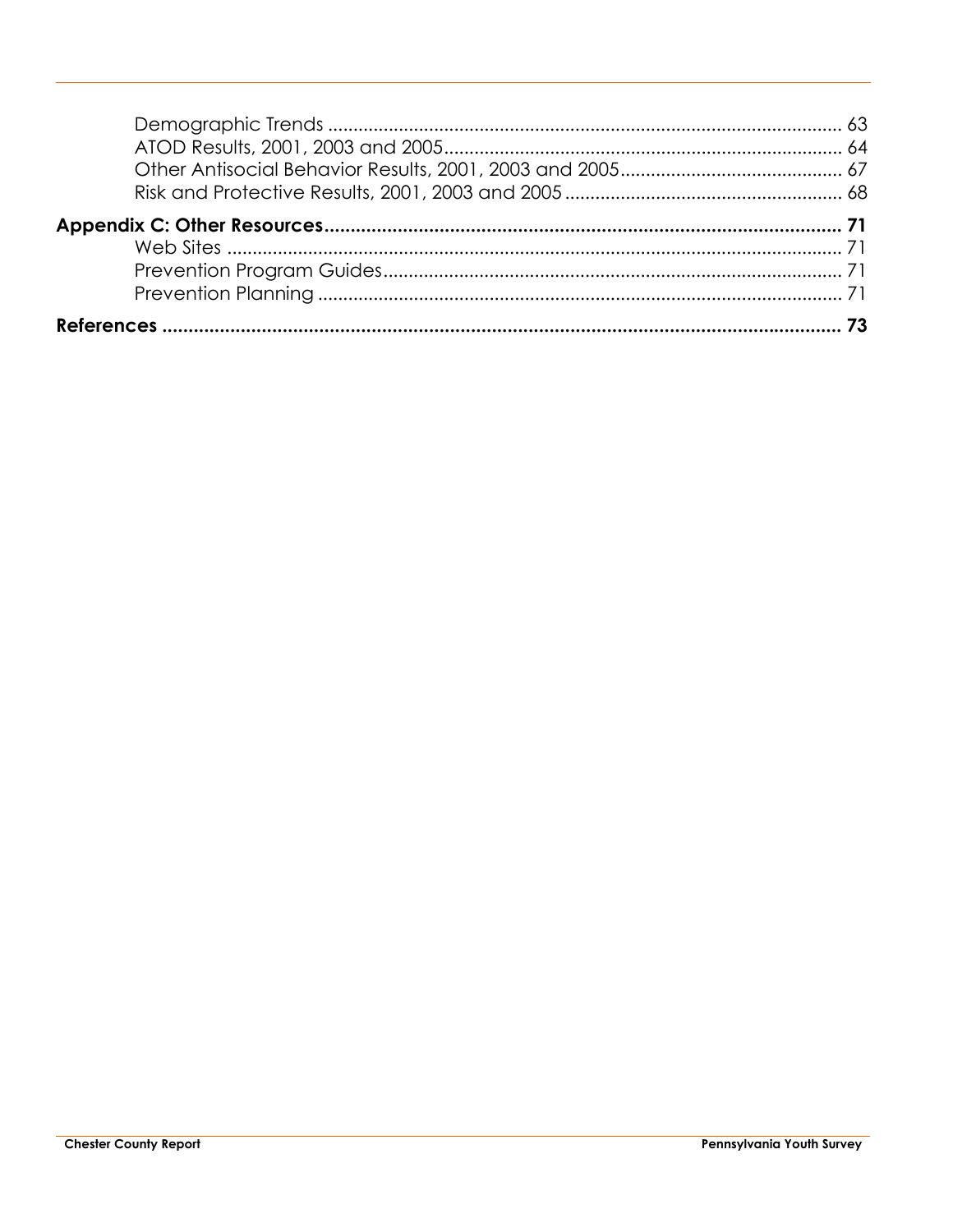Demographic Trends ..................................................................................................... 63
ATOD Results, 2001, 2003 and 2005............................................................................. 64
Other Antisocial Behavior Results, 2001, 2003 and 2005............................................ 67
Risk and Protective Results, 2001, 2003 and 2005 ...................................................... 68

**Appendix C: Other Resources.................................................................................................. 71**

Web Sites .......................................................................................................................... 71
Prevention Program Guides........................................................................................... 71
Prevention Planning ....................................................................................................... 71

**References ..................................................................................................................................... 73**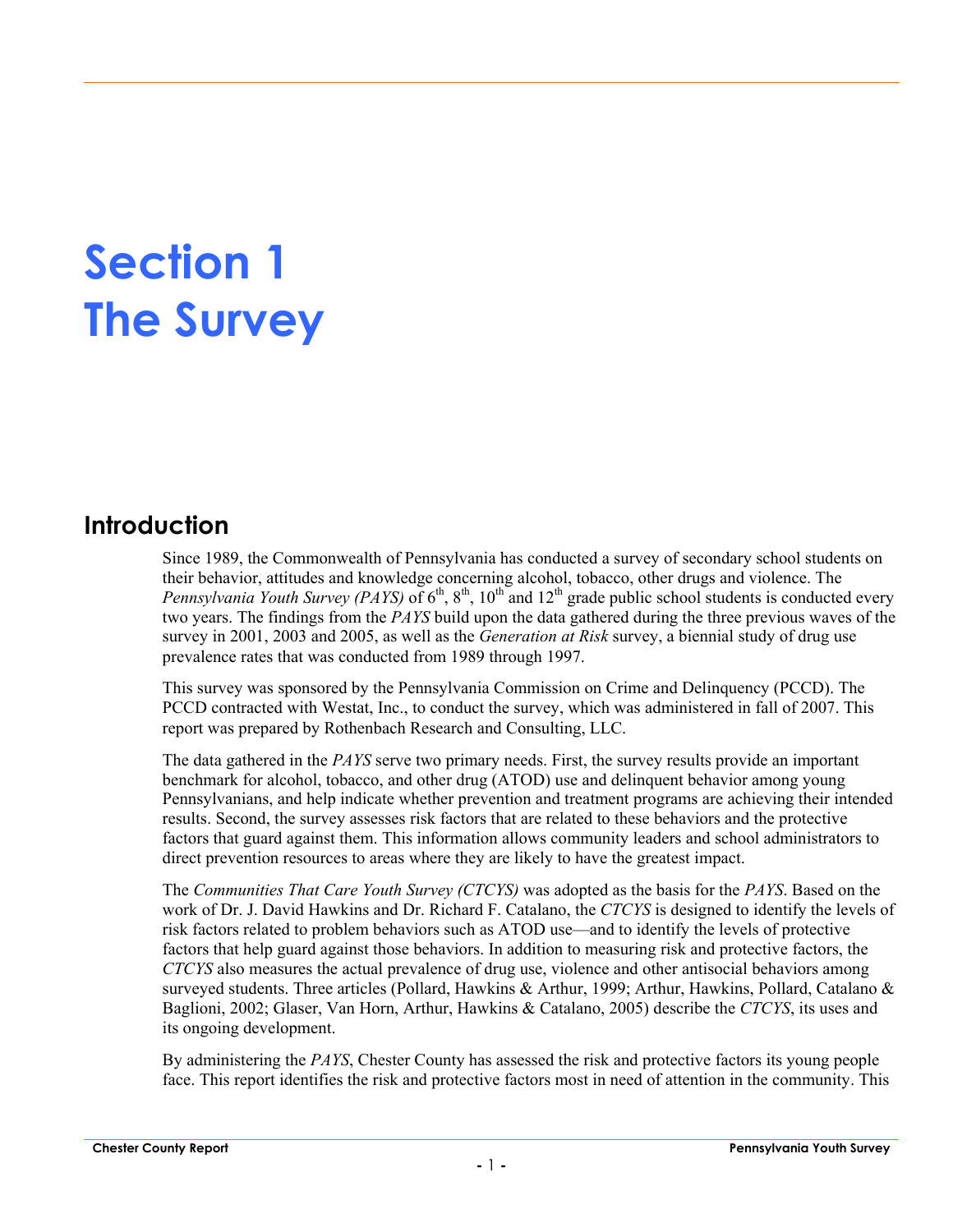# Section 1
# The Survey

## Introduction

Since 1989, the Commonwealth of Pennsylvania has conducted a survey of secondary school students on their behavior, attitudes and knowledge concerning alcohol, tobacco, other drugs and violence. The *Pennsylvania Youth Survey (PAYS)* of 6th, 8th, 10th and 12th grade public school students is conducted every two years. The findings from the *PAYS* build upon the data gathered during the three previous waves of the survey in 2001, 2003 and 2005, as well as the *Generation at Risk* survey, a biennial study of drug use prevalence rates that was conducted from 1989 through 1997.

This survey was sponsored by the Pennsylvania Commission on Crime and Delinquency (PCCD). The PCCD contracted with Westat, Inc., to conduct the survey, which was administered in fall of 2007. This report was prepared by Rothenbach Research and Consulting, LLC.

The data gathered in the *PAYS* serve two primary needs. First, the survey results provide an important benchmark for alcohol, tobacco, and other drug (ATOD) use and delinquent behavior among young Pennsylvanians, and help indicate whether prevention and treatment programs are achieving their intended results. Second, the survey assesses risk factors that are related to these behaviors and the protective factors that guard against them. This information allows community leaders and school administrators to direct prevention resources to areas where they are likely to have the greatest impact.

The *Communities That Care Youth Survey (CTCYS)* was adopted as the basis for the *PAYS*. Based on the work of Dr. J. David Hawkins and Dr. Richard F. Catalano, the *CTCYS* is designed to identify the levels of risk factors related to problem behaviors such as ATOD use—and to identify the levels of protective factors that help guard against those behaviors. In addition to measuring risk and protective factors, the *CTCYS* also measures the actual prevalence of drug use, violence and other antisocial behaviors among surveyed students. Three articles (Pollard, Hawkins & Arthur, 1999; Arthur, Hawkins, Pollard, Catalano & Baglioni, 2002; Glaser, Van Horn, Arthur, Hawkins & Catalano, 2005) describe the *CTCYS*, its uses and its ongoing development.

By administering the *PAYS*, Chester County has assessed the risk and protective factors its young people face. This report identifies the risk and protective factors most in need of attention in the community. This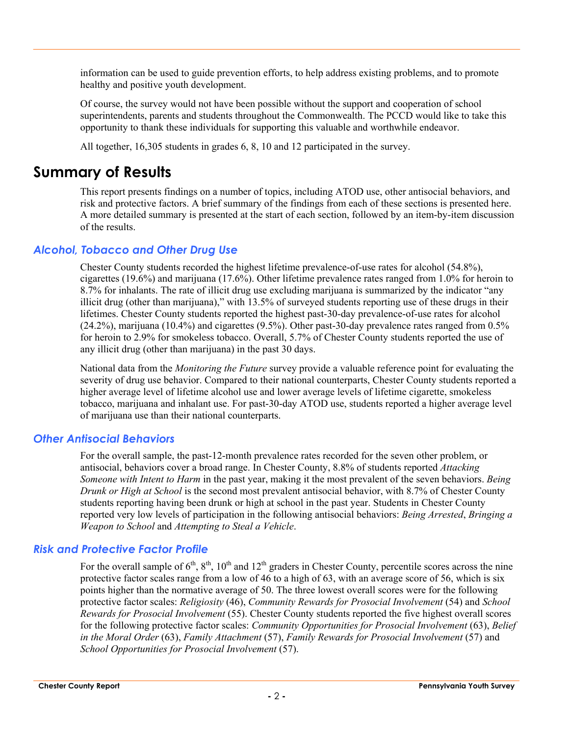information can be used to guide prevention efforts, to help address existing problems, and to promote healthy and positive youth development.

Of course, the survey would not have been possible without the support and cooperation of school superintendents, parents and students throughout the Commonwealth. The PCCD would like to take this opportunity to thank these individuals for supporting this valuable and worthwhile endeavor.

All together, 16,305 students in grades 6, 8, 10 and 12 participated in the survey.

# Summary of Results

This report presents findings on a number of topics, including ATOD use, other antisocial behaviors, and risk and protective factors. A brief summary of the findings from each of these sections is presented here. A more detailed summary is presented at the start of each section, followed by an item-by-item discussion of the results.

## *Alcohol, Tobacco and Other Drug Use*

Chester County students recorded the highest lifetime prevalence-of-use rates for alcohol (54.8%), cigarettes (19.6%) and marijuana (17.6%). Other lifetime prevalence rates ranged from 1.0% for heroin to 8.7% for inhalants. The rate of illicit drug use excluding marijuana is summarized by the indicator "any illicit drug (other than marijuana)," with 13.5% of surveyed students reporting use of these drugs in their lifetimes. Chester County students reported the highest past-30-day prevalence-of-use rates for alcohol (24.2%), marijuana (10.4%) and cigarettes (9.5%). Other past-30-day prevalence rates ranged from 0.5% for heroin to 2.9% for smokeless tobacco. Overall, 5.7% of Chester County students reported the use of any illicit drug (other than marijuana) in the past 30 days.

National data from the *Monitoring the Future* survey provide a valuable reference point for evaluating the severity of drug use behavior. Compared to their national counterparts, Chester County students reported a higher average level of lifetime alcohol use and lower average levels of lifetime cigarette, smokeless tobacco, marijuana and inhalant use. For past-30-day ATOD use, students reported a higher average level of marijuana use than their national counterparts.

## *Other Antisocial Behaviors*

For the overall sample, the past-12-month prevalence rates recorded for the seven other problem, or antisocial, behaviors cover a broad range. In Chester County, 8.8% of students reported *Attacking Someone with Intent to Harm* in the past year, making it the most prevalent of the seven behaviors. *Being Drunk or High at School* is the second most prevalent antisocial behavior, with 8.7% of Chester County students reporting having been drunk or high at school in the past year. Students in Chester County reported very low levels of participation in the following antisocial behaviors: *Being Arrested*, *Bringing a Weapon to School* and *Attempting to Steal a Vehicle*.

## *Risk and Protective Factor Profile*

For the overall sample of 6th, 8th, 10th and 12th graders in Chester County, percentile scores across the nine protective factor scales range from a low of 46 to a high of 63, with an average score of 56, which is six points higher than the normative average of 50. The three lowest overall scores were for the following protective factor scales: *Religiosity* (46), *Community Rewards for Prosocial Involvement* (54) and *School Rewards for Prosocial Involvement* (55). Chester County students reported the five highest overall scores for the following protective factor scales: *Community Opportunities for Prosocial Involvement* (63), *Belief in the Moral Order* (63), *Family Attachment* (57), *Family Rewards for Prosocial Involvement* (57) and *School Opportunities for Prosocial Involvement* (57).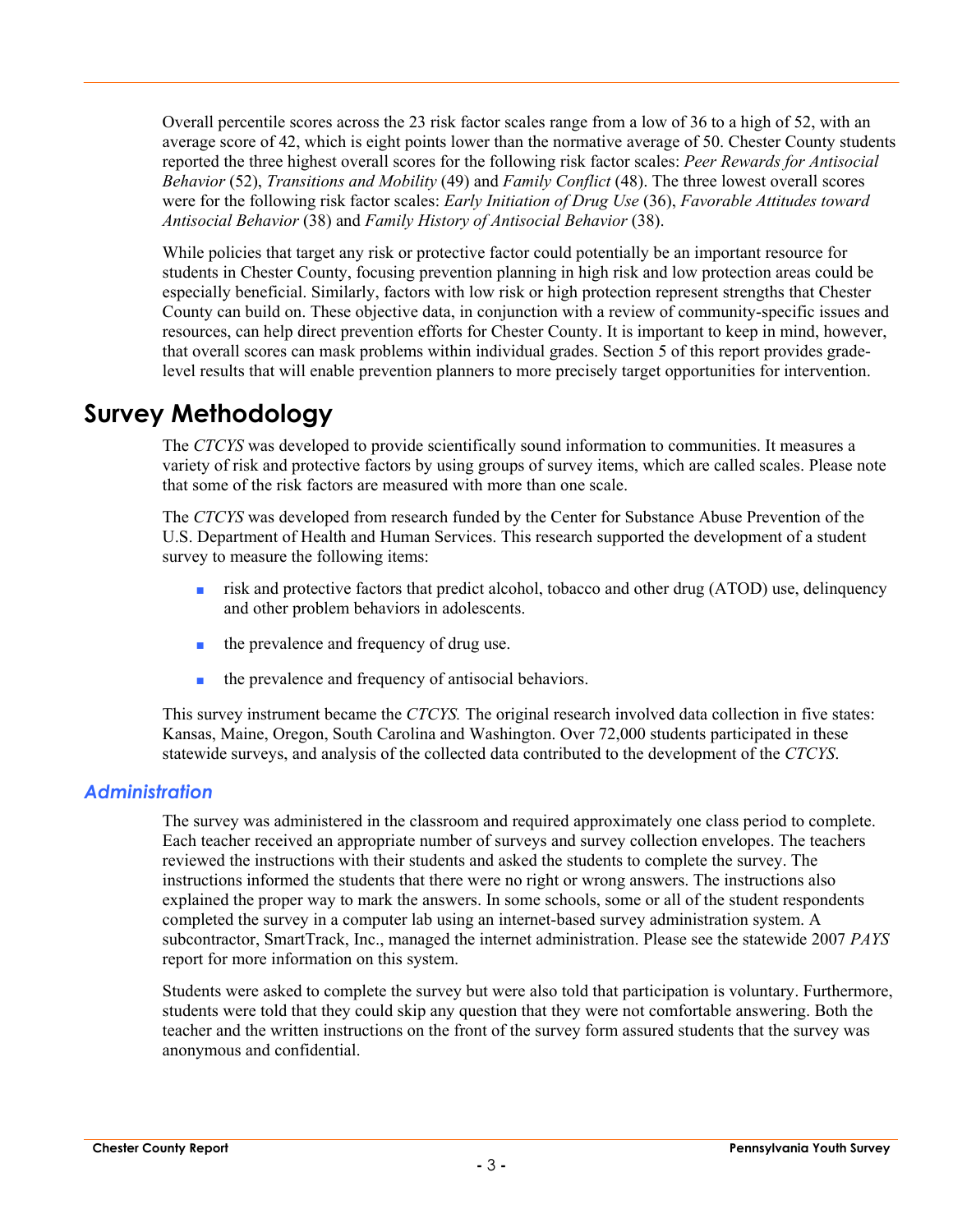Overall percentile scores across the 23 risk factor scales range from a low of 36 to a high of 52, with an average score of 42, which is eight points lower than the normative average of 50. Chester County students reported the three highest overall scores for the following risk factor scales: *Peer Rewards for Antisocial Behavior* (52), *Transitions and Mobility* (49) and *Family Conflict* (48). The three lowest overall scores were for the following risk factor scales: *Early Initiation of Drug Use* (36), *Favorable Attitudes toward Antisocial Behavior* (38) and *Family History of Antisocial Behavior* (38).

While policies that target any risk or protective factor could potentially be an important resource for students in Chester County, focusing prevention planning in high risk and low protection areas could be especially beneficial. Similarly, factors with low risk or high protection represent strengths that Chester County can build on. These objective data, in conjunction with a review of community-specific issues and resources, can help direct prevention efforts for Chester County. It is important to keep in mind, however, that overall scores can mask problems within individual grades. Section 5 of this report provides grade-level results that will enable prevention planners to more precisely target opportunities for intervention.

# Survey Methodology

The *CTCYS* was developed to provide scientifically sound information to communities. It measures a variety of risk and protective factors by using groups of survey items, which are called scales. Please note that some of the risk factors are measured with more than one scale.

The *CTCYS* was developed from research funded by the Center for Substance Abuse Prevention of the U.S. Department of Health and Human Services. This research supported the development of a student survey to measure the following items:

- risk and protective factors that predict alcohol, tobacco and other drug (ATOD) use, delinquency and other problem behaviors in adolescents.
- the prevalence and frequency of drug use.
- the prevalence and frequency of antisocial behaviors.

This survey instrument became the *CTCYS.* The original research involved data collection in five states: Kansas, Maine, Oregon, South Carolina and Washington. Over 72,000 students participated in these statewide surveys, and analysis of the collected data contributed to the development of the *CTCYS*.

## *Administration*

The survey was administered in the classroom and required approximately one class period to complete. Each teacher received an appropriate number of surveys and survey collection envelopes. The teachers reviewed the instructions with their students and asked the students to complete the survey. The instructions informed the students that there were no right or wrong answers. The instructions also explained the proper way to mark the answers. In some schools, some or all of the student respondents completed the survey in a computer lab using an internet-based survey administration system. A subcontractor, SmartTrack, Inc., managed the internet administration. Please see the statewide 2007 *PAYS* report for more information on this system.

Students were asked to complete the survey but were also told that participation is voluntary. Furthermore, students were told that they could skip any question that they were not comfortable answering. Both the teacher and the written instructions on the front of the survey form assured students that the survey was anonymous and confidential.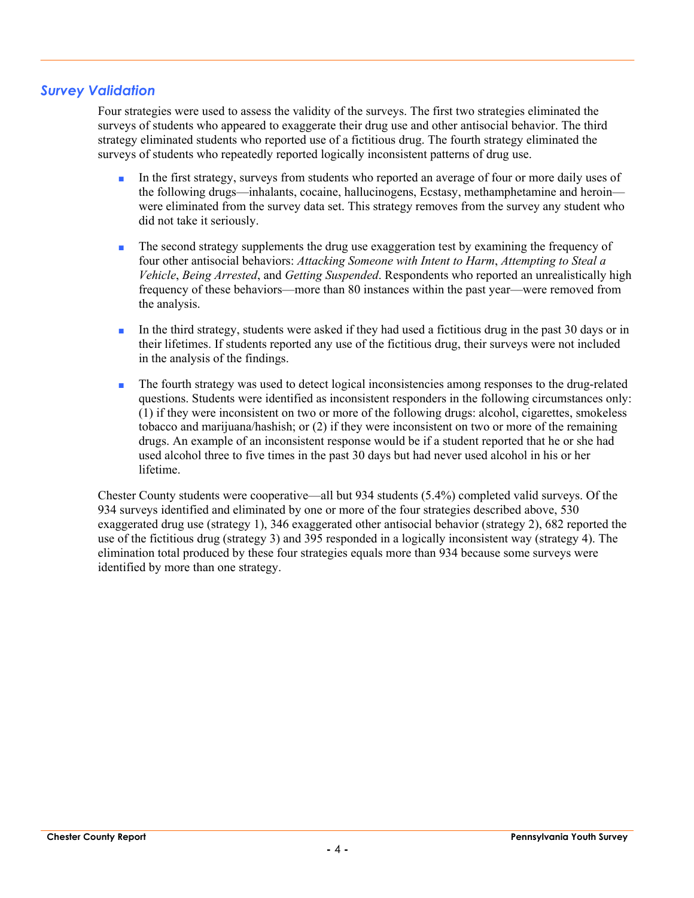## *Survey Validation*

Four strategies were used to assess the validity of the surveys. The first two strategies eliminated the surveys of students who appeared to exaggerate their drug use and other antisocial behavior. The third strategy eliminated students who reported use of a fictitious drug. The fourth strategy eliminated the surveys of students who repeatedly reported logically inconsistent patterns of drug use.

- In the first strategy, surveys from students who reported an average of four or more daily uses of the following drugs—inhalants, cocaine, hallucinogens, Ecstasy, methamphetamine and heroin—were eliminated from the survey data set. This strategy removes from the survey any student who did not take it seriously.

- The second strategy supplements the drug use exaggeration test by examining the frequency of four other antisocial behaviors: *Attacking Someone with Intent to Harm*, *Attempting to Steal a Vehicle*, *Being Arrested*, and *Getting Suspended*. Respondents who reported an unrealistically high frequency of these behaviors—more than 80 instances within the past year—were removed from the analysis.

- In the third strategy, students were asked if they had used a fictitious drug in the past 30 days or in their lifetimes. If students reported any use of the fictitious drug, their surveys were not included in the analysis of the findings.

- The fourth strategy was used to detect logical inconsistencies among responses to the drug-related questions. Students were identified as inconsistent responders in the following circumstances only: (1) if they were inconsistent on two or more of the following drugs: alcohol, cigarettes, smokeless tobacco and marijuana/hashish; or (2) if they were inconsistent on two or more of the remaining drugs. An example of an inconsistent response would be if a student reported that he or she had used alcohol three to five times in the past 30 days but had never used alcohol in his or her lifetime.

Chester County students were cooperative—all but 934 students (5.4%) completed valid surveys. Of the 934 surveys identified and eliminated by one or more of the four strategies described above, 530 exaggerated drug use (strategy 1), 346 exaggerated other antisocial behavior (strategy 2), 682 reported the use of the fictitious drug (strategy 3) and 395 responded in a logically inconsistent way (strategy 4). The elimination total produced by these four strategies equals more than 934 because some surveys were identified by more than one strategy.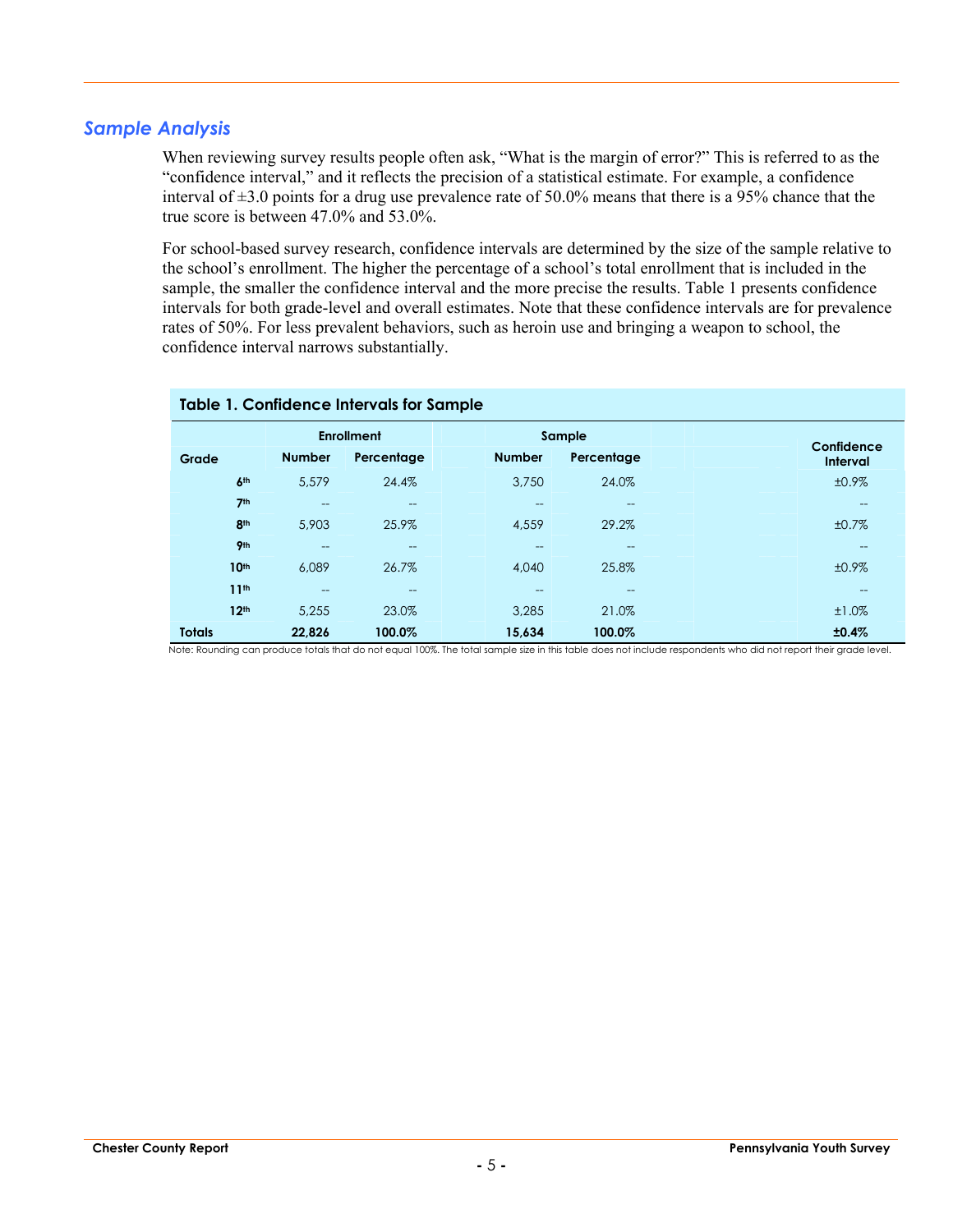## *Sample Analysis*

When reviewing survey results people often ask, "What is the margin of error?" This is referred to as the "confidence interval," and it reflects the precision of a statistical estimate. For example, a confidence interval of ±3.0 points for a drug use prevalence rate of 50.0% means that there is a 95% chance that the true score is between 47.0% and 53.0%.

For school-based survey research, confidence intervals are determined by the size of the sample relative to the school's enrollment. The higher the percentage of a school's total enrollment that is included in the sample, the smaller the confidence interval and the more precise the results. Table 1 presents confidence intervals for both grade-level and overall estimates. Note that these confidence intervals are for prevalence rates of 50%. For less prevalent behaviors, such as heroin use and bringing a weapon to school, the confidence interval narrows substantially.

**Table 1. Confidence Intervals for Sample**

| | Enrollment | | Sample | | |
|---|---|---|---|---|---|
| **Grade** | **Number** | **Percentage** | **Number** | **Percentage** | **Confidence Interval** |
| 6th | 5,579 | 24.4% | 3,750 | 24.0% | ±0.9% |
| 7th | -- | -- | -- | -- | -- |
| 8th | 5,903 | 25.9% | 4,559 | 29.2% | ±0.7% |
| 9th | -- | -- | -- | -- | -- |
| 10th | 6,089 | 26.7% | 4,040 | 25.8% | ±0.9% |
| 11th | -- | -- | -- | -- | -- |
| 12th | 5,255 | 23.0% | 3,285 | 21.0% | ±1.0% |
| **Totals** | **22,826** | **100.0%** | **15,634** | **100.0%** | **±0.4%** |

Note: Rounding can produce totals that do not equal 100%. The total sample size in this table does not include respondents who did not report their grade level.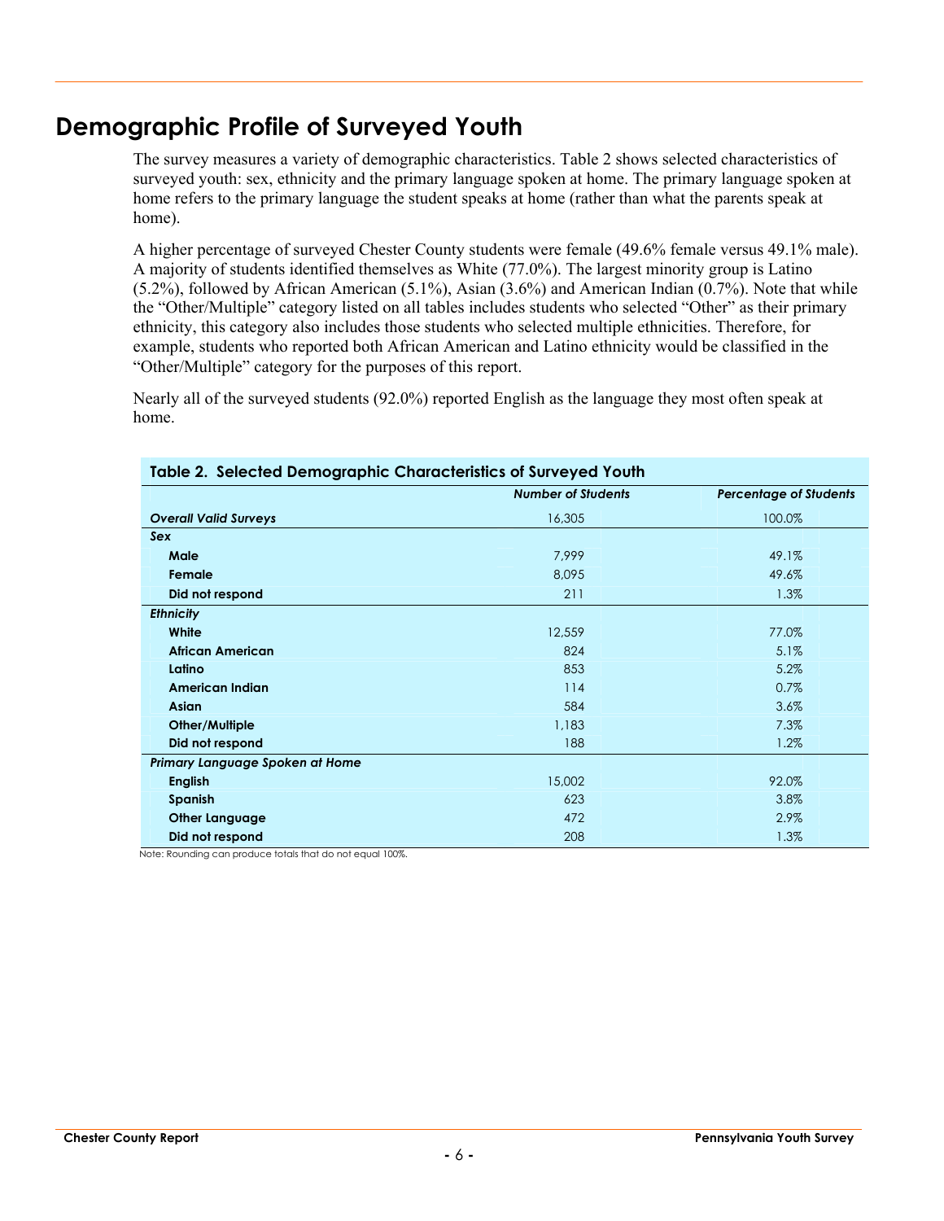# Demographic Profile of Surveyed Youth

The survey measures a variety of demographic characteristics. Table 2 shows selected characteristics of surveyed youth: sex, ethnicity and the primary language spoken at home. The primary language spoken at home refers to the primary language the student speaks at home (rather than what the parents speak at home).

A higher percentage of surveyed Chester County students were female (49.6% female versus 49.1% male). A majority of students identified themselves as White (77.0%). The largest minority group is Latino (5.2%), followed by African American (5.1%), Asian (3.6%) and American Indian (0.7%). Note that while the "Other/Multiple" category listed on all tables includes students who selected "Other" as their primary ethnicity, this category also includes those students who selected multiple ethnicities. Therefore, for example, students who reported both African American and Latino ethnicity would be classified in the "Other/Multiple" category for the purposes of this report.

Nearly all of the surveyed students (92.0%) reported English as the language they most often speak at home.

**Table 2. Selected Demographic Characteristics of Surveyed Youth**

| | *Number of Students* | *Percentage of Students* |
|---|---|---|
| ***Overall Valid Surveys*** | 16,305 | 100.0% |
| ***Sex*** | | |
| **Male** | 7,999 | 49.1% |
| **Female** | 8,095 | 49.6% |
| **Did not respond** | 211 | 1.3% |
| ***Ethnicity*** | | |
| **White** | 12,559 | 77.0% |
| **African American** | 824 | 5.1% |
| **Latino** | 853 | 5.2% |
| **American Indian** | 114 | 0.7% |
| **Asian** | 584 | 3.6% |
| **Other/Multiple** | 1,183 | 7.3% |
| **Did not respond** | 188 | 1.2% |
| ***Primary Language Spoken at Home*** | | |
| **English** | 15,002 | 92.0% |
| **Spanish** | 623 | 3.8% |
| **Other Language** | 472 | 2.9% |
| **Did not respond** | 208 | 1.3% |

Note: Rounding can produce totals that do not equal 100%.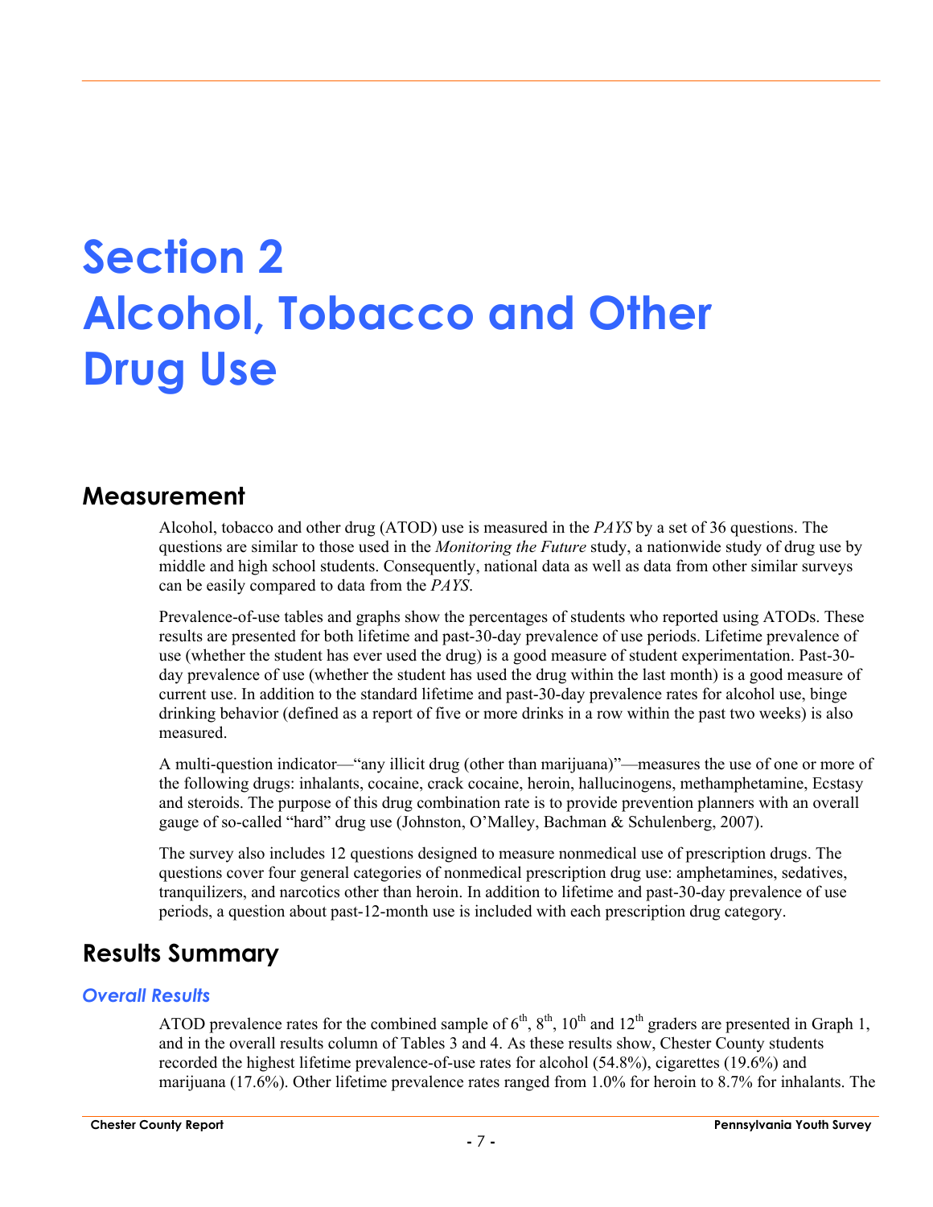# Section 2
# Alcohol, Tobacco and Other Drug Use

## Measurement

Alcohol, tobacco and other drug (ATOD) use is measured in the *PAYS* by a set of 36 questions. The questions are similar to those used in the *Monitoring the Future* study, a nationwide study of drug use by middle and high school students. Consequently, national data as well as data from other similar surveys can be easily compared to data from the *PAYS*.

Prevalence-of-use tables and graphs show the percentages of students who reported using ATODs. These results are presented for both lifetime and past-30-day prevalence of use periods. Lifetime prevalence of use (whether the student has ever used the drug) is a good measure of student experimentation. Past-30-day prevalence of use (whether the student has used the drug within the last month) is a good measure of current use. In addition to the standard lifetime and past-30-day prevalence rates for alcohol use, binge drinking behavior (defined as a report of five or more drinks in a row within the past two weeks) is also measured.

A multi-question indicator—"any illicit drug (other than marijuana)"—measures the use of one or more of the following drugs: inhalants, cocaine, crack cocaine, heroin, hallucinogens, methamphetamine, Ecstasy and steroids. The purpose of this drug combination rate is to provide prevention planners with an overall gauge of so-called "hard" drug use (Johnston, O'Malley, Bachman & Schulenberg, 2007).

The survey also includes 12 questions designed to measure nonmedical use of prescription drugs. The questions cover four general categories of nonmedical prescription drug use: amphetamines, sedatives, tranquilizers, and narcotics other than heroin. In addition to lifetime and past-30-day prevalence of use periods, a question about past-12-month use is included with each prescription drug category.

## Results Summary

### *Overall Results*

ATOD prevalence rates for the combined sample of 6th, 8th, 10th and 12th graders are presented in Graph 1, and in the overall results column of Tables 3 and 4. As these results show, Chester County students recorded the highest lifetime prevalence-of-use rates for alcohol (54.8%), cigarettes (19.6%) and marijuana (17.6%). Other lifetime prevalence rates ranged from 1.0% for heroin to 8.7% for inhalants. The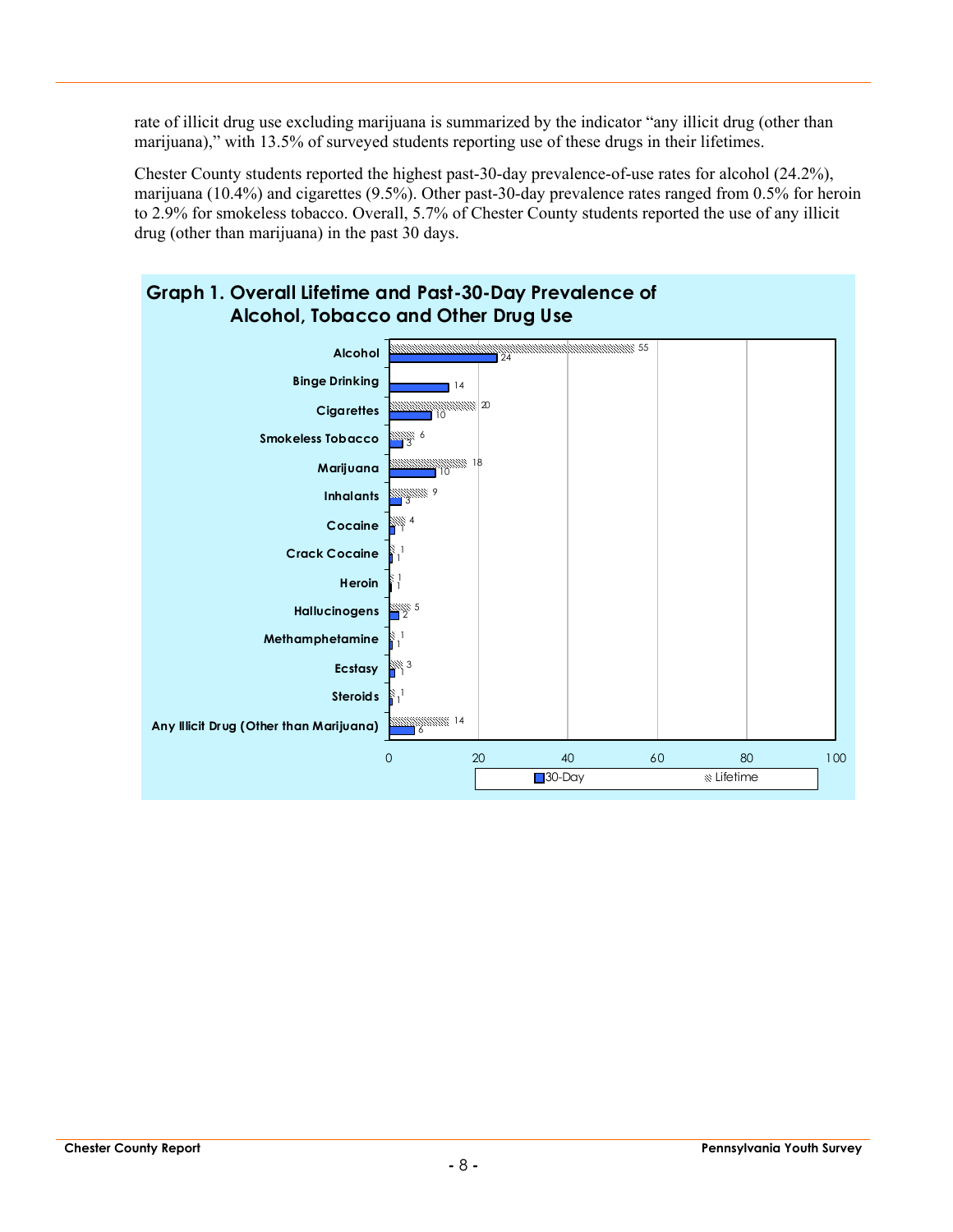rate of illicit drug use excluding marijuana is summarized by the indicator "any illicit drug (other than marijuana)," with 13.5% of surveyed students reporting use of these drugs in their lifetimes.

Chester County students reported the highest past-30-day prevalence-of-use rates for alcohol (24.2%), marijuana (10.4%) and cigarettes (9.5%). Other past-30-day prevalence rates ranged from 0.5% for heroin to 2.9% for smokeless tobacco. Overall, 5.7% of Chester County students reported the use of any illicit drug (other than marijuana) in the past 30 days.

## Graph 1. Overall Lifetime and Past-30-Day Prevalence of Alcohol, Tobacco and Other Drug Use

| Substance | Lifetime | 30-Day |
|---|---|---|
| Alcohol | 55 | 24 |
| Binge Drinking | | 14 |
| Cigarettes | 20 | 10 |
| Smokeless Tobacco | 6 | 3 |
| Marijuana | 18 | 10 |
| Inhalants | 9 | 3 |
| Cocaine | 4 | 1 |
| Crack Cocaine | 1 | 1 |
| Heroin | 1 | 1 |
| Hallucinogens | 5 | 2 |
| Methamphetamine | 1 | 1 |
| Ecstasy | 3 | 1 |
| Steroids | 1 | 1 |
| Any Illicit Drug (Other than Marijuana) | 14 | 6 |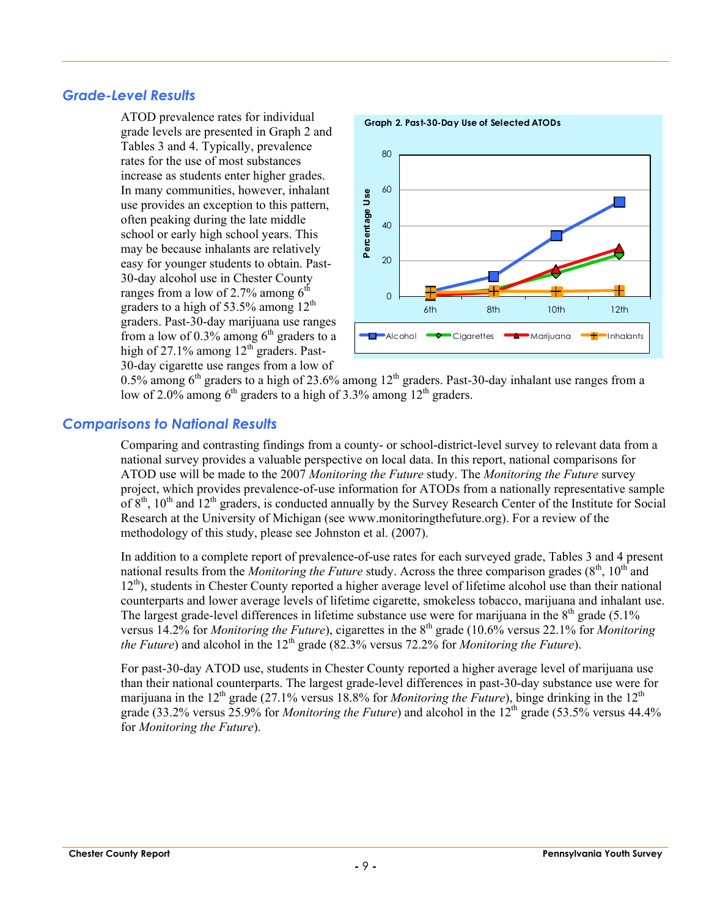## Grade-Level Results

ATOD prevalence rates for individual grade levels are presented in Graph 2 and Tables 3 and 4. Typically, prevalence rates for the use of most substances increase as students enter higher grades. In many communities, however, inhalant use provides an exception to this pattern, often peaking during the late middle school or early high school years. This may be because inhalants are relatively easy for younger students to obtain. Past-30-day alcohol use in Chester County ranges from a low of 2.7% among 6th graders to a high of 53.5% among 12th graders. Past-30-day marijuana use ranges from a low of 0.3% among 6th graders to a high of 27.1% among 12th graders. Past-30-day cigarette use ranges from a low of 0.5% among 6th graders to a high of 23.6% among 12th graders. Past-30-day inhalant use ranges from a low of 2.0% among 6th graders to a high of 3.3% among 12th graders.

**Graph 2. Past-30-Day Use of Selected ATODs**

## Comparisons to National Results

Comparing and contrasting findings from a county- or school-district-level survey to relevant data from a national survey provides a valuable perspective on local data. In this report, national comparisons for ATOD use will be made to the 2007 *Monitoring the Future* study. The *Monitoring the Future* survey project, which provides prevalence-of-use information for ATODs from a nationally representative sample of 8th, 10th and 12th graders, is conducted annually by the Survey Research Center of the Institute for Social Research at the University of Michigan (see www.monitoringthefuture.org). For a review of the methodology of this study, please see Johnston et al. (2007).

In addition to a complete report of prevalence-of-use rates for each surveyed grade, Tables 3 and 4 present national results from the *Monitoring the Future* study. Across the three comparison grades (8th, 10th and 12th), students in Chester County reported a higher average level of lifetime alcohol use than their national counterparts and lower average levels of lifetime cigarette, smokeless tobacco, marijuana and inhalant use. The largest grade-level differences in lifetime substance use were for marijuana in the 8th grade (5.1% versus 14.2% for *Monitoring the Future*), cigarettes in the 8th grade (10.6% versus 22.1% for *Monitoring the Future*) and alcohol in the 12th grade (82.3% versus 72.2% for *Monitoring the Future*).

For past-30-day ATOD use, students in Chester County reported a higher average level of marijuana use than their national counterparts. The largest grade-level differences in past-30-day substance use were for marijuana in the 12th grade (27.1% versus 18.8% for *Monitoring the Future*), binge drinking in the 12th grade (33.2% versus 25.9% for *Monitoring the Future*) and alcohol in the 12th grade (53.5% versus 44.4% for *Monitoring the Future*).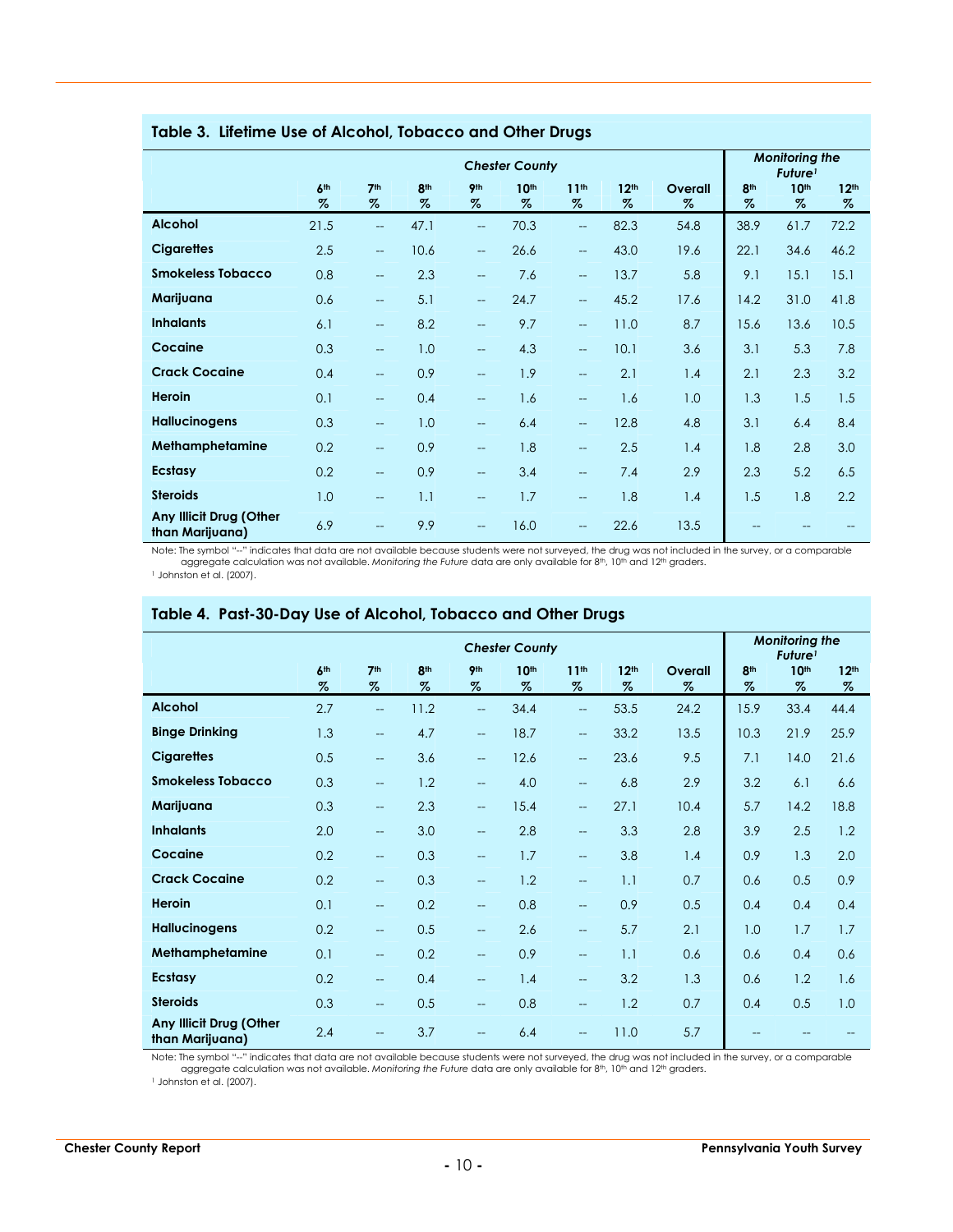## Table 3. Lifetime Use of Alcohol, Tobacco and Other Drugs

| | Chester County | | | | | | | | Monitoring the Future[1] | | |
|---|---|---|---|---|---|---|---|---|---|---|---|
| | 6th % | 7th % | 8th % | 9th % | 10th % | 11th % | 12th % | Overall % | 8th % | 10th % | 12th % |
| **Alcohol** | 21.5 | -- | 47.1 | -- | 70.3 | -- | 82.3 | 54.8 | 38.9 | 61.7 | 72.2 |
| **Cigarettes** | 2.5 | -- | 10.6 | -- | 26.6 | -- | 43.0 | 19.6 | 22.1 | 34.6 | 46.2 |
| **Smokeless Tobacco** | 0.8 | -- | 2.3 | -- | 7.6 | -- | 13.7 | 5.8 | 9.1 | 15.1 | 15.1 |
| **Marijuana** | 0.6 | -- | 5.1 | -- | 24.7 | -- | 45.2 | 17.6 | 14.2 | 31.0 | 41.8 |
| **Inhalants** | 6.1 | -- | 8.2 | -- | 9.7 | -- | 11.0 | 8.7 | 15.6 | 13.6 | 10.5 |
| **Cocaine** | 0.3 | -- | 1.0 | -- | 4.3 | -- | 10.1 | 3.6 | 3.1 | 5.3 | 7.8 |
| **Crack Cocaine** | 0.4 | -- | 0.9 | -- | 1.9 | -- | 2.1 | 1.4 | 2.1 | 2.3 | 3.2 |
| **Heroin** | 0.1 | -- | 0.4 | -- | 1.6 | -- | 1.6 | 1.0 | 1.3 | 1.5 | 1.5 |
| **Hallucinogens** | 0.3 | -- | 1.0 | -- | 6.4 | -- | 12.8 | 4.8 | 3.1 | 6.4 | 8.4 |
| **Methamphetamine** | 0.2 | -- | 0.9 | -- | 1.8 | -- | 2.5 | 1.4 | 1.8 | 2.8 | 3.0 |
| **Ecstasy** | 0.2 | -- | 0.9 | -- | 3.4 | -- | 7.4 | 2.9 | 2.3 | 5.2 | 6.5 |
| **Steroids** | 1.0 | -- | 1.1 | -- | 1.7 | -- | 1.8 | 1.4 | 1.5 | 1.8 | 2.2 |
| **Any Illicit Drug (Other than Marijuana)** | 6.9 | -- | 9.9 | -- | 16.0 | -- | 22.6 | 13.5 | -- | -- | -- |

Note: The symbol "--" indicates that data are not available because students were not surveyed, the drug was not included in the survey, or a comparable aggregate calculation was not available. *Monitoring the Future* data are only available for 8th, 10th and 12th graders.

[1] Johnston et al. (2007).

## Table 4. Past-30-Day Use of Alcohol, Tobacco and Other Drugs

| | Chester County | | | | | | | | Monitoring the Future[1] | | |
|---|---|---|---|---|---|---|---|---|---|---|---|
| | 6th % | 7th % | 8th % | 9th % | 10th % | 11th % | 12th % | Overall % | 8th % | 10th % | 12th % |
| **Alcohol** | 2.7 | -- | 11.2 | -- | 34.4 | -- | 53.5 | 24.2 | 15.9 | 33.4 | 44.4 |
| **Binge Drinking** | 1.3 | -- | 4.7 | -- | 18.7 | -- | 33.2 | 13.5 | 10.3 | 21.9 | 25.9 |
| **Cigarettes** | 0.5 | -- | 3.6 | -- | 12.6 | -- | 23.6 | 9.5 | 7.1 | 14.0 | 21.6 |
| **Smokeless Tobacco** | 0.3 | -- | 1.2 | -- | 4.0 | -- | 6.8 | 2.9 | 3.2 | 6.1 | 6.6 |
| **Marijuana** | 0.3 | -- | 2.3 | -- | 15.4 | -- | 27.1 | 10.4 | 5.7 | 14.2 | 18.8 |
| **Inhalants** | 2.0 | -- | 3.0 | -- | 2.8 | -- | 3.3 | 2.8 | 3.9 | 2.5 | 1.2 |
| **Cocaine** | 0.2 | -- | 0.3 | -- | 1.7 | -- | 3.8 | 1.4 | 0.9 | 1.3 | 2.0 |
| **Crack Cocaine** | 0.2 | -- | 0.3 | -- | 1.2 | -- | 1.1 | 0.7 | 0.6 | 0.5 | 0.9 |
| **Heroin** | 0.1 | -- | 0.2 | -- | 0.8 | -- | 0.9 | 0.5 | 0.4 | 0.4 | 0.4 |
| **Hallucinogens** | 0.2 | -- | 0.5 | -- | 2.6 | -- | 5.7 | 2.1 | 1.0 | 1.7 | 1.7 |
| **Methamphetamine** | 0.1 | -- | 0.2 | -- | 0.9 | -- | 1.1 | 0.6 | 0.6 | 0.4 | 0.6 |
| **Ecstasy** | 0.2 | -- | 0.4 | -- | 1.4 | -- | 3.2 | 1.3 | 0.6 | 1.2 | 1.6 |
| **Steroids** | 0.3 | -- | 0.5 | -- | 0.8 | -- | 1.2 | 0.7 | 0.4 | 0.5 | 1.0 |
| **Any Illicit Drug (Other than Marijuana)** | 2.4 | -- | 3.7 | -- | 6.4 | -- | 11.0 | 5.7 | -- | -- | -- |

Note: The symbol "--" indicates that data are not available because students were not surveyed, the drug was not included in the survey, or a comparable aggregate calculation was not available. *Monitoring the Future* data are only available for 8th, 10th and 12th graders.

[1] Johnston et al. (2007).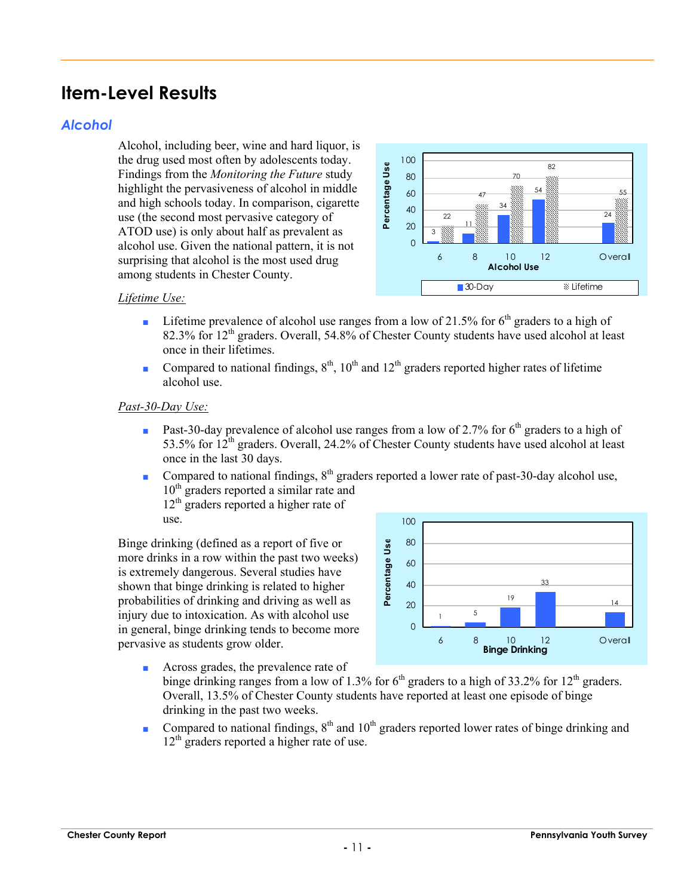# Item-Level Results

## Alcohol

Alcohol, including beer, wine and hard liquor, is the drug used most often by adolescents today. Findings from the *Monitoring the Future* study highlight the pervasiveness of alcohol in middle and high schools today. In comparison, cigarette use (the second most pervasive category of ATOD use) is only about half as prevalent as alcohol use. Given the national pattern, it is not surprising that alcohol is the most used drug among students in Chester County.

| Alcohol Use | 6 | 8 | 10 | 12 | Overall |
|---|---|---|---|---|---|
| 30-Day | 3 | 11 | 34 | 54 | 24 |
| Lifetime | 22 | 47 | 70 | 82 | 55 |

<u>*Lifetime Use:*</u>

- Lifetime prevalence of alcohol use ranges from a low of 21.5% for 6th graders to a high of 82.3% for 12th graders. Overall, 54.8% of Chester County students have used alcohol at least once in their lifetimes.
- Compared to national findings, 8th, 10th and 12th graders reported higher rates of lifetime alcohol use.

<u>*Past-30-Day Use:*</u>

- Past-30-day prevalence of alcohol use ranges from a low of 2.7% for 6th graders to a high of 53.5% for 12th graders. Overall, 24.2% of Chester County students have used alcohol at least once in the last 30 days.
- Compared to national findings, 8th graders reported a lower rate of past-30-day alcohol use, 10th graders reported a similar rate and 12th graders reported a higher rate of use.

Binge drinking (defined as a report of five or more drinks in a row within the past two weeks) is extremely dangerous. Several studies have shown that binge drinking is related to higher probabilities of drinking and driving as well as injury due to intoxication. As with alcohol use in general, binge drinking tends to become more pervasive as students grow older.

| Binge Drinking | 6 | 8 | 10 | 12 | Overall |
|---|---|---|---|---|---|
| Percentage Use | 1 | 5 | 19 | 33 | 14 |

- Across grades, the prevalence rate of binge drinking ranges from a low of 1.3% for 6th graders to a high of 33.2% for 12th graders. Overall, 13.5% of Chester County students have reported at least one episode of binge drinking in the past two weeks.
- Compared to national findings, 8th and 10th graders reported lower rates of binge drinking and 12th graders reported a higher rate of use.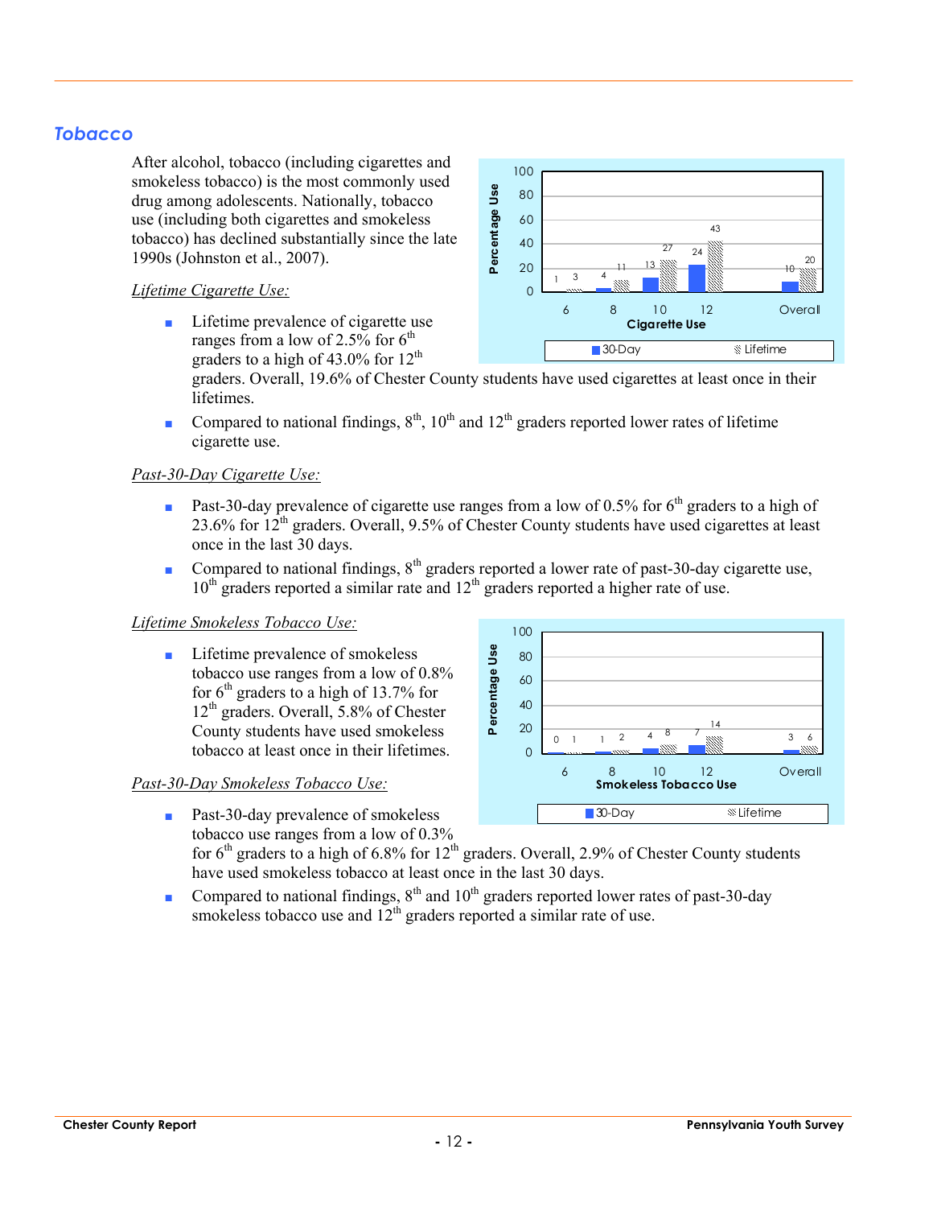## *Tobacco*

After alcohol, tobacco (including cigarettes and smokeless tobacco) is the most commonly used drug among adolescents. Nationally, tobacco use (including both cigarettes and smokeless tobacco) has declined substantially since the late 1990s (Johnston et al., 2007).

| Cigarette Use | 6 | 8 | 10 | 12 | Overall |
|---|---|---|---|---|---|
| 30-Day | 1 | 4 | 13 | 24 | 10 |
| Lifetime | 3 | 11 | 27 | 43 | 20 |

*Lifetime Cigarette Use:*

- Lifetime prevalence of cigarette use ranges from a low of 2.5% for 6th graders to a high of 43.0% for 12th graders. Overall, 19.6% of Chester County students have used cigarettes at least once in their lifetimes.
- Compared to national findings, 8th, 10th and 12th graders reported lower rates of lifetime cigarette use.

*Past-30-Day Cigarette Use:*

- Past-30-day prevalence of cigarette use ranges from a low of 0.5% for 6th graders to a high of 23.6% for 12th graders. Overall, 9.5% of Chester County students have used cigarettes at least once in the last 30 days.
- Compared to national findings, 8th graders reported a lower rate of past-30-day cigarette use, 10th graders reported a similar rate and 12th graders reported a higher rate of use.

| Smokeless Tobacco Use | 6 | 8 | 10 | 12 | Overall |
|---|---|---|---|---|---|
| 30-Day | 0 | 1 | 4 | 7 | 3 |
| Lifetime | 1 | 2 | 8 | 14 | 6 |

*Lifetime Smokeless Tobacco Use:*

- Lifetime prevalence of smokeless tobacco use ranges from a low of 0.8% for 6th graders to a high of 13.7% for 12th graders. Overall, 5.8% of Chester County students have used smokeless tobacco at least once in their lifetimes.

*Past-30-Day Smokeless Tobacco Use:*

- Past-30-day prevalence of smokeless tobacco use ranges from a low of 0.3% for 6th graders to a high of 6.8% for 12th graders. Overall, 2.9% of Chester County students have used smokeless tobacco at least once in the last 30 days.
- Compared to national findings, 8th and 10th graders reported lower rates of past-30-day smokeless tobacco use and 12th graders reported a similar rate of use.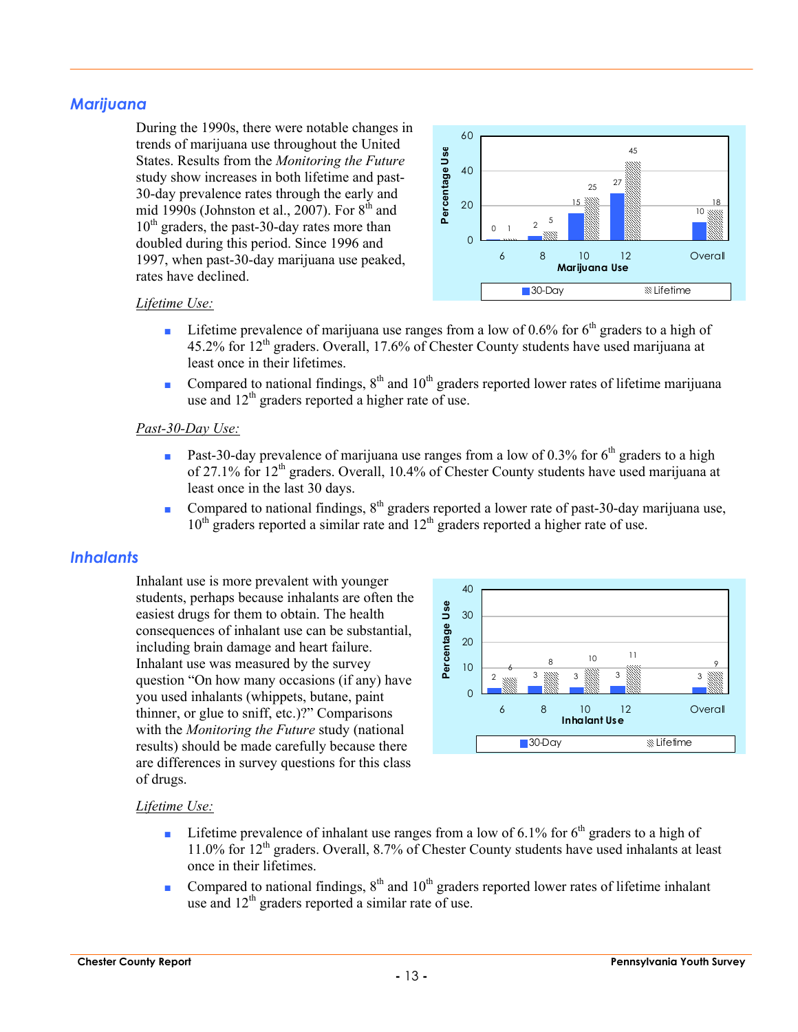## Marijuana

During the 1990s, there were notable changes in trends of marijuana use throughout the United States. Results from the *Monitoring the Future* study show increases in both lifetime and past-30-day prevalence rates through the early and mid 1990s (Johnston et al., 2007). For 8th and 10th graders, the past-30-day rates more than doubled during this period. Since 1996 and 1997, when past-30-day marijuana use peaked, rates have declined.

| Marijuana Use | 6 | 8 | 10 | 12 | Overall |
|---|---|---|---|---|---|
| 30-Day | 0 | 2 | 15 | 27 | 10 |
| Lifetime | 1 | 5 | 25 | 45 | 18 |

*Lifetime Use:*

- Lifetime prevalence of marijuana use ranges from a low of 0.6% for 6th graders to a high of 45.2% for 12th graders. Overall, 17.6% of Chester County students have used marijuana at least once in their lifetimes.
- Compared to national findings, 8th and 10th graders reported lower rates of lifetime marijuana use and 12th graders reported a higher rate of use.

*Past-30-Day Use:*

- Past-30-day prevalence of marijuana use ranges from a low of 0.3% for 6th graders to a high of 27.1% for 12th graders. Overall, 10.4% of Chester County students have used marijuana at least once in the last 30 days.
- Compared to national findings, 8th graders reported a lower rate of past-30-day marijuana use, 10th graders reported a similar rate and 12th graders reported a higher rate of use.

## Inhalants

Inhalant use is more prevalent with younger students, perhaps because inhalants are often the easiest drugs for them to obtain. The health consequences of inhalant use can be substantial, including brain damage and heart failure. Inhalant use was measured by the survey question "On how many occasions (if any) have you used inhalants (whippets, butane, paint thinner, or glue to sniff, etc.)?" Comparisons with the *Monitoring the Future* study (national results) should be made carefully because there are differences in survey questions for this class of drugs.

| Inhalant Use | 6 | 8 | 10 | 12 | Overall |
|---|---|---|---|---|---|
| 30-Day | 2 | 3 | 3 | 3 | 3 |
| Lifetime | 6 | 8 | 10 | 11 | 9 |

*Lifetime Use:*

- Lifetime prevalence of inhalant use ranges from a low of 6.1% for 6th graders to a high of 11.0% for 12th graders. Overall, 8.7% of Chester County students have used inhalants at least once in their lifetimes.
- Compared to national findings, 8th and 10th graders reported lower rates of lifetime inhalant use and 12th graders reported a similar rate of use.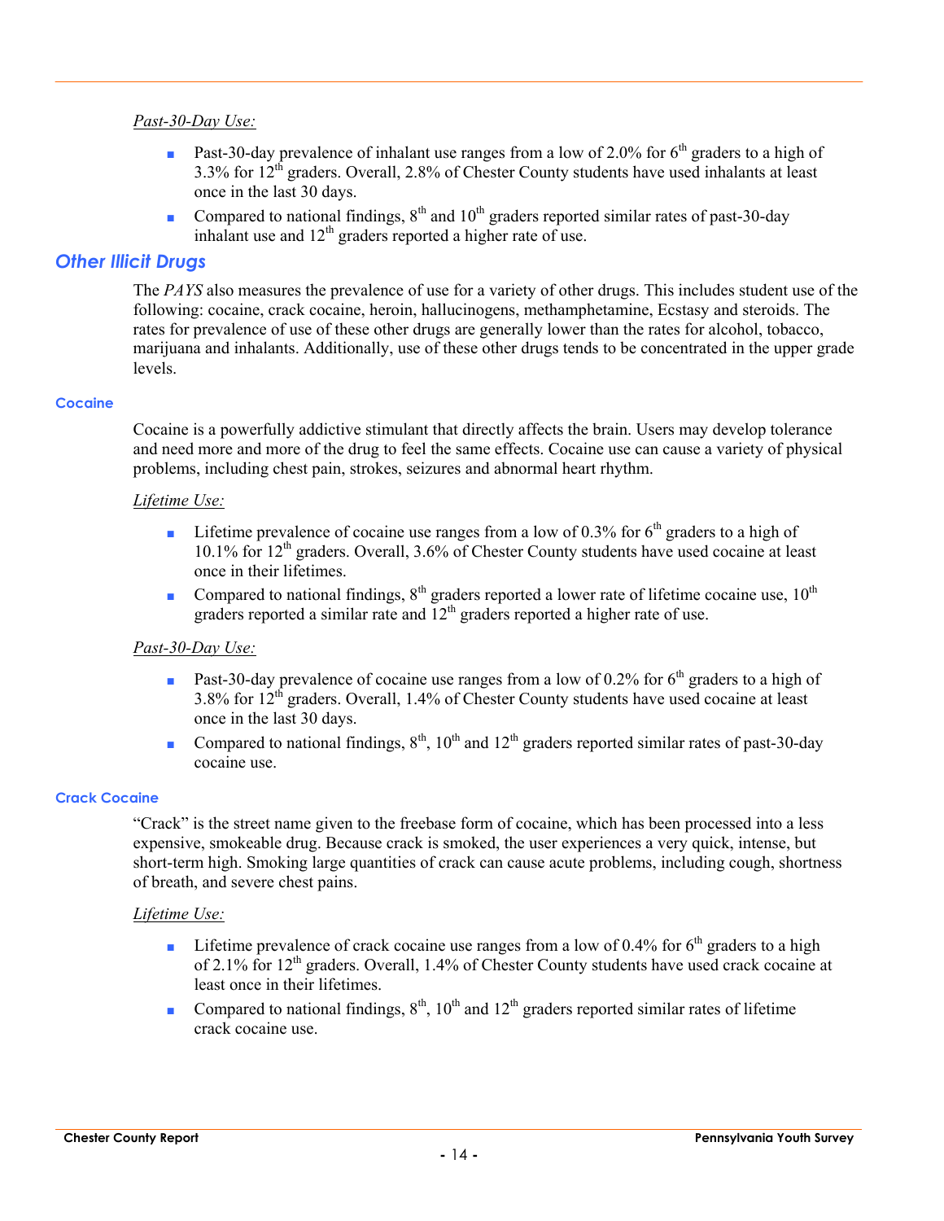*Past-30-Day Use:*

- Past-30-day prevalence of inhalant use ranges from a low of 2.0% for 6th graders to a high of 3.3% for 12th graders. Overall, 2.8% of Chester County students have used inhalants at least once in the last 30 days.
- Compared to national findings, 8th and 10th graders reported similar rates of past-30-day inhalant use and 12th graders reported a higher rate of use.

## *Other Illicit Drugs*

The *PAYS* also measures the prevalence of use for a variety of other drugs. This includes student use of the following: cocaine, crack cocaine, heroin, hallucinogens, methamphetamine, Ecstasy and steroids. The rates for prevalence of use of these other drugs are generally lower than the rates for alcohol, tobacco, marijuana and inhalants. Additionally, use of these other drugs tends to be concentrated in the upper grade levels.

### Cocaine

Cocaine is a powerfully addictive stimulant that directly affects the brain. Users may develop tolerance and need more and more of the drug to feel the same effects. Cocaine use can cause a variety of physical problems, including chest pain, strokes, seizures and abnormal heart rhythm.

*Lifetime Use:*

- Lifetime prevalence of cocaine use ranges from a low of 0.3% for 6th graders to a high of 10.1% for 12th graders. Overall, 3.6% of Chester County students have used cocaine at least once in their lifetimes.
- Compared to national findings, 8th graders reported a lower rate of lifetime cocaine use, 10th graders reported a similar rate and 12th graders reported a higher rate of use.

*Past-30-Day Use:*

- Past-30-day prevalence of cocaine use ranges from a low of 0.2% for 6th graders to a high of 3.8% for 12th graders. Overall, 1.4% of Chester County students have used cocaine at least once in the last 30 days.
- Compared to national findings, 8th, 10th and 12th graders reported similar rates of past-30-day cocaine use.

### Crack Cocaine

"Crack" is the street name given to the freebase form of cocaine, which has been processed into a less expensive, smokeable drug. Because crack is smoked, the user experiences a very quick, intense, but short-term high. Smoking large quantities of crack can cause acute problems, including cough, shortness of breath, and severe chest pains.

*Lifetime Use:*

- Lifetime prevalence of crack cocaine use ranges from a low of 0.4% for 6th graders to a high of 2.1% for 12th graders. Overall, 1.4% of Chester County students have used crack cocaine at least once in their lifetimes.
- Compared to national findings, 8th, 10th and 12th graders reported similar rates of lifetime crack cocaine use.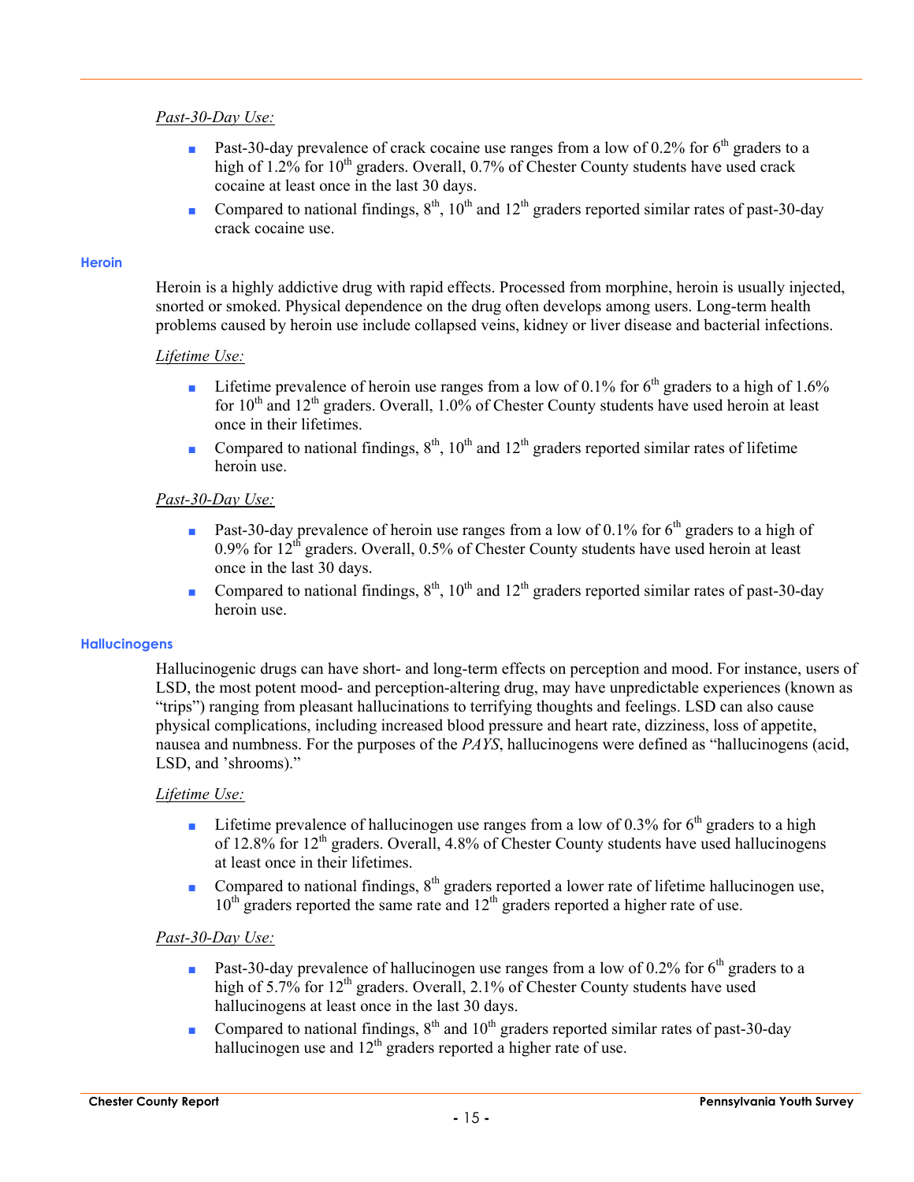*Past-30-Day Use:*

- Past-30-day prevalence of crack cocaine use ranges from a low of 0.2% for 6th graders to a high of 1.2% for 10th graders. Overall, 0.7% of Chester County students have used crack cocaine at least once in the last 30 days.
- Compared to national findings, 8th, 10th and 12th graders reported similar rates of past-30-day crack cocaine use.

### Heroin

Heroin is a highly addictive drug with rapid effects. Processed from morphine, heroin is usually injected, snorted or smoked. Physical dependence on the drug often develops among users. Long-term health problems caused by heroin use include collapsed veins, kidney or liver disease and bacterial infections.

*Lifetime Use:*

- Lifetime prevalence of heroin use ranges from a low of 0.1% for 6th graders to a high of 1.6% for 10th and 12th graders. Overall, 1.0% of Chester County students have used heroin at least once in their lifetimes.
- Compared to national findings, 8th, 10th and 12th graders reported similar rates of lifetime heroin use.

*Past-30-Day Use:*

- Past-30-day prevalence of heroin use ranges from a low of 0.1% for 6th graders to a high of 0.9% for 12th graders. Overall, 0.5% of Chester County students have used heroin at least once in the last 30 days.
- Compared to national findings, 8th, 10th and 12th graders reported similar rates of past-30-day heroin use.

### Hallucinogens

Hallucinogenic drugs can have short- and long-term effects on perception and mood. For instance, users of LSD, the most potent mood- and perception-altering drug, may have unpredictable experiences (known as "trips") ranging from pleasant hallucinations to terrifying thoughts and feelings. LSD can also cause physical complications, including increased blood pressure and heart rate, dizziness, loss of appetite, nausea and numbness. For the purposes of the *PAYS*, hallucinogens were defined as "hallucinogens (acid, LSD, and 'shrooms)."

*Lifetime Use:*

- Lifetime prevalence of hallucinogen use ranges from a low of 0.3% for 6th graders to a high of 12.8% for 12th graders. Overall, 4.8% of Chester County students have used hallucinogens at least once in their lifetimes.
- Compared to national findings, 8th graders reported a lower rate of lifetime hallucinogen use, 10th graders reported the same rate and 12th graders reported a higher rate of use.

*Past-30-Day Use:*

- Past-30-day prevalence of hallucinogen use ranges from a low of 0.2% for 6th graders to a high of 5.7% for 12th graders. Overall, 2.1% of Chester County students have used hallucinogens at least once in the last 30 days.
- Compared to national findings, 8th and 10th graders reported similar rates of past-30-day hallucinogen use and 12th graders reported a higher rate of use.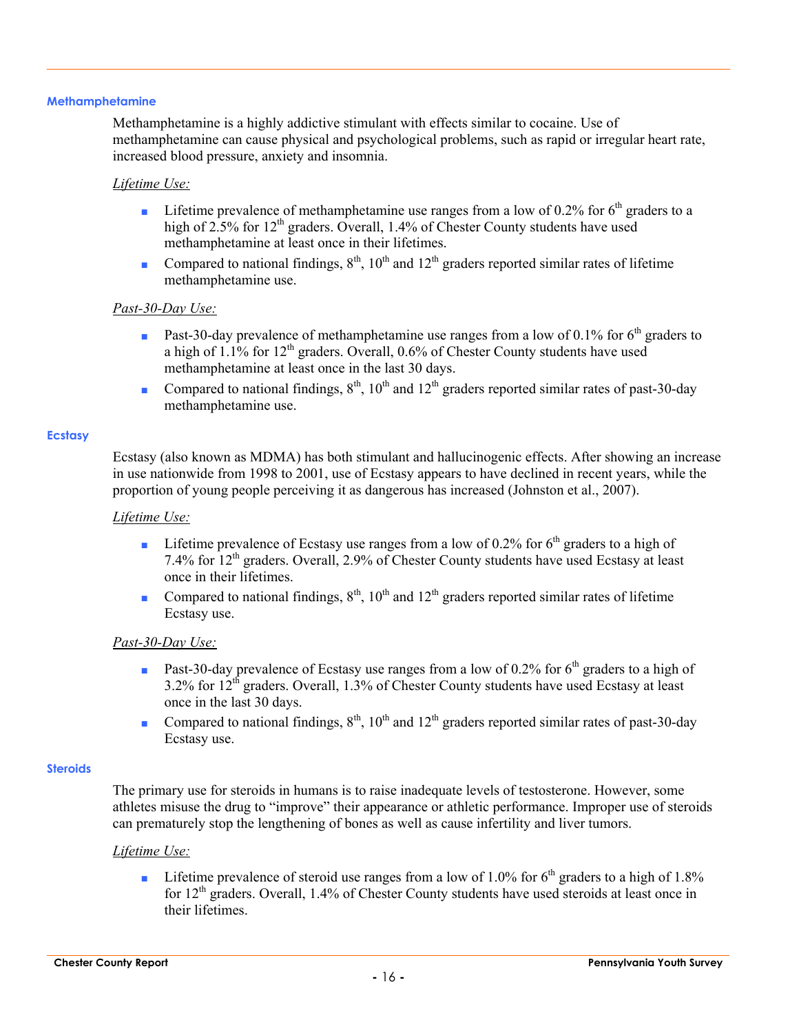### Methamphetamine

Methamphetamine is a highly addictive stimulant with effects similar to cocaine. Use of methamphetamine can cause physical and psychological problems, such as rapid or irregular heart rate, increased blood pressure, anxiety and insomnia.

*Lifetime Use:*

- Lifetime prevalence of methamphetamine use ranges from a low of 0.2% for 6th graders to a high of 2.5% for 12th graders. Overall, 1.4% of Chester County students have used methamphetamine at least once in their lifetimes.
- Compared to national findings, 8th, 10th and 12th graders reported similar rates of lifetime methamphetamine use.

*Past-30-Day Use:*

- Past-30-day prevalence of methamphetamine use ranges from a low of 0.1% for 6th graders to a high of 1.1% for 12th graders. Overall, 0.6% of Chester County students have used methamphetamine at least once in the last 30 days.
- Compared to national findings, 8th, 10th and 12th graders reported similar rates of past-30-day methamphetamine use.

### Ecstasy

Ecstasy (also known as MDMA) has both stimulant and hallucinogenic effects. After showing an increase in use nationwide from 1998 to 2001, use of Ecstasy appears to have declined in recent years, while the proportion of young people perceiving it as dangerous has increased (Johnston et al., 2007).

*Lifetime Use:*

- Lifetime prevalence of Ecstasy use ranges from a low of 0.2% for 6th graders to a high of 7.4% for 12th graders. Overall, 2.9% of Chester County students have used Ecstasy at least once in their lifetimes.
- Compared to national findings, 8th, 10th and 12th graders reported similar rates of lifetime Ecstasy use.

*Past-30-Day Use:*

- Past-30-day prevalence of Ecstasy use ranges from a low of 0.2% for 6th graders to a high of 3.2% for 12th graders. Overall, 1.3% of Chester County students have used Ecstasy at least once in the last 30 days.
- Compared to national findings, 8th, 10th and 12th graders reported similar rates of past-30-day Ecstasy use.

### Steroids

The primary use for steroids in humans is to raise inadequate levels of testosterone. However, some athletes misuse the drug to "improve" their appearance or athletic performance. Improper use of steroids can prematurely stop the lengthening of bones as well as cause infertility and liver tumors.

*Lifetime Use:*

- Lifetime prevalence of steroid use ranges from a low of 1.0% for 6th graders to a high of 1.8% for 12th graders. Overall, 1.4% of Chester County students have used steroids at least once in their lifetimes.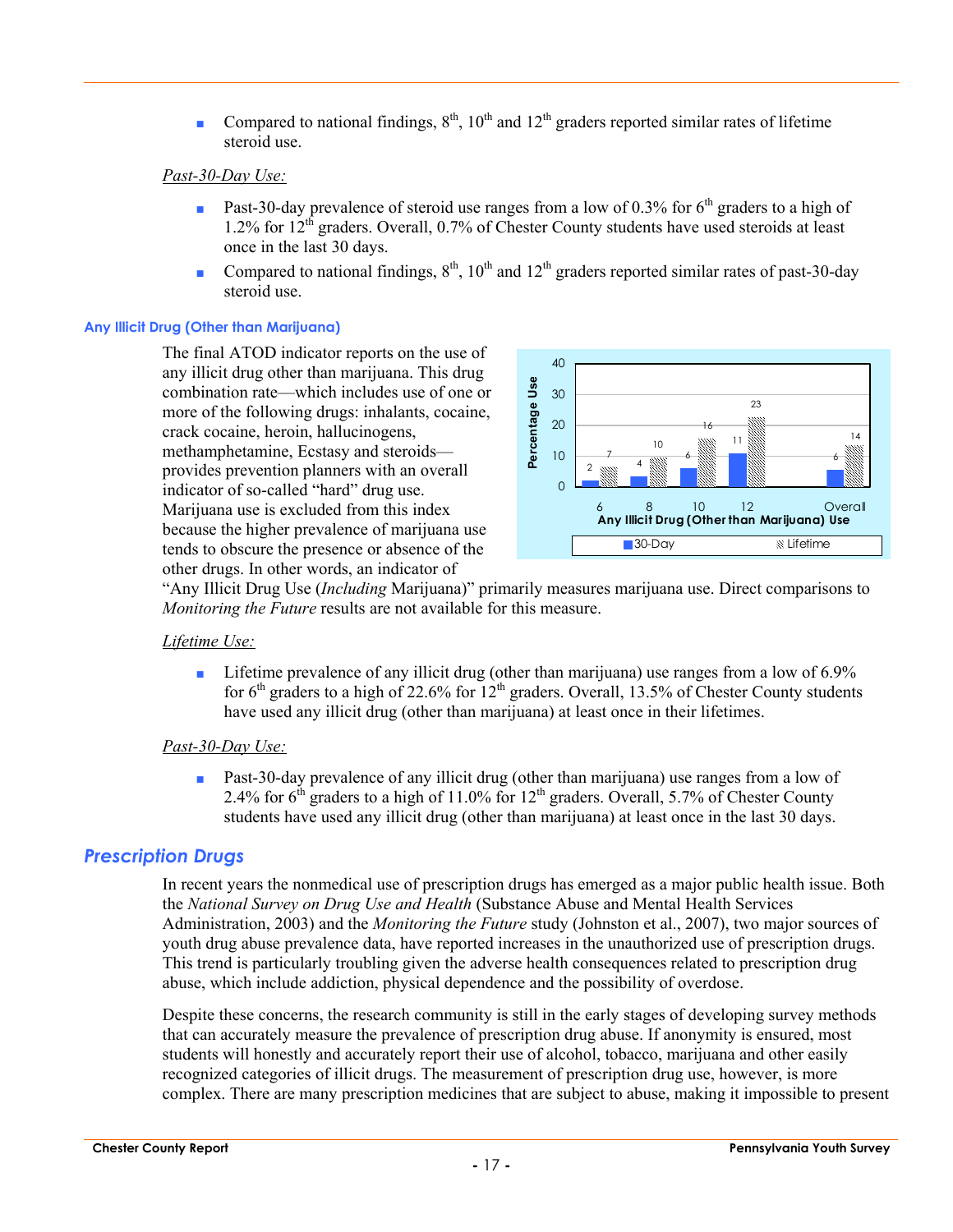- Compared to national findings, 8th, 10th and 12th graders reported similar rates of lifetime steroid use.

*Past-30-Day Use:*

- Past-30-day prevalence of steroid use ranges from a low of 0.3% for 6th graders to a high of 1.2% for 12th graders. Overall, 0.7% of Chester County students have used steroids at least once in the last 30 days.
- Compared to national findings, 8th, 10th and 12th graders reported similar rates of past-30-day steroid use.

### Any Illicit Drug (Other than Marijuana)

The final ATOD indicator reports on the use of any illicit drug other than marijuana. This drug combination rate—which includes use of one or more of the following drugs: inhalants, cocaine, crack cocaine, heroin, hallucinogens, methamphetamine, Ecstasy and steroids—provides prevention planners with an overall indicator of so-called "hard" drug use. Marijuana use is excluded from this index because the higher prevalence of marijuana use tends to obscure the presence or absence of the other drugs. In other words, an indicator of "Any Illicit Drug Use (*Including* Marijuana)" primarily measures marijuana use. Direct comparisons to *Monitoring the Future* results are not available for this measure.

| Any Illicit Drug (Other than Marijuana) Use | 6 | 8 | 10 | 12 | Overall |
|---|---|---|---|---|---|
| 30-Day | 2 | 4 | 6 | 11 | 6 |
| Lifetime | 7 | 10 | 16 | 23 | 14 |

*Lifetime Use:*

- Lifetime prevalence of any illicit drug (other than marijuana) use ranges from a low of 6.9% for 6th graders to a high of 22.6% for 12th graders. Overall, 13.5% of Chester County students have used any illicit drug (other than marijuana) at least once in their lifetimes.

*Past-30-Day Use:*

- Past-30-day prevalence of any illicit drug (other than marijuana) use ranges from a low of 2.4% for 6th graders to a high of 11.0% for 12th graders. Overall, 5.7% of Chester County students have used any illicit drug (other than marijuana) at least once in the last 30 days.

## Prescription Drugs

In recent years the nonmedical use of prescription drugs has emerged as a major public health issue. Both the *National Survey on Drug Use and Health* (Substance Abuse and Mental Health Services Administration, 2003) and the *Monitoring the Future* study (Johnston et al., 2007), two major sources of youth drug abuse prevalence data, have reported increases in the unauthorized use of prescription drugs. This trend is particularly troubling given the adverse health consequences related to prescription drug abuse, which include addiction, physical dependence and the possibility of overdose.

Despite these concerns, the research community is still in the early stages of developing survey methods that can accurately measure the prevalence of prescription drug abuse. If anonymity is ensured, most students will honestly and accurately report their use of alcohol, tobacco, marijuana and other easily recognized categories of illicit drugs. The measurement of prescription drug use, however, is more complex. There are many prescription medicines that are subject to abuse, making it impossible to present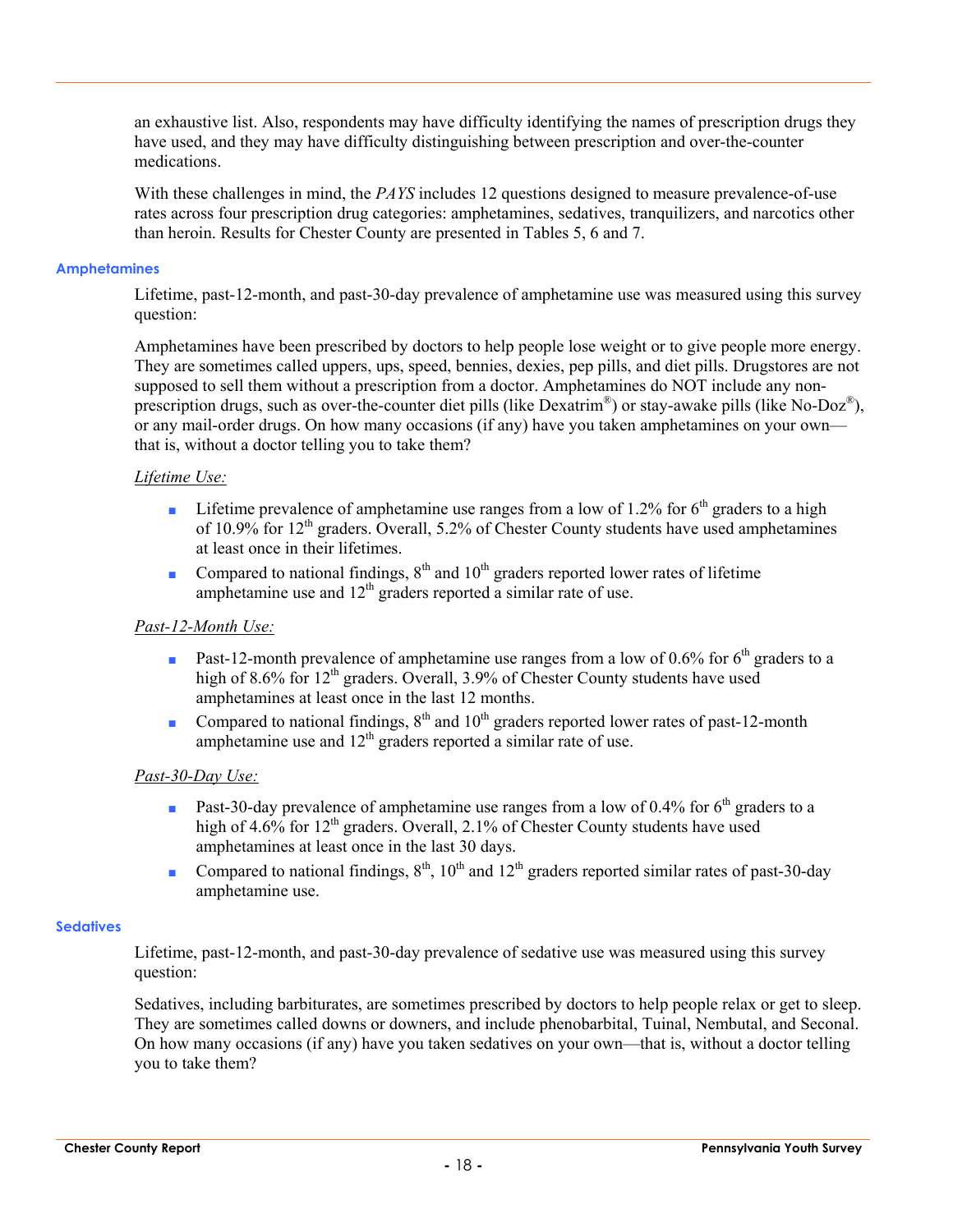an exhaustive list. Also, respondents may have difficulty identifying the names of prescription drugs they have used, and they may have difficulty distinguishing between prescription and over-the-counter medications.

With these challenges in mind, the *PAYS* includes 12 questions designed to measure prevalence-of-use rates across four prescription drug categories: amphetamines, sedatives, tranquilizers, and narcotics other than heroin. Results for Chester County are presented in Tables 5, 6 and 7.

### Amphetamines

Lifetime, past-12-month, and past-30-day prevalence of amphetamine use was measured using this survey question:

Amphetamines have been prescribed by doctors to help people lose weight or to give people more energy. They are sometimes called uppers, ups, speed, bennies, dexies, pep pills, and diet pills. Drugstores are not supposed to sell them without a prescription from a doctor. Amphetamines do NOT include any non-prescription drugs, such as over-the-counter diet pills (like Dexatrim®) or stay-awake pills (like No-Doz®), or any mail-order drugs. On how many occasions (if any) have you taken amphetamines on your own—that is, without a doctor telling you to take them?

*Lifetime Use:*

- Lifetime prevalence of amphetamine use ranges from a low of 1.2% for 6th graders to a high of 10.9% for 12th graders. Overall, 5.2% of Chester County students have used amphetamines at least once in their lifetimes.
- Compared to national findings, 8th and 10th graders reported lower rates of lifetime amphetamine use and 12th graders reported a similar rate of use.

*Past-12-Month Use:*

- Past-12-month prevalence of amphetamine use ranges from a low of 0.6% for 6th graders to a high of 8.6% for 12th graders. Overall, 3.9% of Chester County students have used amphetamines at least once in the last 12 months.
- Compared to national findings, 8th and 10th graders reported lower rates of past-12-month amphetamine use and 12th graders reported a similar rate of use.

*Past-30-Day Use:*

- Past-30-day prevalence of amphetamine use ranges from a low of 0.4% for 6th graders to a high of 4.6% for 12th graders. Overall, 2.1% of Chester County students have used amphetamines at least once in the last 30 days.
- Compared to national findings, 8th, 10th and 12th graders reported similar rates of past-30-day amphetamine use.

### Sedatives

Lifetime, past-12-month, and past-30-day prevalence of sedative use was measured using this survey question:

Sedatives, including barbiturates, are sometimes prescribed by doctors to help people relax or get to sleep. They are sometimes called downs or downers, and include phenobarbital, Tuinal, Nembutal, and Seconal. On how many occasions (if any) have you taken sedatives on your own—that is, without a doctor telling you to take them?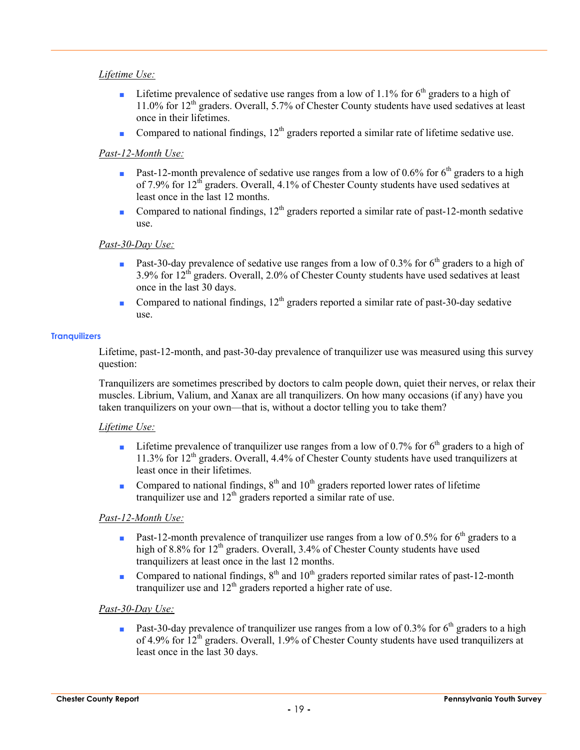*Lifetime Use:*

- Lifetime prevalence of sedative use ranges from a low of 1.1% for 6th graders to a high of 11.0% for 12th graders. Overall, 5.7% of Chester County students have used sedatives at least once in their lifetimes.
- Compared to national findings, 12th graders reported a similar rate of lifetime sedative use.

*Past-12-Month Use:*

- Past-12-month prevalence of sedative use ranges from a low of 0.6% for 6th graders to a high of 7.9% for 12th graders. Overall, 4.1% of Chester County students have used sedatives at least once in the last 12 months.
- Compared to national findings, 12th graders reported a similar rate of past-12-month sedative use.

*Past-30-Day Use:*

- Past-30-day prevalence of sedative use ranges from a low of 0.3% for 6th graders to a high of 3.9% for 12th graders. Overall, 2.0% of Chester County students have used sedatives at least once in the last 30 days.
- Compared to national findings, 12th graders reported a similar rate of past-30-day sedative use.

### Tranquilizers

Lifetime, past-12-month, and past-30-day prevalence of tranquilizer use was measured using this survey question:

Tranquilizers are sometimes prescribed by doctors to calm people down, quiet their nerves, or relax their muscles. Librium, Valium, and Xanax are all tranquilizers. On how many occasions (if any) have you taken tranquilizers on your own—that is, without a doctor telling you to take them?

*Lifetime Use:*

- Lifetime prevalence of tranquilizer use ranges from a low of 0.7% for 6th graders to a high of 11.3% for 12th graders. Overall, 4.4% of Chester County students have used tranquilizers at least once in their lifetimes.
- Compared to national findings, 8th and 10th graders reported lower rates of lifetime tranquilizer use and 12th graders reported a similar rate of use.

*Past-12-Month Use:*

- Past-12-month prevalence of tranquilizer use ranges from a low of 0.5% for 6th graders to a high of 8.8% for 12th graders. Overall, 3.4% of Chester County students have used tranquilizers at least once in the last 12 months.
- Compared to national findings, 8th and 10th graders reported similar rates of past-12-month tranquilizer use and 12th graders reported a higher rate of use.

*Past-30-Day Use:*

- Past-30-day prevalence of tranquilizer use ranges from a low of 0.3% for 6th graders to a high of 4.9% for 12th graders. Overall, 1.9% of Chester County students have used tranquilizers at least once in the last 30 days.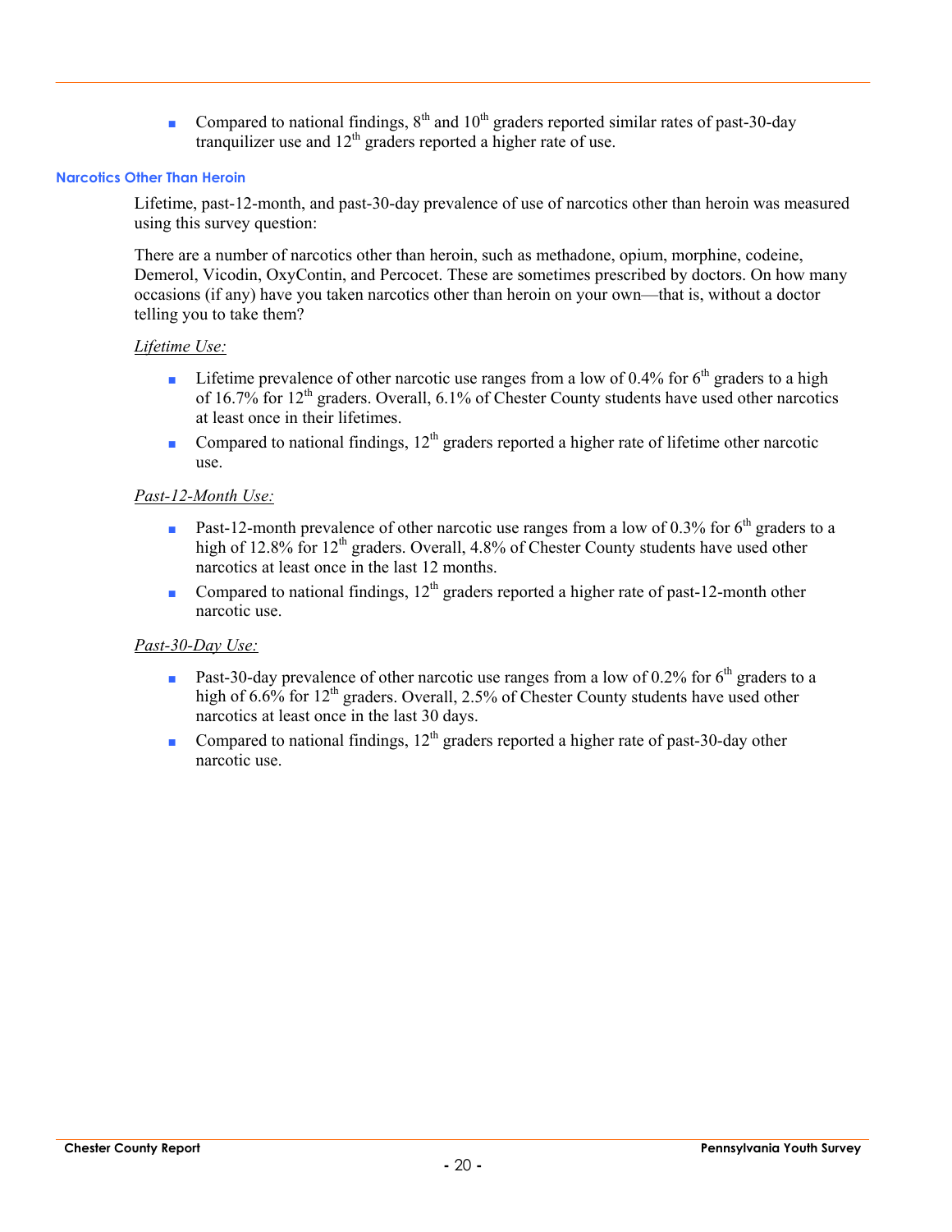- Compared to national findings, 8th and 10th graders reported similar rates of past-30-day tranquilizer use and 12th graders reported a higher rate of use.

### Narcotics Other Than Heroin

Lifetime, past-12-month, and past-30-day prevalence of use of narcotics other than heroin was measured using this survey question:

There are a number of narcotics other than heroin, such as methadone, opium, morphine, codeine, Demerol, Vicodin, OxyContin, and Percocet. These are sometimes prescribed by doctors. On how many occasions (if any) have you taken narcotics other than heroin on your own—that is, without a doctor telling you to take them?

*Lifetime Use:*

- Lifetime prevalence of other narcotic use ranges from a low of 0.4% for 6th graders to a high of 16.7% for 12th graders. Overall, 6.1% of Chester County students have used other narcotics at least once in their lifetimes.
- Compared to national findings, 12th graders reported a higher rate of lifetime other narcotic use.

*Past-12-Month Use:*

- Past-12-month prevalence of other narcotic use ranges from a low of 0.3% for 6th graders to a high of 12.8% for 12th graders. Overall, 4.8% of Chester County students have used other narcotics at least once in the last 12 months.
- Compared to national findings, 12th graders reported a higher rate of past-12-month other narcotic use.

*Past-30-Day Use:*

- Past-30-day prevalence of other narcotic use ranges from a low of 0.2% for 6th graders to a high of 6.6% for 12th graders. Overall, 2.5% of Chester County students have used other narcotics at least once in the last 30 days.
- Compared to national findings, 12th graders reported a higher rate of past-30-day other narcotic use.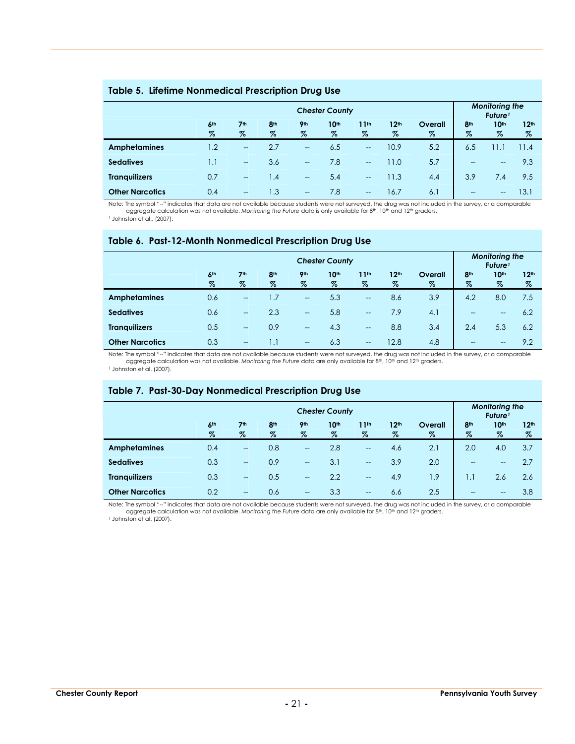## Table 5. Lifetime Nonmedical Prescription Drug Use

| | Chester County | | | | | | | | *Monitoring the Future*[1] | | |
|---|---|---|---|---|---|---|---|---|---|---|---|
| | 6th % | 7th % | 8th % | 9th % | 10th % | 11th % | 12th % | Overall % | 8th % | 10th % | 12th % |
| **Amphetamines** | 1.2 | -- | 2.7 | -- | 6.5 | -- | 10.9 | 5.2 | 6.5 | 11.1 | 11.4 |
| **Sedatives** | 1.1 | -- | 3.6 | -- | 7.8 | -- | 11.0 | 5.7 | -- | -- | 9.3 |
| **Tranquilizers** | 0.7 | -- | 1.4 | -- | 5.4 | -- | 11.3 | 4.4 | 3.9 | 7.4 | 9.5 |
| **Other Narcotics** | 0.4 | -- | 1.3 | -- | 7.8 | -- | 16.7 | 6.1 | -- | -- | 13.1 |

Note: The symbol "--" indicates that data are not available because students were not surveyed, the drug was not included in the survey, or a comparable aggregate calculation was not available. *Monitoring the Future* data is only available for 8th, 10th and 12th graders.

[1] Johnston et al., (2007).

## Table 6. Past-12-Month Nonmedical Prescription Drug Use

| | Chester County | | | | | | | | *Monitoring the Future*[1] | | |
|---|---|---|---|---|---|---|---|---|---|---|---|
| | 6th % | 7th % | 8th % | 9th % | 10th % | 11th % | 12th % | Overall % | 8th % | 10th % | 12th % |
| **Amphetamines** | 0.6 | -- | 1.7 | -- | 5.3 | -- | 8.6 | 3.9 | 4.2 | 8.0 | 7.5 |
| **Sedatives** | 0.6 | -- | 2.3 | -- | 5.8 | -- | 7.9 | 4.1 | -- | -- | 6.2 |
| **Tranquilizers** | 0.5 | -- | 0.9 | -- | 4.3 | -- | 8.8 | 3.4 | 2.4 | 5.3 | 6.2 |
| **Other Narcotics** | 0.3 | -- | 1.1 | -- | 6.3 | -- | 12.8 | 4.8 | -- | -- | 9.2 |

Note: The symbol "--" indicates that data are not available because students were not surveyed, the drug was not included in the survey, or a comparable aggregate calculation was not available. *Monitoring the Future* data are only available for 8th, 10th and 12th graders.

[1] Johnston et al. (2007).

## Table 7. Past-30-Day Nonmedical Prescription Drug Use

| | Chester County | | | | | | | | *Monitoring the Future*[1] | | |
|---|---|---|---|---|---|---|---|---|---|---|---|
| | 6th % | 7th % | 8th % | 9th % | 10th % | 11th % | 12th % | Overall % | 8th % | 10th % | 12th % |
| **Amphetamines** | 0.4 | -- | 0.8 | -- | 2.8 | -- | 4.6 | 2.1 | 2.0 | 4.0 | 3.7 |
| **Sedatives** | 0.3 | -- | 0.9 | -- | 3.1 | -- | 3.9 | 2.0 | -- | -- | 2.7 |
| **Tranquilizers** | 0.3 | -- | 0.5 | -- | 2.2 | -- | 4.9 | 1.9 | 1.1 | 2.6 | 2.6 |
| **Other Narcotics** | 0.2 | -- | 0.6 | -- | 3.3 | -- | 6.6 | 2.5 | -- | -- | 3.8 |

Note: The symbol "--" indicates that data are not available because students were not surveyed, the drug was not included in the survey, or a comparable aggregate calculation was not available. *Monitoring the Future* data are only available for 8th, 10th and 12th graders.

[1] Johnston et al. (2007).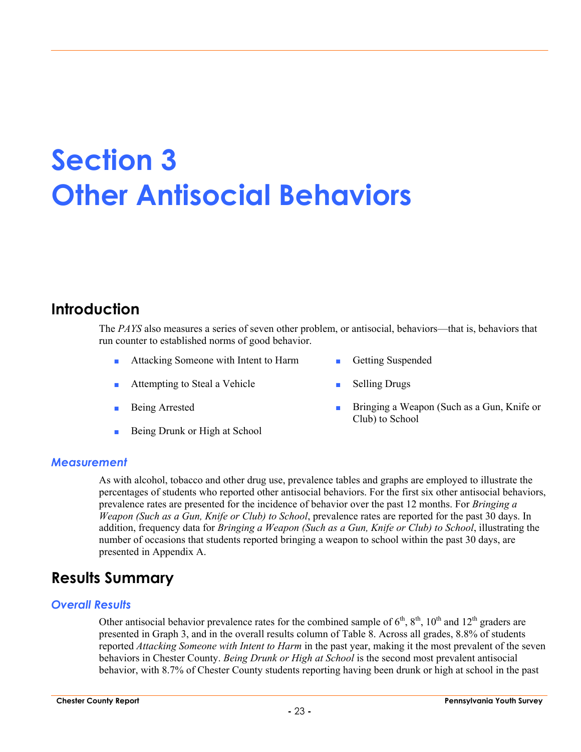# Section 3
# Other Antisocial Behaviors

## Introduction

The *PAYS* also measures a series of seven other problem, or antisocial, behaviors—that is, behaviors that run counter to established norms of good behavior.

- Attacking Someone with Intent to Harm
- Attempting to Steal a Vehicle
- Being Arrested
- Being Drunk or High at School
- Getting Suspended
- Selling Drugs
- Bringing a Weapon (Such as a Gun, Knife or Club) to School

### *Measurement*

As with alcohol, tobacco and other drug use, prevalence tables and graphs are employed to illustrate the percentages of students who reported other antisocial behaviors. For the first six other antisocial behaviors, prevalence rates are presented for the incidence of behavior over the past 12 months. For *Bringing a Weapon (Such as a Gun, Knife or Club) to School*, prevalence rates are reported for the past 30 days. In addition, frequency data for *Bringing a Weapon (Such as a Gun, Knife or Club) to School*, illustrating the number of occasions that students reported bringing a weapon to school within the past 30 days, are presented in Appendix A.

## Results Summary

### *Overall Results*

Other antisocial behavior prevalence rates for the combined sample of 6th, 8th, 10th and 12th graders are presented in Graph 3, and in the overall results column of Table 8. Across all grades, 8.8% of students reported *Attacking Someone with Intent to Harm* in the past year, making it the most prevalent of the seven behaviors in Chester County. *Being Drunk or High at School* is the second most prevalent antisocial behavior, with 8.7% of Chester County students reporting having been drunk or high at school in the past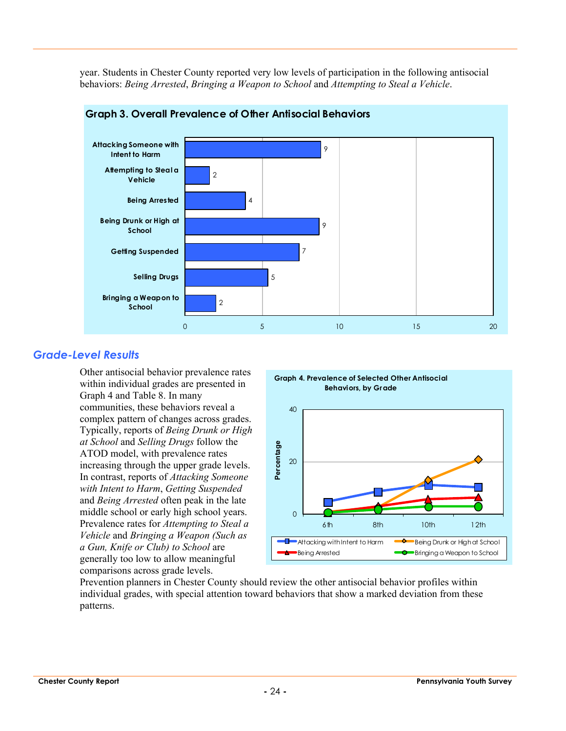year. Students in Chester County reported very low levels of participation in the following antisocial behaviors: *Being Arrested*, *Bringing a Weapon to School* and *Attempting to Steal a Vehicle*.

**Graph 3. Overall Prevalence of Other Antisocial Behaviors**

| Behavior | Prevalence |
|---|---|
| Attacking Someone with Intent to Harm | 9 |
| Attempting to Steal a Vehicle | 2 |
| Being Arrested | 4 |
| Being Drunk or High at School | 9 |
| Getting Suspended | 7 |
| Selling Drugs | 5 |
| Bringing a Weapon to School | 2 |

## *Grade-Level Results*

Other antisocial behavior prevalence rates within individual grades are presented in Graph 4 and Table 8. In many communities, these behaviors reveal a complex pattern of changes across grades. Typically, reports of *Being Drunk or High at School* and *Selling Drugs* follow the ATOD model, with prevalence rates increasing through the upper grade levels. In contrast, reports of *Attacking Someone with Intent to Harm*, *Getting Suspended* and *Being Arrested* often peak in the late middle school or early high school years. Prevalence rates for *Attempting to Steal a Vehicle* and *Bringing a Weapon (Such as a Gun, Knife or Club) to School* are generally too low to allow meaningful comparisons across grade levels.

**Graph 4. Prevalence of Selected Other Antisocial Behaviors, by Grade**

(Percentage by grade: 6th, 8th, 10th, 12th — Attacking with Intent to Harm; Being Drunk or High at School; Being Arrested; Bringing a Weapon to School)

Prevention planners in Chester County should review the other antisocial behavior profiles within individual grades, with special attention toward behaviors that show a marked deviation from these patterns.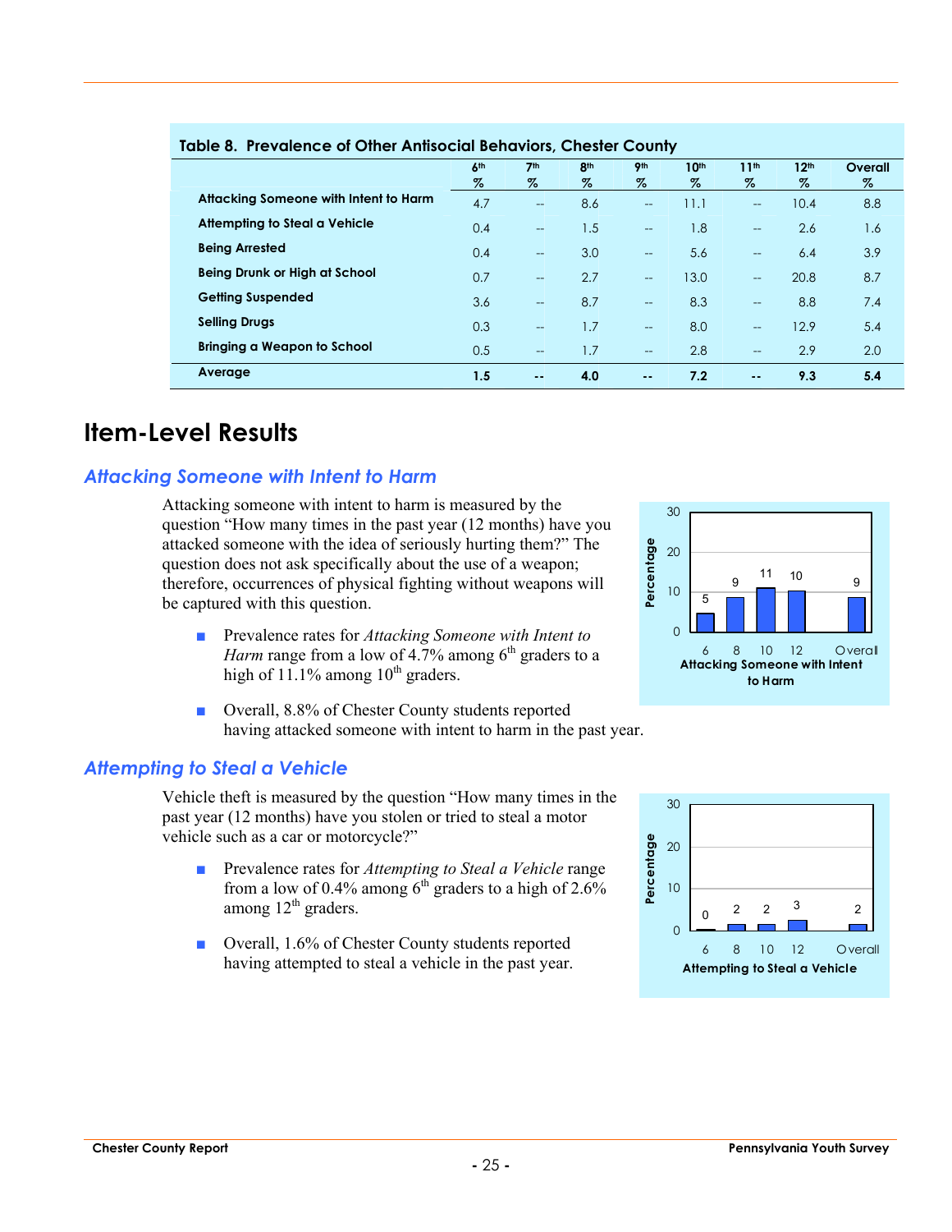**Table 8. Prevalence of Other Antisocial Behaviors, Chester County**

| | 6th % | 7th % | 8th % | 9th % | 10th % | 11th % | 12th % | Overall % |
|---|---|---|---|---|---|---|---|---|
| Attacking Someone with Intent to Harm | 4.7 | -- | 8.6 | -- | 11.1 | -- | 10.4 | 8.8 |
| Attempting to Steal a Vehicle | 0.4 | -- | 1.5 | -- | 1.8 | -- | 2.6 | 1.6 |
| Being Arrested | 0.4 | -- | 3.0 | -- | 5.6 | -- | 6.4 | 3.9 |
| Being Drunk or High at School | 0.7 | -- | 2.7 | -- | 13.0 | -- | 20.8 | 8.7 |
| Getting Suspended | 3.6 | -- | 8.7 | -- | 8.3 | -- | 8.8 | 7.4 |
| Selling Drugs | 0.3 | -- | 1.7 | -- | 8.0 | -- | 12.9 | 5.4 |
| Bringing a Weapon to School | 0.5 | -- | 1.7 | -- | 2.8 | -- | 2.9 | 2.0 |
| **Average** | **1.5** | **--** | **4.0** | **--** | **7.2** | **--** | **9.3** | **5.4** |

# Item-Level Results

## *Attacking Someone with Intent to Harm*

Attacking someone with intent to harm is measured by the question "How many times in the past year (12 months) have you attacked someone with the idea of seriously hurting them?" The question does not ask specifically about the use of a weapon; therefore, occurrences of physical fighting without weapons will be captured with this question.

- Prevalence rates for *Attacking Someone with Intent to Harm* range from a low of 4.7% among 6th graders to a high of 11.1% among 10th graders.

- Overall, 8.8% of Chester County students reported having attacked someone with intent to harm in the past year.

| Grade | Percentage |
|---|---|
| 6 | 5 |
| 8 | 9 |
| 10 | 11 |
| 12 | 10 |
| Overall | 9 |

Attacking Someone with Intent to Harm

## *Attempting to Steal a Vehicle*

Vehicle theft is measured by the question "How many times in the past year (12 months) have you stolen or tried to steal a motor vehicle such as a car or motorcycle?"

- Prevalence rates for *Attempting to Steal a Vehicle* range from a low of 0.4% among 6th graders to a high of 2.6% among 12th graders.

- Overall, 1.6% of Chester County students reported having attempted to steal a vehicle in the past year.

| Grade | Percentage |
|---|---|
| 6 | 0 |
| 8 | 2 |
| 10 | 2 |
| 12 | 3 |
| Overall | 2 |

Attempting to Steal a Vehicle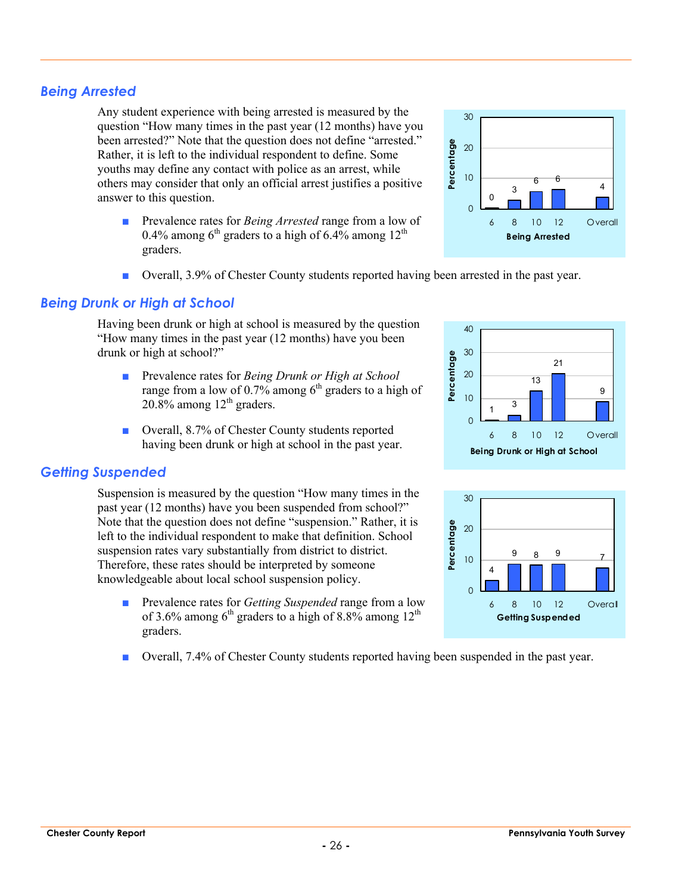## Being Arrested

Any student experience with being arrested is measured by the question "How many times in the past year (12 months) have you been arrested?" Note that the question does not define "arrested." Rather, it is left to the individual respondent to define. Some youths may define any contact with police as an arrest, while others may consider that only an official arrest justifies a positive answer to this question.

| Being Arrested | 6 | 8 | 10 | 12 | Overall |
|---|---|---|---|---|---|
| Percentage | 0 | 3 | 6 | 6 | 4 |

- Prevalence rates for *Being Arrested* range from a low of 0.4% among 6th graders to a high of 6.4% among 12th graders.
- Overall, 3.9% of Chester County students reported having been arrested in the past year.

## Being Drunk or High at School

Having been drunk or high at school is measured by the question "How many times in the past year (12 months) have you been drunk or high at school?"

| Being Drunk or High at School | 6 | 8 | 10 | 12 | Overall |
|---|---|---|---|---|---|
| Percentage | 1 | 3 | 13 | 21 | 9 |

- Prevalence rates for *Being Drunk or High at School* range from a low of 0.7% among 6th graders to a high of 20.8% among 12th graders.
- Overall, 8.7% of Chester County students reported having been drunk or high at school in the past year.

## Getting Suspended

Suspension is measured by the question "How many times in the past year (12 months) have you been suspended from school?" Note that the question does not define "suspension." Rather, it is left to the individual respondent to make that definition. School suspension rates vary substantially from district to district. Therefore, these rates should be interpreted by someone knowledgeable about local school suspension policy.

| Getting Suspended | 6 | 8 | 10 | 12 | Overall |
|---|---|---|---|---|---|
| Percentage | 4 | 9 | 8 | 9 | 7 |

- Prevalence rates for *Getting Suspended* range from a low of 3.6% among 6th graders to a high of 8.8% among 12th graders.
- Overall, 7.4% of Chester County students reported having been suspended in the past year.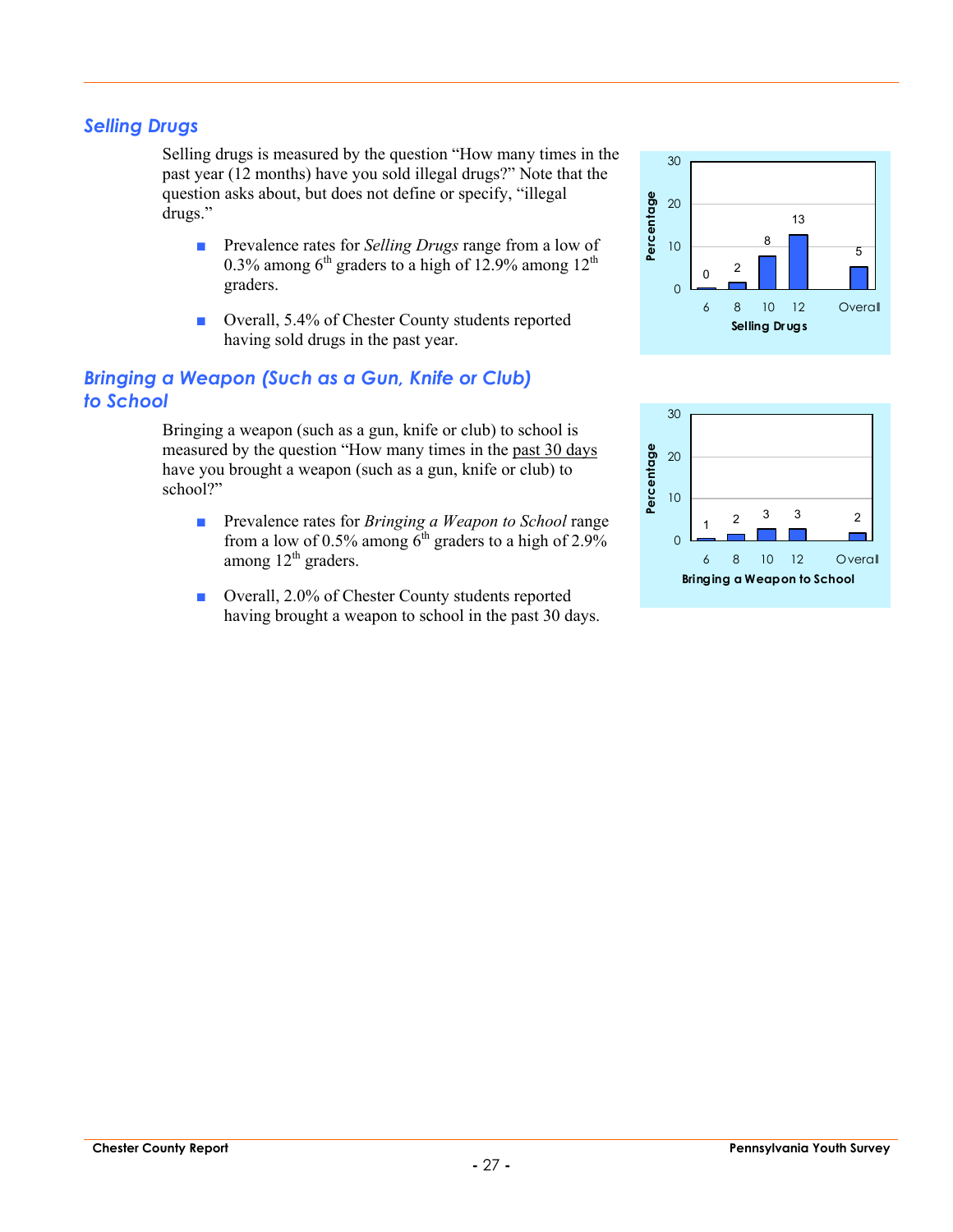## *Selling Drugs*

Selling drugs is measured by the question "How many times in the past year (12 months) have you sold illegal drugs?" Note that the question asks about, but does not define or specify, "illegal drugs."

- Prevalence rates for *Selling Drugs* range from a low of 0.3% among 6th graders to a high of 12.9% among 12th graders.
- Overall, 5.4% of Chester County students reported having sold drugs in the past year.

| Selling Drugs | 6 | 8 | 10 | 12 | Overall |
|---|---|---|---|---|---|
| Percentage | 0 | 2 | 8 | 13 | 5 |

## *Bringing a Weapon (Such as a Gun, Knife or Club) to School*

Bringing a weapon (such as a gun, knife or club) to school is measured by the question "How many times in the past 30 days have you brought a weapon (such as a gun, knife or club) to school?"

- Prevalence rates for *Bringing a Weapon to School* range from a low of 0.5% among 6th graders to a high of 2.9% among 12th graders.
- Overall, 2.0% of Chester County students reported having brought a weapon to school in the past 30 days.

| Bringing a Weapon to School | 6 | 8 | 10 | 12 | Overall |
|---|---|---|---|---|---|
| Percentage | 1 | 2 | 3 | 3 | 2 |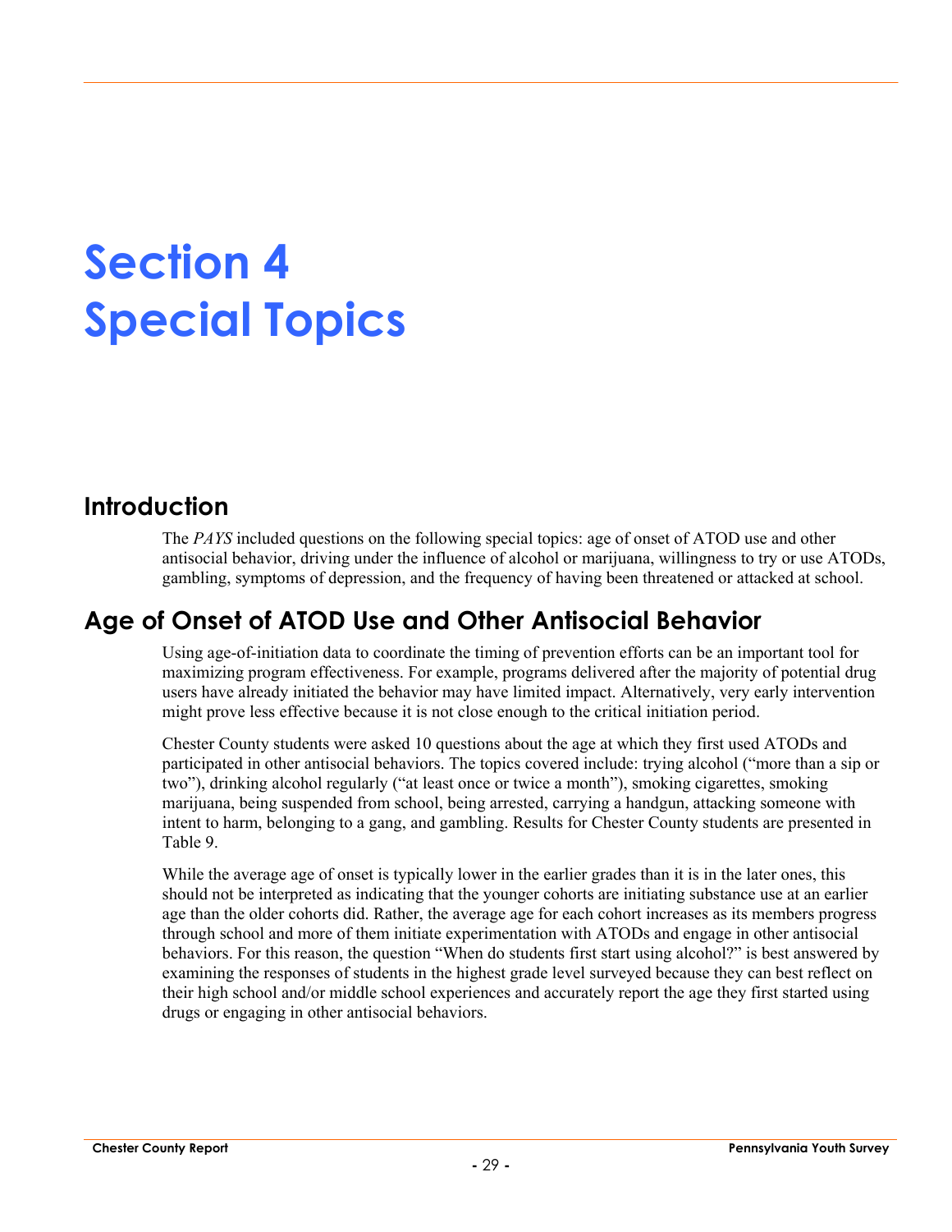# Section 4
# Special Topics

## Introduction

The *PAYS* included questions on the following special topics: age of onset of ATOD use and other antisocial behavior, driving under the influence of alcohol or marijuana, willingness to try or use ATODs, gambling, symptoms of depression, and the frequency of having been threatened or attacked at school.

## Age of Onset of ATOD Use and Other Antisocial Behavior

Using age-of-initiation data to coordinate the timing of prevention efforts can be an important tool for maximizing program effectiveness. For example, programs delivered after the majority of potential drug users have already initiated the behavior may have limited impact. Alternatively, very early intervention might prove less effective because it is not close enough to the critical initiation period.

Chester County students were asked 10 questions about the age at which they first used ATODs and participated in other antisocial behaviors. The topics covered include: trying alcohol ("more than a sip or two"), drinking alcohol regularly ("at least once or twice a month"), smoking cigarettes, smoking marijuana, being suspended from school, being arrested, carrying a handgun, attacking someone with intent to harm, belonging to a gang, and gambling. Results for Chester County students are presented in Table 9.

While the average age of onset is typically lower in the earlier grades than it is in the later ones, this should not be interpreted as indicating that the younger cohorts are initiating substance use at an earlier age than the older cohorts did. Rather, the average age for each cohort increases as its members progress through school and more of them initiate experimentation with ATODs and engage in other antisocial behaviors. For this reason, the question "When do students first start using alcohol?" is best answered by examining the responses of students in the highest grade level surveyed because they can best reflect on their high school and/or middle school experiences and accurately report the age they first started using drugs or engaging in other antisocial behaviors.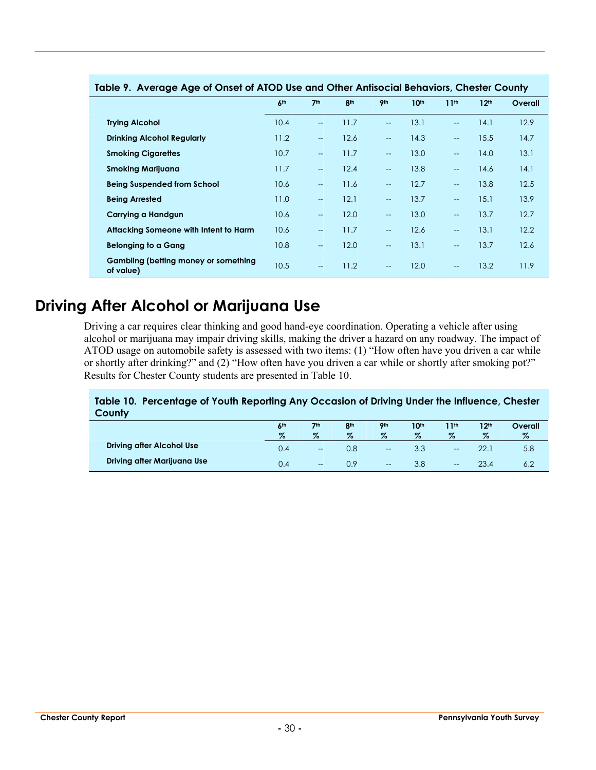**Table 9. Average Age of Onset of ATOD Use and Other Antisocial Behaviors, Chester County**

| | 6th | 7th | 8th | 9th | 10th | 11th | 12th | Overall |
|---|---|---|---|---|---|---|---|---|
| **Trying Alcohol** | 10.4 | -- | 11.7 | -- | 13.1 | -- | 14.1 | 12.9 |
| **Drinking Alcohol Regularly** | 11.2 | -- | 12.6 | -- | 14.3 | -- | 15.5 | 14.7 |
| **Smoking Cigarettes** | 10.7 | -- | 11.7 | -- | 13.0 | -- | 14.0 | 13.1 |
| **Smoking Marijuana** | 11.7 | -- | 12.4 | -- | 13.8 | -- | 14.6 | 14.1 |
| **Being Suspended from School** | 10.6 | -- | 11.6 | -- | 12.7 | -- | 13.8 | 12.5 |
| **Being Arrested** | 11.0 | -- | 12.1 | -- | 13.7 | -- | 15.1 | 13.9 |
| **Carrying a Handgun** | 10.6 | -- | 12.0 | -- | 13.0 | -- | 13.7 | 12.7 |
| **Attacking Someone with Intent to Harm** | 10.6 | -- | 11.7 | -- | 12.6 | -- | 13.1 | 12.2 |
| **Belonging to a Gang** | 10.8 | -- | 12.0 | -- | 13.1 | -- | 13.7 | 12.6 |
| **Gambling (betting money or something of value)** | 10.5 | -- | 11.2 | -- | 12.0 | -- | 13.2 | 11.9 |

## Driving After Alcohol or Marijuana Use

Driving a car requires clear thinking and good hand-eye coordination. Operating a vehicle after using alcohol or marijuana may impair driving skills, making the driver a hazard on any roadway. The impact of ATOD usage on automobile safety is assessed with two items: (1) "How often have you driven a car while or shortly after drinking?" and (2) "How often have you driven a car while or shortly after smoking pot?" Results for Chester County students are presented in Table 10.

**Table 10. Percentage of Youth Reporting Any Occasion of Driving Under the Influence, Chester County**

| | 6th % | 7th % | 8th % | 9th % | 10th % | 11th % | 12th % | Overall % |
|---|---|---|---|---|---|---|---|---|
| **Driving after Alcohol Use** | 0.4 | -- | 0.8 | -- | 3.3 | -- | 22.1 | 5.8 |
| **Driving after Marijuana Use** | 0.4 | -- | 0.9 | -- | 3.8 | -- | 23.4 | 6.2 |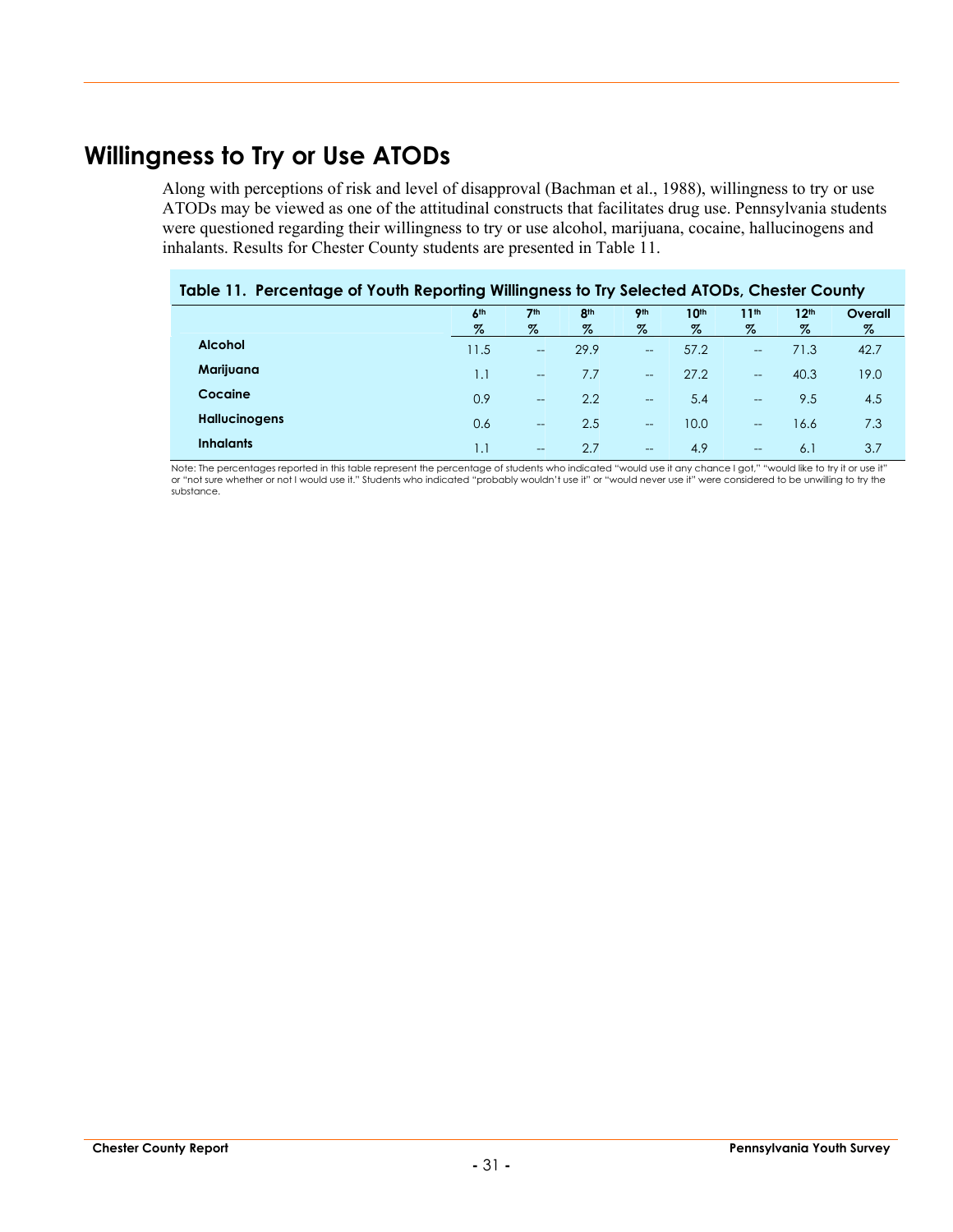## Willingness to Try or Use ATODs

Along with perceptions of risk and level of disapproval (Bachman et al., 1988), willingness to try or use ATODs may be viewed as one of the attitudinal constructs that facilitates drug use. Pennsylvania students were questioned regarding their willingness to try or use alcohol, marijuana, cocaine, hallucinogens and inhalants. Results for Chester County students are presented in Table 11.

**Table 11. Percentage of Youth Reporting Willingness to Try Selected ATODs, Chester County**

| | 6th % | 7th % | 8th % | 9th % | 10th % | 11th % | 12th % | Overall % |
|---|---|---|---|---|---|---|---|---|
| **Alcohol** | 11.5 | -- | 29.9 | -- | 57.2 | -- | 71.3 | 42.7 |
| **Marijuana** | 1.1 | -- | 7.7 | -- | 27.2 | -- | 40.3 | 19.0 |
| **Cocaine** | 0.9 | -- | 2.2 | -- | 5.4 | -- | 9.5 | 4.5 |
| **Hallucinogens** | 0.6 | -- | 2.5 | -- | 10.0 | -- | 16.6 | 7.3 |
| **Inhalants** | 1.1 | -- | 2.7 | -- | 4.9 | -- | 6.1 | 3.7 |

Note: The percentages reported in this table represent the percentage of students who indicated "would use it any chance I got," "would like to try it or use it" or "not sure whether or not I would use it." Students who indicated "probably wouldn't use it" or "would never use it" were considered to be unwilling to try the substance.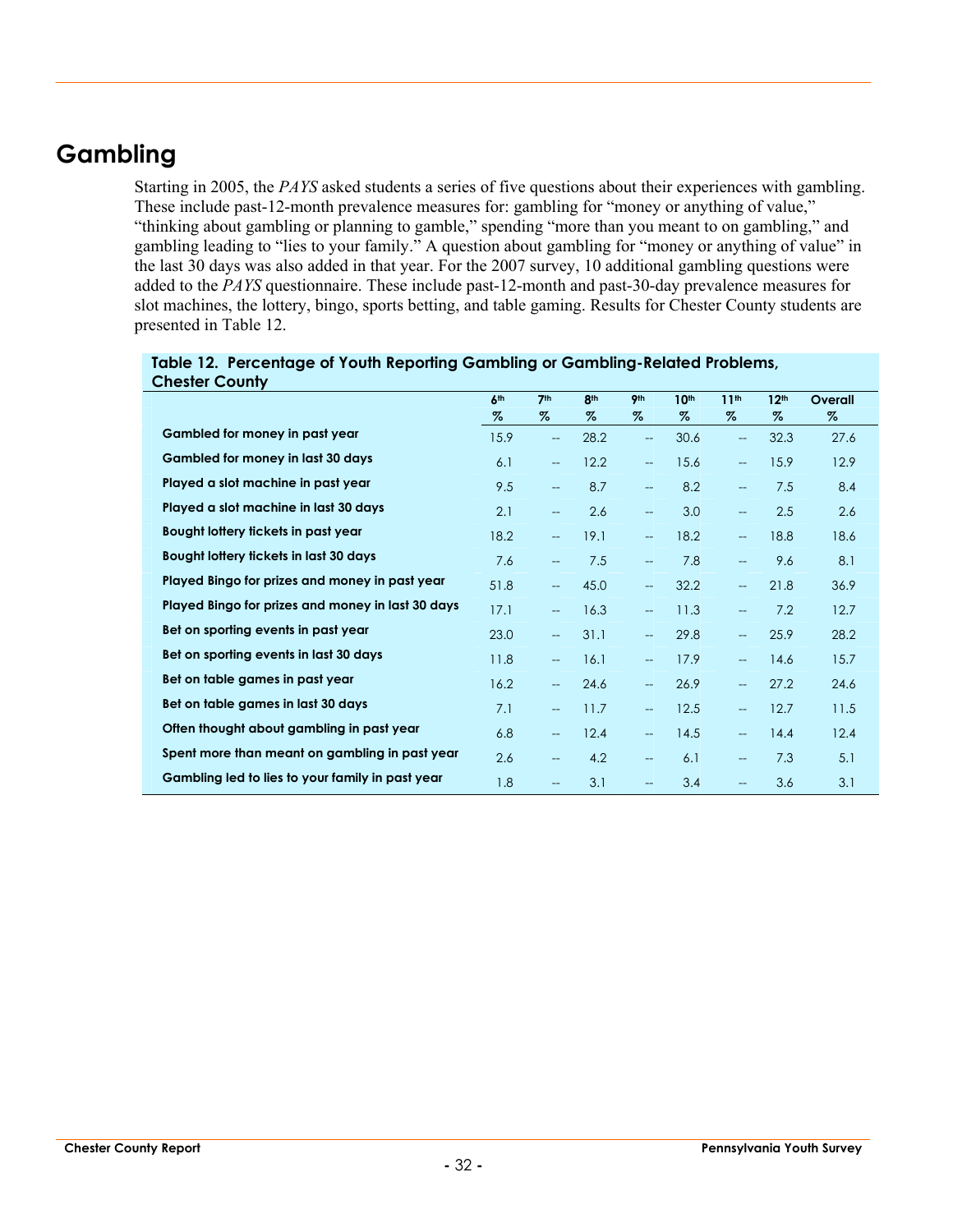# Gambling

Starting in 2005, the *PAYS* asked students a series of five questions about their experiences with gambling. These include past-12-month prevalence measures for: gambling for "money or anything of value," "thinking about gambling or planning to gamble," spending "more than you meant to on gambling," and gambling leading to "lies to your family." A question about gambling for "money or anything of value" in the last 30 days was also added in that year. For the 2007 survey, 10 additional gambling questions were added to the *PAYS* questionnaire. These include past-12-month and past-30-day prevalence measures for slot machines, the lottery, bingo, sports betting, and table gaming. Results for Chester County students are presented in Table 12.

**Table 12. Percentage of Youth Reporting Gambling or Gambling-Related Problems, Chester County**

| | 6th % | 7th % | 8th % | 9th % | 10th % | 11th % | 12th % | Overall % |
|---|---|---|---|---|---|---|---|---|
| Gambled for money in past year | 15.9 | -- | 28.2 | -- | 30.6 | -- | 32.3 | 27.6 |
| Gambled for money in last 30 days | 6.1 | -- | 12.2 | -- | 15.6 | -- | 15.9 | 12.9 |
| Played a slot machine in past year | 9.5 | -- | 8.7 | -- | 8.2 | -- | 7.5 | 8.4 |
| Played a slot machine in last 30 days | 2.1 | -- | 2.6 | -- | 3.0 | -- | 2.5 | 2.6 |
| Bought lottery tickets in past year | 18.2 | -- | 19.1 | -- | 18.2 | -- | 18.8 | 18.6 |
| Bought lottery tickets in last 30 days | 7.6 | -- | 7.5 | -- | 7.8 | -- | 9.6 | 8.1 |
| Played Bingo for prizes and money in past year | 51.8 | -- | 45.0 | -- | 32.2 | -- | 21.8 | 36.9 |
| Played Bingo for prizes and money in last 30 days | 17.1 | -- | 16.3 | -- | 11.3 | -- | 7.2 | 12.7 |
| Bet on sporting events in past year | 23.0 | -- | 31.1 | -- | 29.8 | -- | 25.9 | 28.2 |
| Bet on sporting events in last 30 days | 11.8 | -- | 16.1 | -- | 17.9 | -- | 14.6 | 15.7 |
| Bet on table games in past year | 16.2 | -- | 24.6 | -- | 26.9 | -- | 27.2 | 24.6 |
| Bet on table games in last 30 days | 7.1 | -- | 11.7 | -- | 12.5 | -- | 12.7 | 11.5 |
| Often thought about gambling in past year | 6.8 | -- | 12.4 | -- | 14.5 | -- | 14.4 | 12.4 |
| Spent more than meant on gambling in past year | 2.6 | -- | 4.2 | -- | 6.1 | -- | 7.3 | 5.1 |
| Gambling led to lies to your family in past year | 1.8 | -- | 3.1 | -- | 3.4 | -- | 3.6 | 3.1 |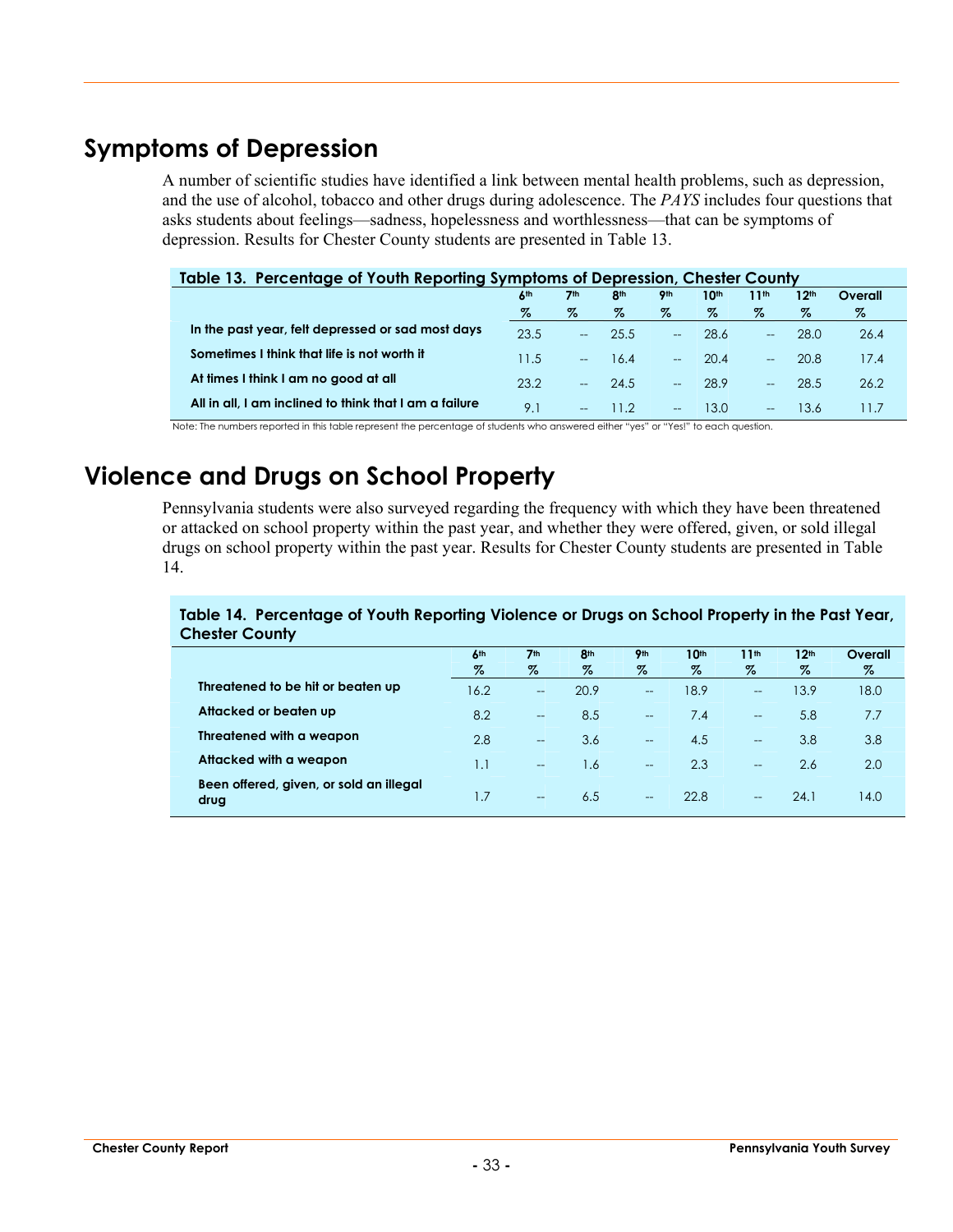## Symptoms of Depression

A number of scientific studies have identified a link between mental health problems, such as depression, and the use of alcohol, tobacco and other drugs during adolescence. The *PAYS* includes four questions that asks students about feelings—sadness, hopelessness and worthlessness—that can be symptoms of depression. Results for Chester County students are presented in Table 13.

**Table 13. Percentage of Youth Reporting Symptoms of Depression, Chester County**

| | 6th % | 7th % | 8th % | 9th % | 10th % | 11th % | 12th % | Overall % |
|---|---|---|---|---|---|---|---|---|
| **In the past year, felt depressed or sad most days** | 23.5 | -- | 25.5 | -- | 28.6 | -- | 28.0 | 26.4 |
| **Sometimes I think that life is not worth it** | 11.5 | -- | 16.4 | -- | 20.4 | -- | 20.8 | 17.4 |
| **At times I think I am no good at all** | 23.2 | -- | 24.5 | -- | 28.9 | -- | 28.5 | 26.2 |
| **All in all, I am inclined to think that I am a failure** | 9.1 | -- | 11.2 | -- | 13.0 | -- | 13.6 | 11.7 |

Note: The numbers reported in this table represent the percentage of students who answered either "yes" or "Yes!" to each question.

## Violence and Drugs on School Property

Pennsylvania students were also surveyed regarding the frequency with which they have been threatened or attacked on school property within the past year, and whether they were offered, given, or sold illegal drugs on school property within the past year. Results for Chester County students are presented in Table 14.

**Table 14. Percentage of Youth Reporting Violence or Drugs on School Property in the Past Year, Chester County**

| | 6th % | 7th % | 8th % | 9th % | 10th % | 11th % | 12th % | Overall % |
|---|---|---|---|---|---|---|---|---|
| **Threatened to be hit or beaten up** | 16.2 | -- | 20.9 | -- | 18.9 | -- | 13.9 | 18.0 |
| **Attacked or beaten up** | 8.2 | -- | 8.5 | -- | 7.4 | -- | 5.8 | 7.7 |
| **Threatened with a weapon** | 2.8 | -- | 3.6 | -- | 4.5 | -- | 3.8 | 3.8 |
| **Attacked with a weapon** | 1.1 | -- | 1.6 | -- | 2.3 | -- | 2.6 | 2.0 |
| **Been offered, given, or sold an illegal drug** | 1.7 | -- | 6.5 | -- | 22.8 | -- | 24.1 | 14.0 |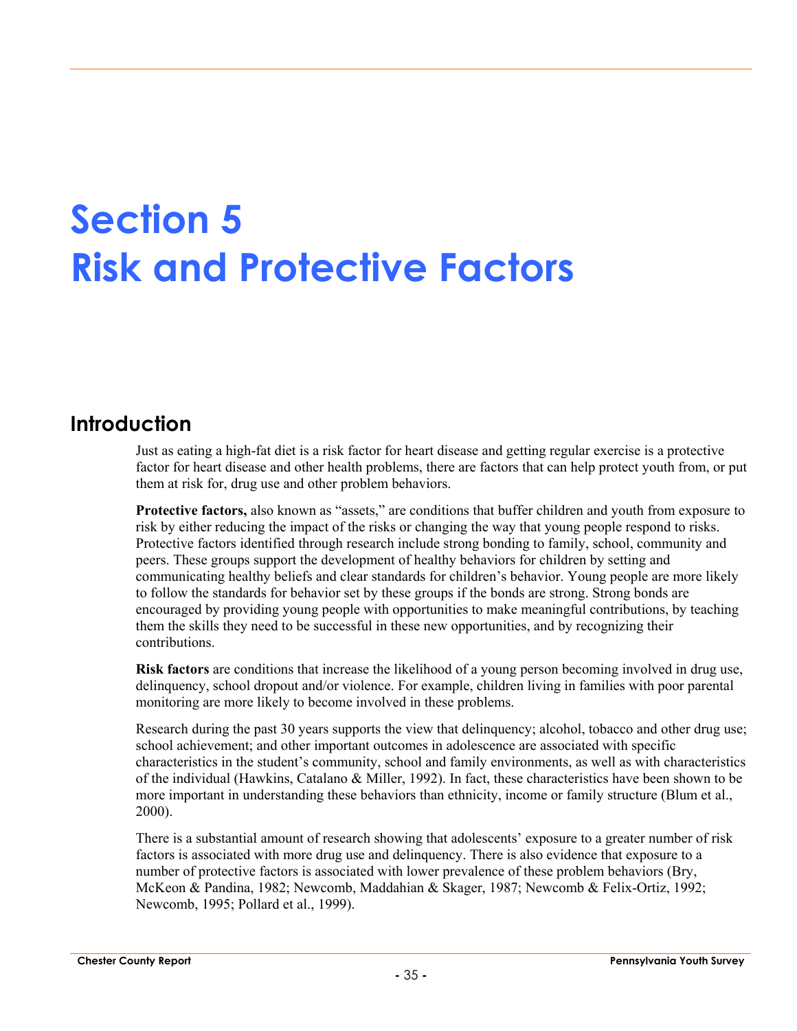# Section 5
# Risk and Protective Factors

## Introduction

Just as eating a high-fat diet is a risk factor for heart disease and getting regular exercise is a protective factor for heart disease and other health problems, there are factors that can help protect youth from, or put them at risk for, drug use and other problem behaviors.

**Protective factors,** also known as "assets," are conditions that buffer children and youth from exposure to risk by either reducing the impact of the risks or changing the way that young people respond to risks. Protective factors identified through research include strong bonding to family, school, community and peers. These groups support the development of healthy behaviors for children by setting and communicating healthy beliefs and clear standards for children's behavior. Young people are more likely to follow the standards for behavior set by these groups if the bonds are strong. Strong bonds are encouraged by providing young people with opportunities to make meaningful contributions, by teaching them the skills they need to be successful in these new opportunities, and by recognizing their contributions.

**Risk factors** are conditions that increase the likelihood of a young person becoming involved in drug use, delinquency, school dropout and/or violence. For example, children living in families with poor parental monitoring are more likely to become involved in these problems.

Research during the past 30 years supports the view that delinquency; alcohol, tobacco and other drug use; school achievement; and other important outcomes in adolescence are associated with specific characteristics in the student's community, school and family environments, as well as with characteristics of the individual (Hawkins, Catalano & Miller, 1992). In fact, these characteristics have been shown to be more important in understanding these behaviors than ethnicity, income or family structure (Blum et al., 2000).

There is a substantial amount of research showing that adolescents' exposure to a greater number of risk factors is associated with more drug use and delinquency. There is also evidence that exposure to a number of protective factors is associated with lower prevalence of these problem behaviors (Bry, McKeon & Pandina, 1982; Newcomb, Maddahian & Skager, 1987; Newcomb & Felix-Ortiz, 1992; Newcomb, 1995; Pollard et al., 1999).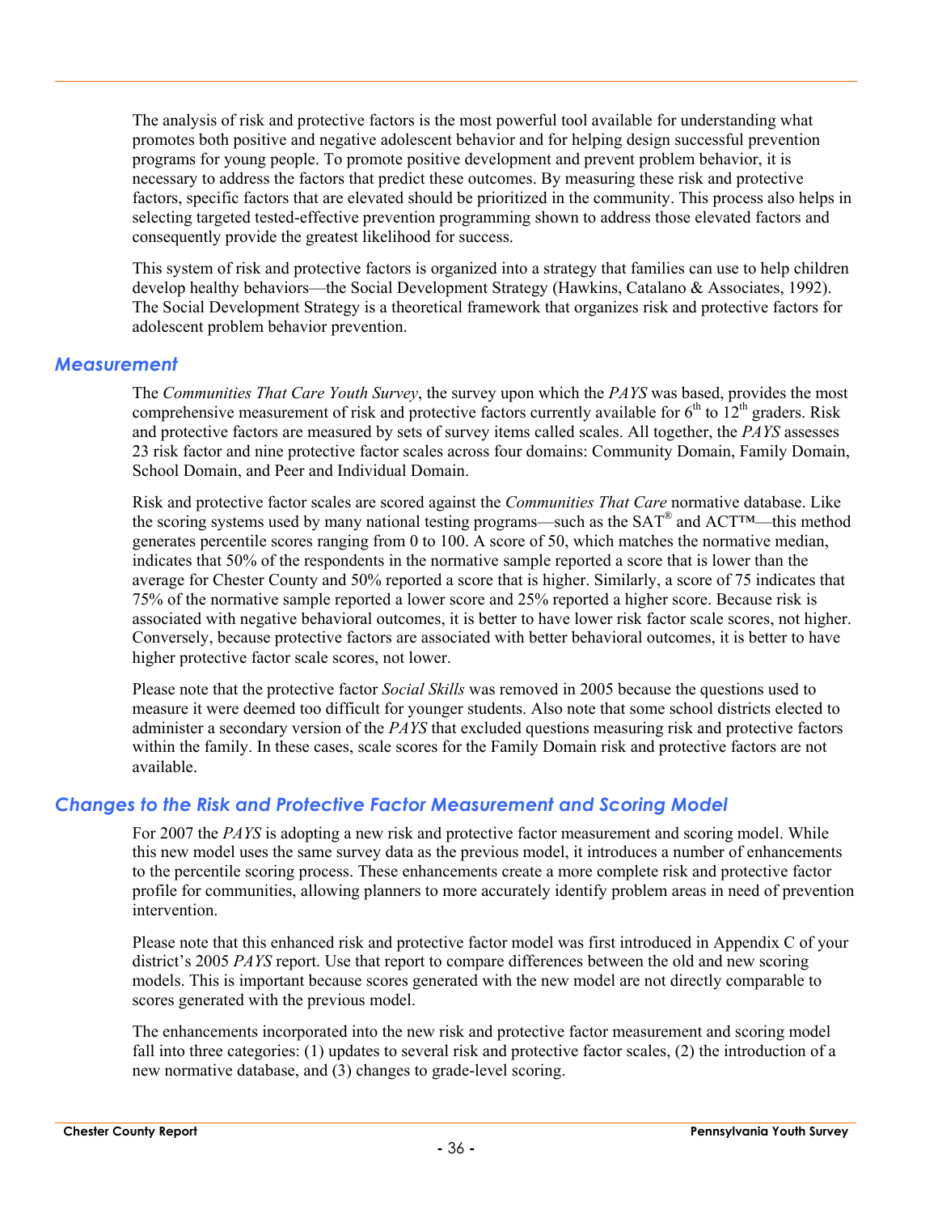The analysis of risk and protective factors is the most powerful tool available for understanding what promotes both positive and negative adolescent behavior and for helping design successful prevention programs for young people. To promote positive development and prevent problem behavior, it is necessary to address the factors that predict these outcomes. By measuring these risk and protective factors, specific factors that are elevated should be prioritized in the community. This process also helps in selecting targeted tested-effective prevention programming shown to address those elevated factors and consequently provide the greatest likelihood for success.

This system of risk and protective factors is organized into a strategy that families can use to help children develop healthy behaviors—the Social Development Strategy (Hawkins, Catalano & Associates, 1992). The Social Development Strategy is a theoretical framework that organizes risk and protective factors for adolescent problem behavior prevention.

## *Measurement*

The *Communities That Care Youth Survey*, the survey upon which the *PAYS* was based, provides the most comprehensive measurement of risk and protective factors currently available for 6th to 12th graders. Risk and protective factors are measured by sets of survey items called scales. All together, the *PAYS* assesses 23 risk factor and nine protective factor scales across four domains: Community Domain, Family Domain, School Domain, and Peer and Individual Domain.

Risk and protective factor scales are scored against the *Communities That Care* normative database. Like the scoring systems used by many national testing programs—such as the SAT® and ACT™—this method generates percentile scores ranging from 0 to 100. A score of 50, which matches the normative median, indicates that 50% of the respondents in the normative sample reported a score that is lower than the average for Chester County and 50% reported a score that is higher. Similarly, a score of 75 indicates that 75% of the normative sample reported a lower score and 25% reported a higher score. Because risk is associated with negative behavioral outcomes, it is better to have lower risk factor scale scores, not higher. Conversely, because protective factors are associated with better behavioral outcomes, it is better to have higher protective factor scale scores, not lower.

Please note that the protective factor *Social Skills* was removed in 2005 because the questions used to measure it were deemed too difficult for younger students. Also note that some school districts elected to administer a secondary version of the *PAYS* that excluded questions measuring risk and protective factors within the family. In these cases, scale scores for the Family Domain risk and protective factors are not available.

## *Changes to the Risk and Protective Factor Measurement and Scoring Model*

For 2007 the *PAYS* is adopting a new risk and protective factor measurement and scoring model. While this new model uses the same survey data as the previous model, it introduces a number of enhancements to the percentile scoring process. These enhancements create a more complete risk and protective factor profile for communities, allowing planners to more accurately identify problem areas in need of prevention intervention.

Please note that this enhanced risk and protective factor model was first introduced in Appendix C of your district's 2005 *PAYS* report. Use that report to compare differences between the old and new scoring models. This is important because scores generated with the new model are not directly comparable to scores generated with the previous model.

The enhancements incorporated into the new risk and protective factor measurement and scoring model fall into three categories: (1) updates to several risk and protective factor scales, (2) the introduction of a new normative database, and (3) changes to grade-level scoring.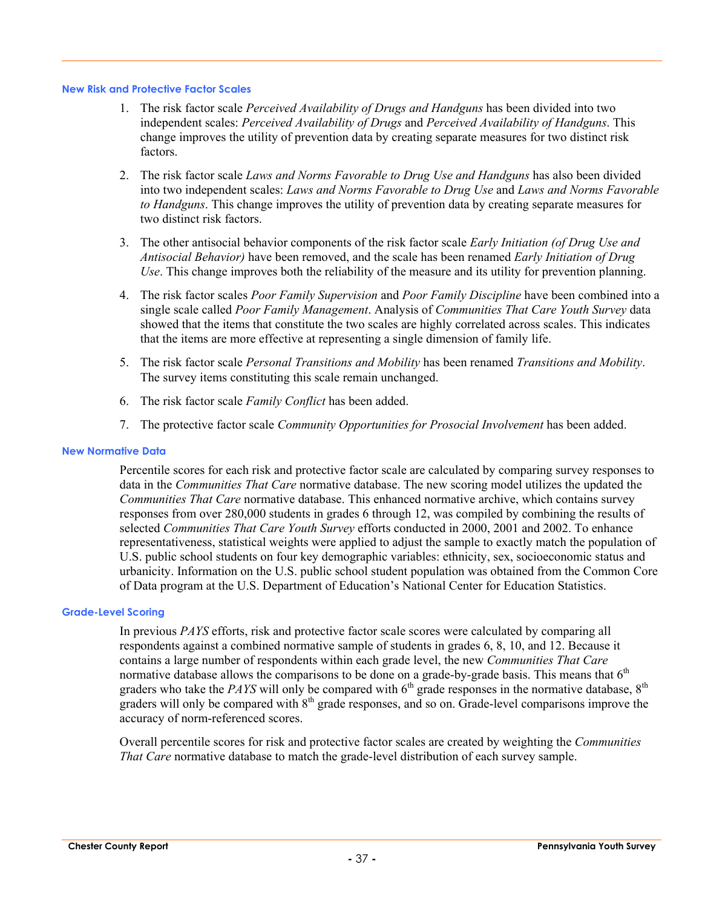### New Risk and Protective Factor Scales

1. The risk factor scale *Perceived Availability of Drugs and Handguns* has been divided into two independent scales: *Perceived Availability of Drugs* and *Perceived Availability of Handguns*. This change improves the utility of prevention data by creating separate measures for two distinct risk factors.

2. The risk factor scale *Laws and Norms Favorable to Drug Use and Handguns* has also been divided into two independent scales: *Laws and Norms Favorable to Drug Use* and *Laws and Norms Favorable to Handguns*. This change improves the utility of prevention data by creating separate measures for two distinct risk factors.

3. The other antisocial behavior components of the risk factor scale *Early Initiation (of Drug Use and Antisocial Behavior)* have been removed, and the scale has been renamed *Early Initiation of Drug Use*. This change improves both the reliability of the measure and its utility for prevention planning.

4. The risk factor scales *Poor Family Supervision* and *Poor Family Discipline* have been combined into a single scale called *Poor Family Management*. Analysis of *Communities That Care Youth Survey* data showed that the items that constitute the two scales are highly correlated across scales. This indicates that the items are more effective at representing a single dimension of family life.

5. The risk factor scale *Personal Transitions and Mobility* has been renamed *Transitions and Mobility*. The survey items constituting this scale remain unchanged.

6. The risk factor scale *Family Conflict* has been added.

7. The protective factor scale *Community Opportunities for Prosocial Involvement* has been added.

### New Normative Data

Percentile scores for each risk and protective factor scale are calculated by comparing survey responses to data in the *Communities That Care* normative database. The new scoring model utilizes the updated the *Communities That Care* normative database. This enhanced normative archive, which contains survey responses from over 280,000 students in grades 6 through 12, was compiled by combining the results of selected *Communities That Care Youth Survey* efforts conducted in 2000, 2001 and 2002. To enhance representativeness, statistical weights were applied to adjust the sample to exactly match the population of U.S. public school students on four key demographic variables: ethnicity, sex, socioeconomic status and urbanicity. Information on the U.S. public school student population was obtained from the Common Core of Data program at the U.S. Department of Education's National Center for Education Statistics.

### Grade-Level Scoring

In previous *PAYS* efforts, risk and protective factor scale scores were calculated by comparing all respondents against a combined normative sample of students in grades 6, 8, 10, and 12. Because it contains a large number of respondents within each grade level, the new *Communities That Care* normative database allows the comparisons to be done on a grade-by-grade basis. This means that 6th graders who take the *PAYS* will only be compared with 6th grade responses in the normative database, 8th graders will only be compared with 8th grade responses, and so on. Grade-level comparisons improve the accuracy of norm-referenced scores.

Overall percentile scores for risk and protective factor scales are created by weighting the *Communities That Care* normative database to match the grade-level distribution of each survey sample.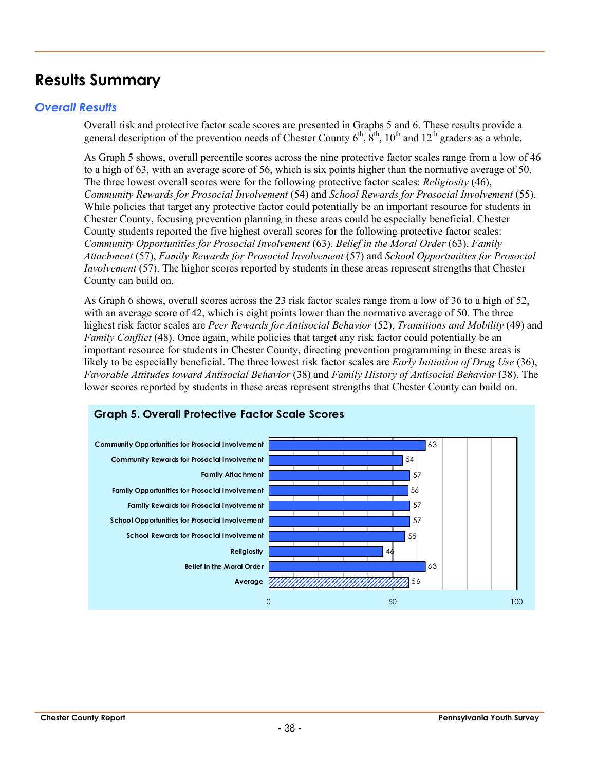# Results Summary

## *Overall Results*

Overall risk and protective factor scale scores are presented in Graphs 5 and 6. These results provide a general description of the prevention needs of Chester County 6th, 8th, 10th and 12th graders as a whole.

As Graph 5 shows, overall percentile scores across the nine protective factor scales range from a low of 46 to a high of 63, with an average score of 56, which is six points higher than the normative average of 50. The three lowest overall scores were for the following protective factor scales: *Religiosity* (46), *Community Rewards for Prosocial Involvement* (54) and *School Rewards for Prosocial Involvement* (55). While policies that target any protective factor could potentially be an important resource for students in Chester County, focusing prevention planning in these areas could be especially beneficial. Chester County students reported the five highest overall scores for the following protective factor scales: *Community Opportunities for Prosocial Involvement* (63), *Belief in the Moral Order* (63), *Family Attachment* (57), *Family Rewards for Prosocial Involvement* (57) and *School Opportunities for Prosocial Involvement* (57). The higher scores reported by students in these areas represent strengths that Chester County can build on.

As Graph 6 shows, overall scores across the 23 risk factor scales range from a low of 36 to a high of 52, with an average score of 42, which is eight points lower than the normative average of 50. The three highest risk factor scales are *Peer Rewards for Antisocial Behavior* (52), *Transitions and Mobility* (49) and *Family Conflict* (48). Once again, while policies that target any risk factor could potentially be an important resource for students in Chester County, directing prevention programming in these areas is likely to be especially beneficial. The three lowest risk factor scales are *Early Initiation of Drug Use* (36), *Favorable Attitudes toward Antisocial Behavior* (38) and *Family History of Antisocial Behavior* (38). The lower scores reported by students in these areas represent strengths that Chester County can build on.

**Graph 5. Overall Protective Factor Scale Scores**

| Protective Factor Scale | Score |
|---|---|
| Community Opportunities for Prosocial Involvement | 63 |
| Community Rewards for Prosocial Involvement | 54 |
| Family Attachment | 57 |
| Family Opportunities for Prosocial Involvement | 56 |
| Family Rewards for Prosocial Involvement | 57 |
| School Opportunities for Prosocial Involvement | 57 |
| School Rewards for Prosocial Involvement | 55 |
| Religiosity | 46 |
| Belief in the Moral Order | 63 |
| Average | 56 |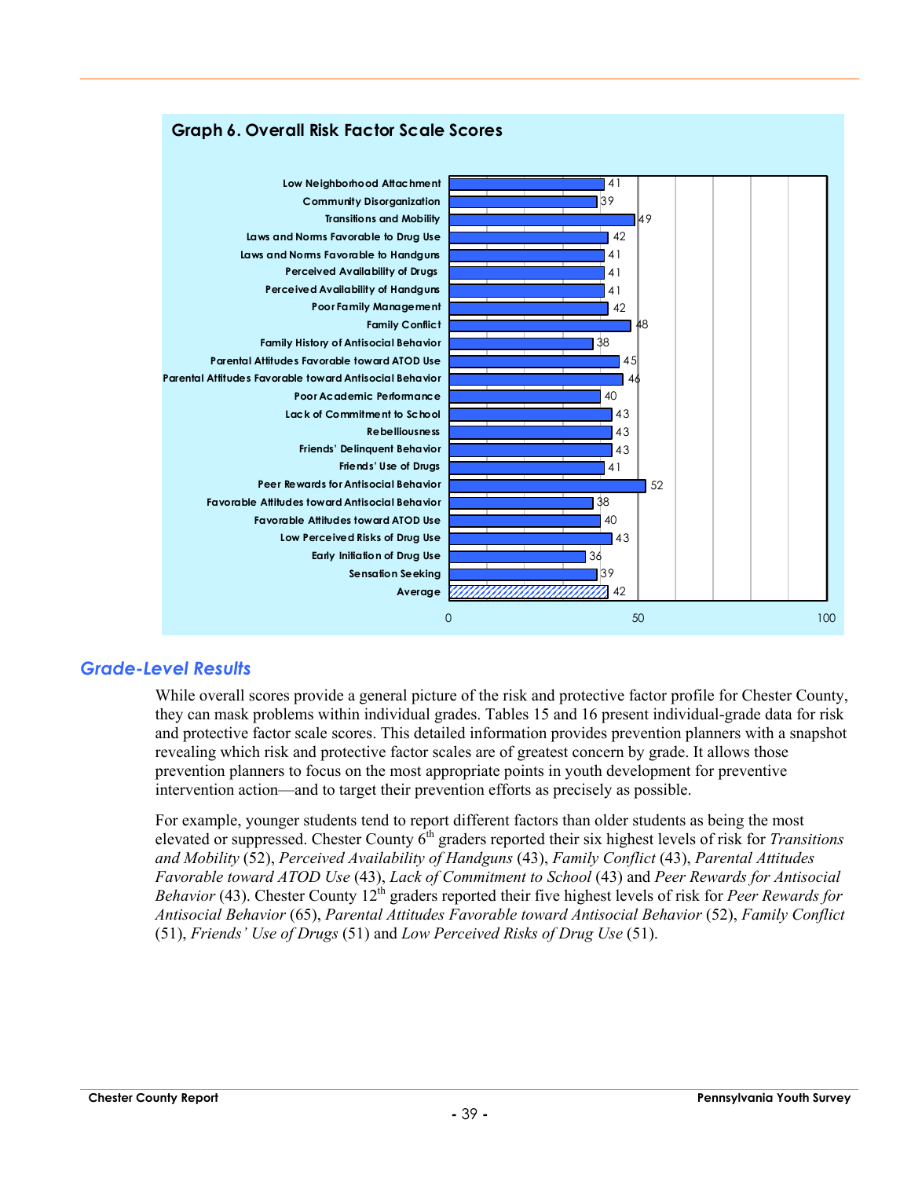## Graph 6. Overall Risk Factor Scale Scores

| Risk Factor | Score |
|---|---|
| Low Neighborhood Attachment | 41 |
| Community Disorganization | 39 |
| Transitions and Mobility | 49 |
| Laws and Norms Favorable to Drug Use | 42 |
| Laws and Norms Favorable to Handguns | 41 |
| Perceived Availability of Drugs | 41 |
| Perceived Availability of Handguns | 41 |
| Poor Family Management | 42 |
| Family Conflict | 48 |
| Family History of Antisocial Behavior | 38 |
| Parental Attitudes Favorable toward ATOD Use | 45 |
| Parental Attitudes Favorable toward Antisocial Behavior | 46 |
| Poor Academic Performance | 40 |
| Lack of Commitment to School | 43 |
| Rebelliousness | 43 |
| Friends' Delinquent Behavior | 43 |
| Friends' Use of Drugs | 41 |
| Peer Rewards for Antisocial Behavior | 52 |
| Favorable Attitudes toward Antisocial Behavior | 38 |
| Favorable Attitudes toward ATOD Use | 40 |
| Low Perceived Risks of Drug Use | 43 |
| Early Initiation of Drug Use | 36 |
| Sensation Seeking | 39 |
| Average | 42 |

## *Grade-Level Results*

While overall scores provide a general picture of the risk and protective factor profile for Chester County, they can mask problems within individual grades. Tables 15 and 16 present individual-grade data for risk and protective factor scale scores. This detailed information provides prevention planners with a snapshot revealing which risk and protective factor scales are of greatest concern by grade. It allows those prevention planners to focus on the most appropriate points in youth development for preventive intervention action—and to target their prevention efforts as precisely as possible.

For example, younger students tend to report different factors than older students as being the most elevated or suppressed. Chester County 6th graders reported their six highest levels of risk for *Transitions and Mobility* (52), *Perceived Availability of Handguns* (43), *Family Conflict* (43), *Parental Attitudes Favorable toward ATOD Use* (43), *Lack of Commitment to School* (43) and *Peer Rewards for Antisocial Behavior* (43). Chester County 12th graders reported their five highest levels of risk for *Peer Rewards for Antisocial Behavior* (65), *Parental Attitudes Favorable toward Antisocial Behavior* (52), *Family Conflict* (51), *Friends' Use of Drugs* (51) and *Low Perceived Risks of Drug Use* (51).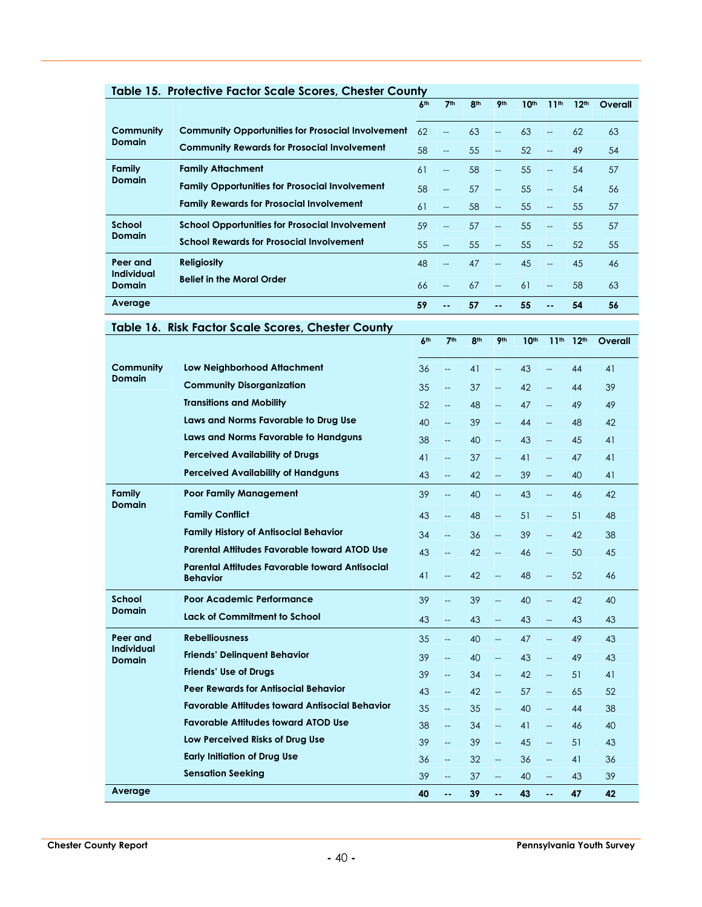## Table 15. Protective Factor Scale Scores, Chester County

| | | 6th | 7th | 8th | 9th | 10th | 11th | 12th | Overall |
|---|---|---|---|---|---|---|---|---|---|
| **Community Domain** | **Community Opportunities for Prosocial Involvement** | 62 | -- | 63 | -- | 63 | -- | 62 | 63 |
| | **Community Rewards for Prosocial Involvement** | 58 | -- | 55 | -- | 52 | -- | 49 | 54 |
| **Family Domain** | **Family Attachment** | 61 | -- | 58 | -- | 55 | -- | 54 | 57 |
| | **Family Opportunities for Prosocial Involvement** | 58 | -- | 57 | -- | 55 | -- | 54 | 56 |
| | **Family Rewards for Prosocial Involvement** | 61 | -- | 58 | -- | 55 | -- | 55 | 57 |
| **School Domain** | **School Opportunities for Prosocial Involvement** | 59 | -- | 57 | -- | 55 | -- | 55 | 57 |
| | **School Rewards for Prosocial Involvement** | 55 | -- | 55 | -- | 55 | -- | 52 | 55 |
| **Peer and Individual Domain** | **Religiosity** | 48 | -- | 47 | -- | 45 | -- | 45 | 46 |
| | **Belief in the Moral Order** | 66 | -- | 67 | -- | 61 | -- | 58 | 63 |
| **Average** | | **59** | **--** | **57** | **--** | **55** | **--** | **54** | **56** |

## Table 16. Risk Factor Scale Scores, Chester County

| | | 6th | 7th | 8th | 9th | 10th | 11th | 12th | Overall |
|---|---|---|---|---|---|---|---|---|---|
| **Community Domain** | **Low Neighborhood Attachment** | 36 | -- | 41 | -- | 43 | -- | 44 | 41 |
| | **Community Disorganization** | 35 | -- | 37 | -- | 42 | -- | 44 | 39 |
| | **Transitions and Mobility** | 52 | -- | 48 | -- | 47 | -- | 49 | 49 |
| | **Laws and Norms Favorable to Drug Use** | 40 | -- | 39 | -- | 44 | -- | 48 | 42 |
| | **Laws and Norms Favorable to Handguns** | 38 | -- | 40 | -- | 43 | -- | 45 | 41 |
| | **Perceived Availability of Drugs** | 41 | -- | 37 | -- | 41 | -- | 47 | 41 |
| | **Perceived Availability of Handguns** | 43 | -- | 42 | -- | 39 | -- | 40 | 41 |
| **Family Domain** | **Poor Family Management** | 39 | -- | 40 | -- | 43 | -- | 46 | 42 |
| | **Family Conflict** | 43 | -- | 48 | -- | 51 | -- | 51 | 48 |
| | **Family History of Antisocial Behavior** | 34 | -- | 36 | -- | 39 | -- | 42 | 38 |
| | **Parental Attitudes Favorable toward ATOD Use** | 43 | -- | 42 | -- | 46 | -- | 50 | 45 |
| | **Parental Attitudes Favorable toward Antisocial Behavior** | 41 | -- | 42 | -- | 48 | -- | 52 | 46 |
| **School Domain** | **Poor Academic Performance** | 39 | -- | 39 | -- | 40 | -- | 42 | 40 |
| | **Lack of Commitment to School** | 43 | -- | 43 | -- | 43 | -- | 43 | 43 |
| **Peer and Individual Domain** | **Rebelliousness** | 35 | -- | 40 | -- | 47 | -- | 49 | 43 |
| | **Friends' Delinquent Behavior** | 39 | -- | 40 | -- | 43 | -- | 49 | 43 |
| | **Friends' Use of Drugs** | 39 | -- | 34 | -- | 42 | -- | 51 | 41 |
| | **Peer Rewards for Antisocial Behavior** | 43 | -- | 42 | -- | 57 | -- | 65 | 52 |
| | **Favorable Attitudes toward Antisocial Behavior** | 35 | -- | 35 | -- | 40 | -- | 44 | 38 |
| | **Favorable Attitudes toward ATOD Use** | 38 | -- | 34 | -- | 41 | -- | 46 | 40 |
| | **Low Perceived Risks of Drug Use** | 39 | -- | 39 | -- | 45 | -- | 51 | 43 |
| | **Early Initiation of Drug Use** | 36 | -- | 32 | -- | 36 | -- | 41 | 36 |
| | **Sensation Seeking** | 39 | -- | 37 | -- | 40 | -- | 43 | 39 |
| **Average** | | **40** | **--** | **39** | **--** | **43** | **--** | **47** | **42** |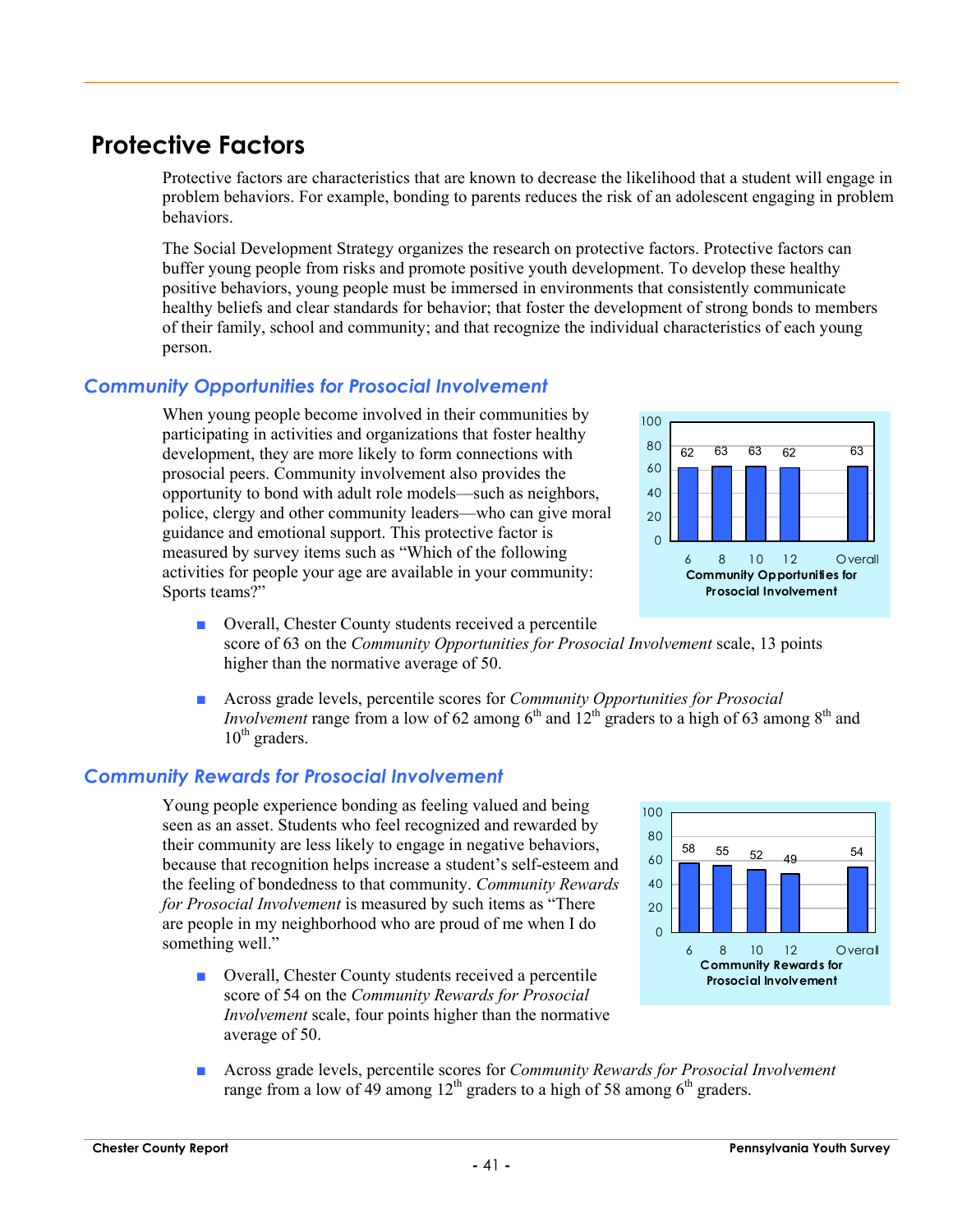# Protective Factors

Protective factors are characteristics that are known to decrease the likelihood that a student will engage in problem behaviors. For example, bonding to parents reduces the risk of an adolescent engaging in problem behaviors.

The Social Development Strategy organizes the research on protective factors. Protective factors can buffer young people from risks and promote positive youth development. To develop these healthy positive behaviors, young people must be immersed in environments that consistently communicate healthy beliefs and clear standards for behavior; that foster the development of strong bonds to members of their family, school and community; and that recognize the individual characteristics of each young person.

## Community Opportunities for Prosocial Involvement

When young people become involved in their communities by participating in activities and organizations that foster healthy development, they are more likely to form connections with prosocial peers. Community involvement also provides the opportunity to bond with adult role models—such as neighbors, police, clergy and other community leaders—who can give moral guidance and emotional support. This protective factor is measured by survey items such as "Which of the following activities for people your age are available in your community: Sports teams?"

| Grade | 6 | 8 | 10 | 12 | Overall |
|---|---|---|---|---|---|
| Community Opportunities for Prosocial Involvement | 62 | 63 | 63 | 62 | 63 |

- Overall, Chester County students received a percentile score of 63 on the *Community Opportunities for Prosocial Involvement* scale, 13 points higher than the normative average of 50.
- Across grade levels, percentile scores for *Community Opportunities for Prosocial Involvement* range from a low of 62 among 6th and 12th graders to a high of 63 among 8th and 10th graders.

## Community Rewards for Prosocial Involvement

Young people experience bonding as feeling valued and being seen as an asset. Students who feel recognized and rewarded by their community are less likely to engage in negative behaviors, because that recognition helps increase a student's self-esteem and the feeling of bondedness to that community. *Community Rewards for Prosocial Involvement* is measured by such items as "There are people in my neighborhood who are proud of me when I do something well."

| Grade | 6 | 8 | 10 | 12 | Overall |
|---|---|---|---|---|---|
| Community Rewards for Prosocial Involvement | 58 | 55 | 52 | 49 | 54 |

- Overall, Chester County students received a percentile score of 54 on the *Community Rewards for Prosocial Involvement* scale, four points higher than the normative average of 50.
- Across grade levels, percentile scores for *Community Rewards for Prosocial Involvement* range from a low of 49 among 12th graders to a high of 58 among 6th graders.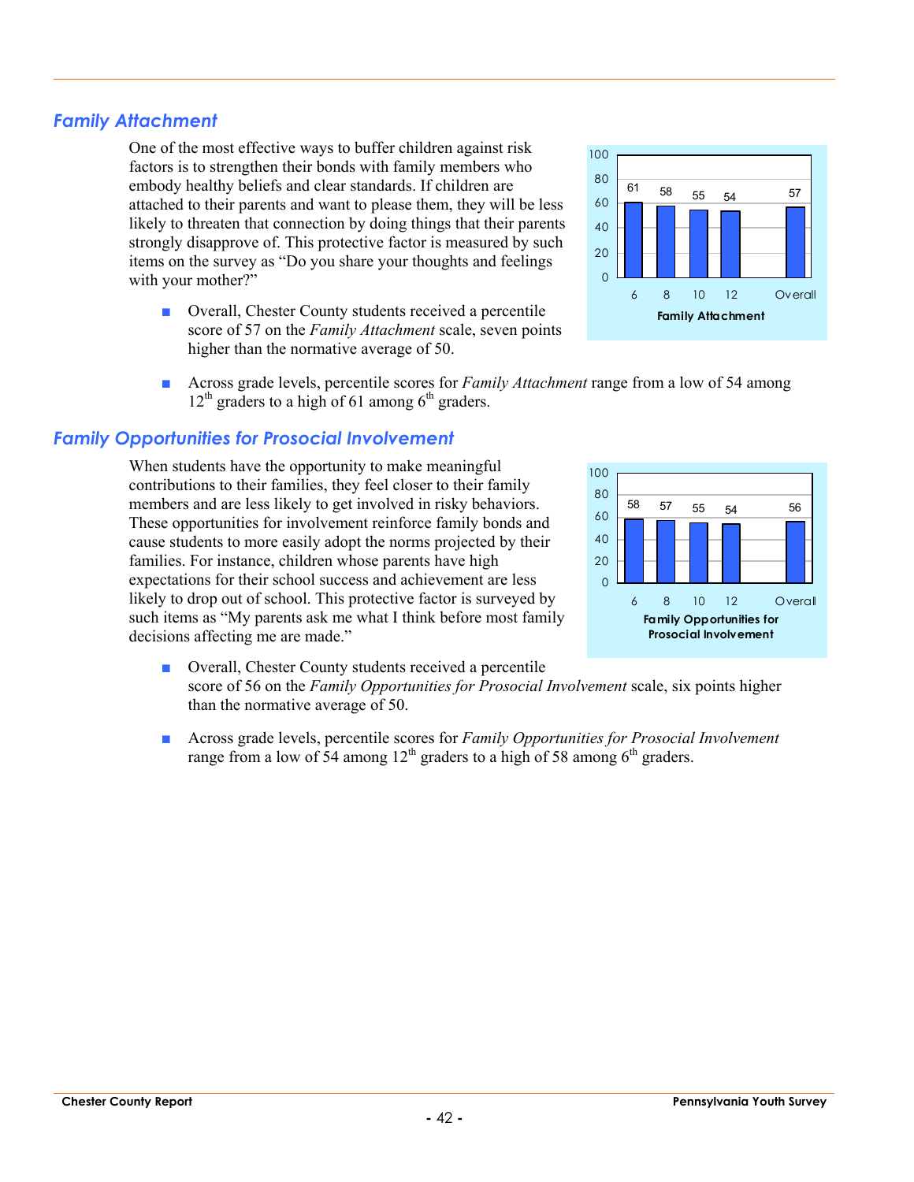## Family Attachment

One of the most effective ways to buffer children against risk factors is to strengthen their bonds with family members who embody healthy beliefs and clear standards. If children are attached to their parents and want to please them, they will be less likely to threaten that connection by doing things that their parents strongly disapprove of. This protective factor is measured by such items on the survey as “Do you share your thoughts and feelings with your mother?”

| Grade | 6 | 8 | 10 | 12 | Overall |
|---|---|---|---|---|---|
| Family Attachment | 61 | 58 | 55 | 54 | 57 |

- Overall, Chester County students received a percentile score of 57 on the *Family Attachment* scale, seven points higher than the normative average of 50.
- Across grade levels, percentile scores for *Family Attachment* range from a low of 54 among 12th graders to a high of 61 among 6th graders.

## Family Opportunities for Prosocial Involvement

When students have the opportunity to make meaningful contributions to their families, they feel closer to their family members and are less likely to get involved in risky behaviors. These opportunities for involvement reinforce family bonds and cause students to more easily adopt the norms projected by their families. For instance, children whose parents have high expectations for their school success and achievement are less likely to drop out of school. This protective factor is surveyed by such items as “My parents ask me what I think before most family decisions affecting me are made.”

| Grade | 6 | 8 | 10 | 12 | Overall |
|---|---|---|---|---|---|
| Family Opportunities for Prosocial Involvement | 58 | 57 | 55 | 54 | 56 |

- Overall, Chester County students received a percentile score of 56 on the *Family Opportunities for Prosocial Involvement* scale, six points higher than the normative average of 50.
- Across grade levels, percentile scores for *Family Opportunities for Prosocial Involvement* range from a low of 54 among 12th graders to a high of 58 among 6th graders.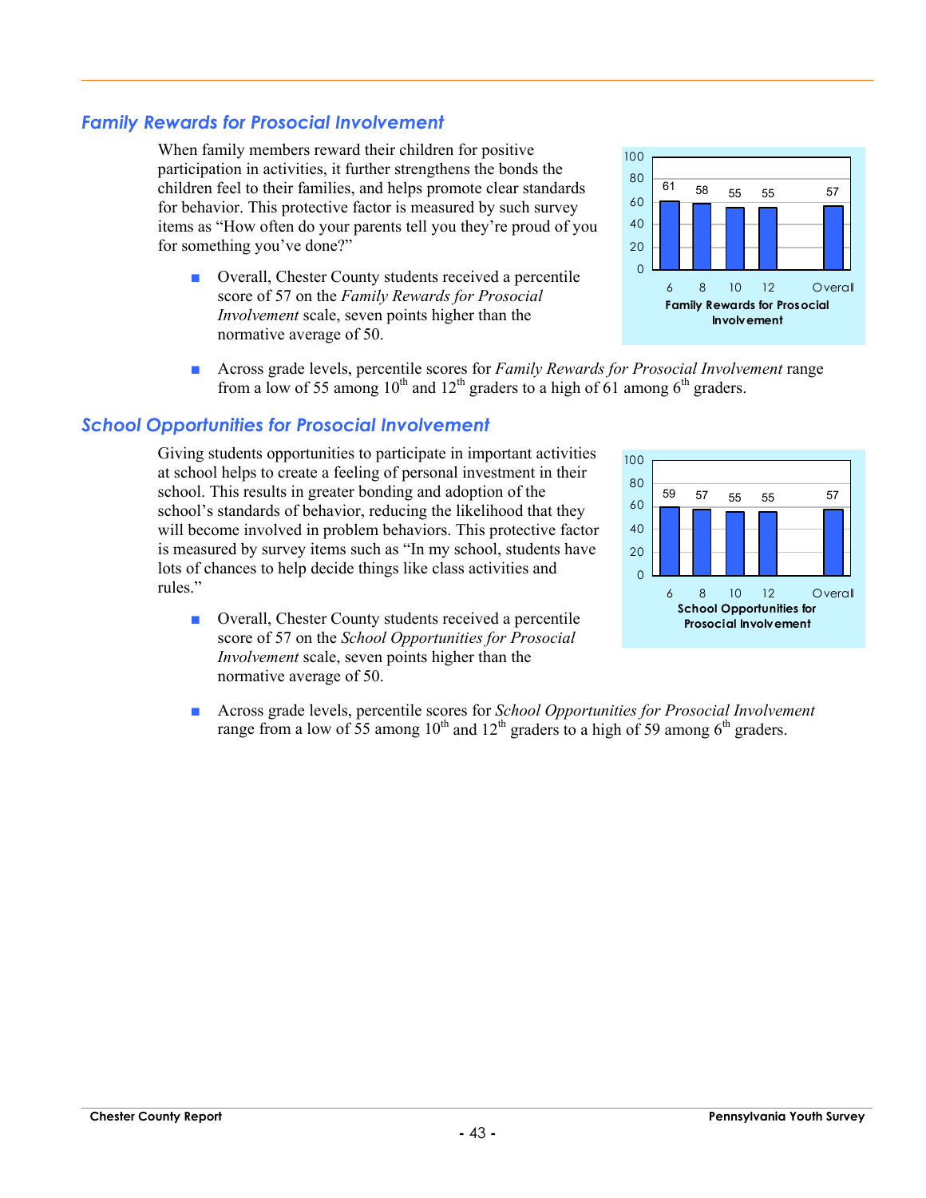## *Family Rewards for Prosocial Involvement*

When family members reward their children for positive participation in activities, it further strengthens the bonds the children feel to their families, and helps promote clear standards for behavior. This protective factor is measured by such survey items as "How often do your parents tell you they're proud of you for something you've done?"

- Overall, Chester County students received a percentile score of 57 on the *Family Rewards for Prosocial Involvement* scale, seven points higher than the normative average of 50.

| Grade | 6 | 8 | 10 | 12 | Overall |
|---|---|---|---|---|---|
| Family Rewards for Prosocial Involvement | 61 | 58 | 55 | 55 | 57 |

- Across grade levels, percentile scores for *Family Rewards for Prosocial Involvement* range from a low of 55 among 10th and 12th graders to a high of 61 among 6th graders.

## *School Opportunities for Prosocial Involvement*

Giving students opportunities to participate in important activities at school helps to create a feeling of personal investment in their school. This results in greater bonding and adoption of the school's standards of behavior, reducing the likelihood that they will become involved in problem behaviors. This protective factor is measured by survey items such as "In my school, students have lots of chances to help decide things like class activities and rules."

- Overall, Chester County students received a percentile score of 57 on the *School Opportunities for Prosocial Involvement* scale, seven points higher than the normative average of 50.

| Grade | 6 | 8 | 10 | 12 | Overall |
|---|---|---|---|---|---|
| School Opportunities for Prosocial Involvement | 59 | 57 | 55 | 55 | 57 |

- Across grade levels, percentile scores for *School Opportunities for Prosocial Involvement* range from a low of 55 among 10th and 12th graders to a high of 59 among 6th graders.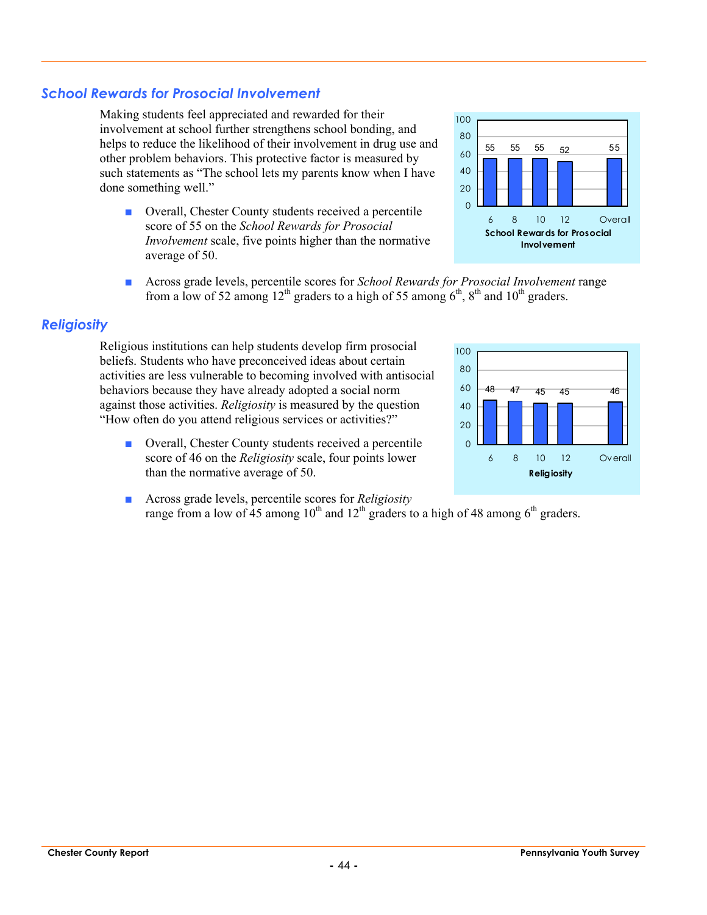## School Rewards for Prosocial Involvement

Making students feel appreciated and rewarded for their involvement at school further strengthens school bonding, and helps to reduce the likelihood of their involvement in drug use and other problem behaviors. This protective factor is measured by such statements as "The school lets my parents know when I have done something well."

| Grade | 6 | 8 | 10 | 12 | Overall |
|---|---|---|---|---|---|
| School Rewards for Prosocial Involvement | 55 | 55 | 55 | 52 | 55 |

- Overall, Chester County students received a percentile score of 55 on the *School Rewards for Prosocial Involvement* scale, five points higher than the normative average of 50.
- Across grade levels, percentile scores for *School Rewards for Prosocial Involvement* range from a low of 52 among 12th graders to a high of 55 among 6th, 8th and 10th graders.

## Religiosity

Religious institutions can help students develop firm prosocial beliefs. Students who have preconceived ideas about certain activities are less vulnerable to becoming involved with antisocial behaviors because they have already adopted a social norm against those activities. *Religiosity* is measured by the question "How often do you attend religious services or activities?"

| Grade | 6 | 8 | 10 | 12 | Overall |
|---|---|---|---|---|---|
| Religiosity | 48 | 47 | 45 | 45 | 46 |

- Overall, Chester County students received a percentile score of 46 on the *Religiosity* scale, four points lower than the normative average of 50.
- Across grade levels, percentile scores for *Religiosity* range from a low of 45 among 10th and 12th graders to a high of 48 among 6th graders.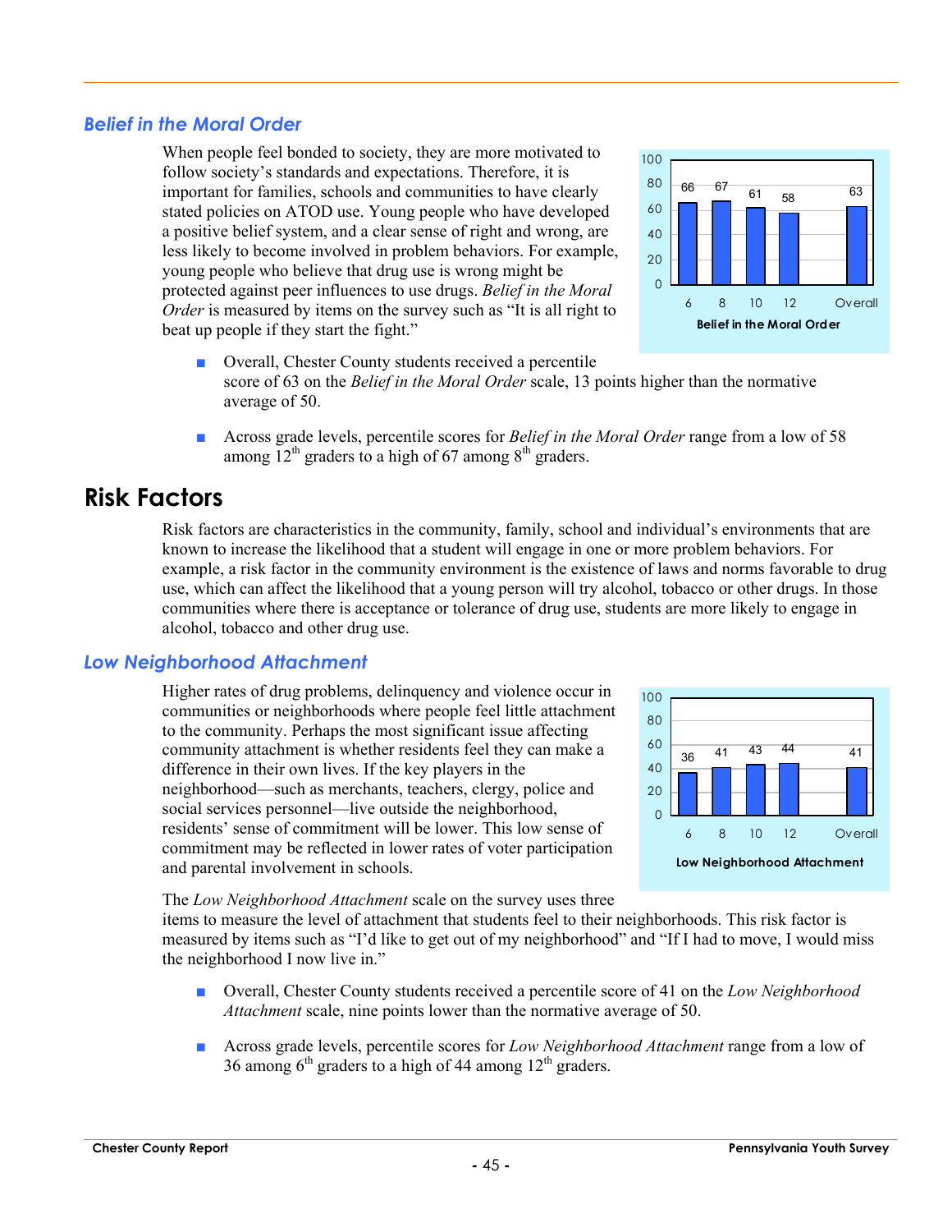## *Belief in the Moral Order*

When people feel bonded to society, they are more motivated to follow society's standards and expectations. Therefore, it is important for families, schools and communities to have clearly stated policies on ATOD use. Young people who have developed a positive belief system, and a clear sense of right and wrong, are less likely to become involved in problem behaviors. For example, young people who believe that drug use is wrong might be protected against peer influences to use drugs. *Belief in the Moral Order* is measured by items on the survey such as "It is all right to beat up people if they start the fight."

| Grade | 6 | 8 | 10 | 12 | Overall |
|---|---|---|---|---|---|
| Belief in the Moral Order | 66 | 67 | 61 | 58 | 63 |

- Overall, Chester County students received a percentile score of 63 on the *Belief in the Moral Order* scale, 13 points higher than the normative average of 50.

- Across grade levels, percentile scores for *Belief in the Moral Order* range from a low of 58 among 12th graders to a high of 67 among 8th graders.

# Risk Factors

Risk factors are characteristics in the community, family, school and individual's environments that are known to increase the likelihood that a student will engage in one or more problem behaviors. For example, a risk factor in the community environment is the existence of laws and norms favorable to drug use, which can affect the likelihood that a young person will try alcohol, tobacco or other drugs. In those communities where there is acceptance or tolerance of drug use, students are more likely to engage in alcohol, tobacco and other drug use.

## *Low Neighborhood Attachment*

Higher rates of drug problems, delinquency and violence occur in communities or neighborhoods where people feel little attachment to the community. Perhaps the most significant issue affecting community attachment is whether residents feel they can make a difference in their own lives. If the key players in the neighborhood—such as merchants, teachers, clergy, police and social services personnel—live outside the neighborhood, residents' sense of commitment will be lower. This low sense of commitment may be reflected in lower rates of voter participation and parental involvement in schools.

| Grade | 6 | 8 | 10 | 12 | Overall |
|---|---|---|---|---|---|
| Low Neighborhood Attachment | 36 | 41 | 43 | 44 | 41 |

The *Low Neighborhood Attachment* scale on the survey uses three items to measure the level of attachment that students feel to their neighborhoods. This risk factor is measured by items such as "I'd like to get out of my neighborhood" and "If I had to move, I would miss the neighborhood I now live in."

- Overall, Chester County students received a percentile score of 41 on the *Low Neighborhood Attachment* scale, nine points lower than the normative average of 50.

- Across grade levels, percentile scores for *Low Neighborhood Attachment* range from a low of 36 among 6th graders to a high of 44 among 12th graders.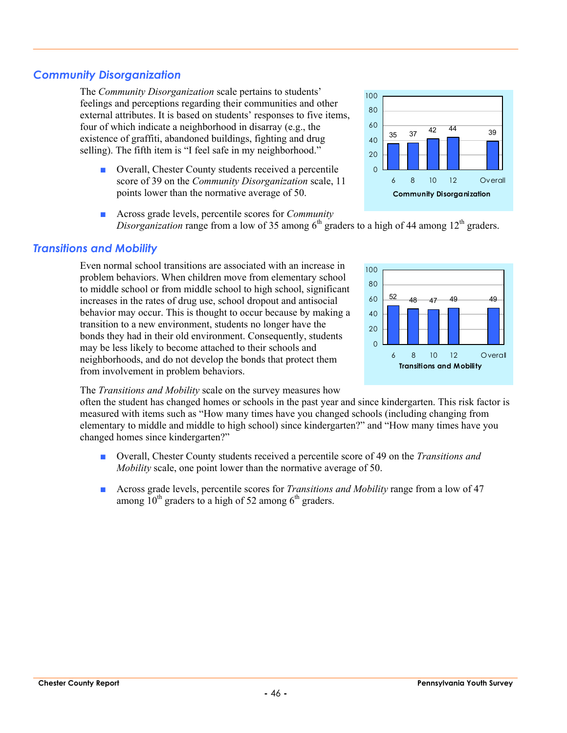## *Community Disorganization*

The *Community Disorganization* scale pertains to students' feelings and perceptions regarding their communities and other external attributes. It is based on students' responses to five items, four of which indicate a neighborhood in disarray (e.g., the existence of graffiti, abandoned buildings, fighting and drug selling). The fifth item is "I feel safe in my neighborhood."

- Overall, Chester County students received a percentile score of 39 on the *Community Disorganization* scale, 11 points lower than the normative average of 50.

- Across grade levels, percentile scores for *Community Disorganization* range from a low of 35 among 6th graders to a high of 44 among 12th graders.

| Community Disorganization | 6 | 8 | 10 | 12 | Overall |
|---|---|---|---|---|---|
| Percentile score | 35 | 37 | 42 | 44 | 39 |

## *Transitions and Mobility*

Even normal school transitions are associated with an increase in problem behaviors. When children move from elementary school to middle school or from middle school to high school, significant increases in the rates of drug use, school dropout and antisocial behavior may occur. This is thought to occur because by making a transition to a new environment, students no longer have the bonds they had in their old environment. Consequently, students may be less likely to become attached to their schools and neighborhoods, and do not develop the bonds that protect them from involvement in problem behaviors.

| Transitions and Mobility | 6 | 8 | 10 | 12 | Overall |
|---|---|---|---|---|---|
| Percentile score | 52 | 48 | 47 | 49 | 49 |

The *Transitions and Mobility* scale on the survey measures how often the student has changed homes or schools in the past year and since kindergarten. This risk factor is measured with items such as "How many times have you changed schools (including changing from elementary to middle and middle to high school) since kindergarten?" and "How many times have you changed homes since kindergarten?"

- Overall, Chester County students received a percentile score of 49 on the *Transitions and Mobility* scale, one point lower than the normative average of 50.

- Across grade levels, percentile scores for *Transitions and Mobility* range from a low of 47 among 10th graders to a high of 52 among 6th graders.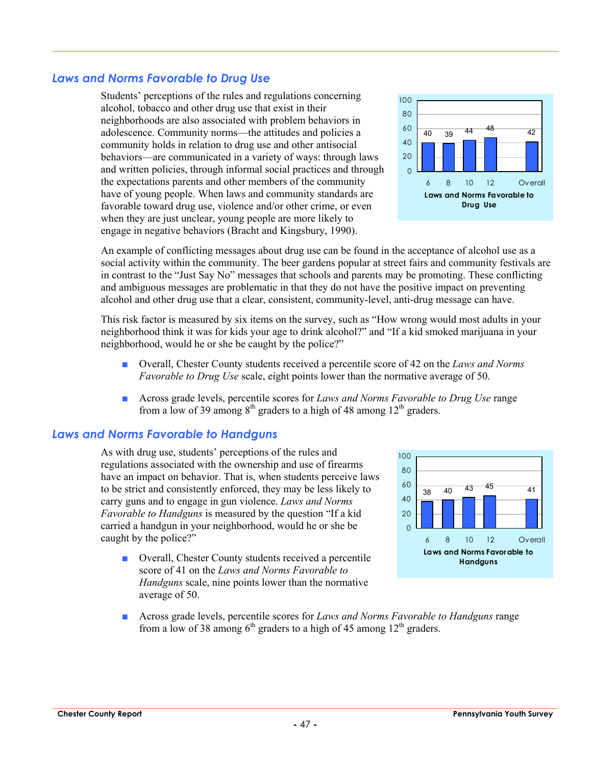## Laws and Norms Favorable to Drug Use

Students' perceptions of the rules and regulations concerning alcohol, tobacco and other drug use that exist in their neighborhoods are also associated with problem behaviors in adolescence. Community norms—the attitudes and policies a community holds in relation to drug use and other antisocial behaviors—are communicated in a variety of ways: through laws and written policies, through informal social practices and through the expectations parents and other members of the community have of young people. When laws and community standards are favorable toward drug use, violence and/or other crime, or even when they are just unclear, young people are more likely to engage in negative behaviors (Bracht and Kingsbury, 1990).

| Grade | 6 | 8 | 10 | 12 | Overall |
|---|---|---|---|---|---|
| Laws and Norms Favorable to Drug Use | 40 | 39 | 44 | 48 | 42 |

An example of conflicting messages about drug use can be found in the acceptance of alcohol use as a social activity within the community. The beer gardens popular at street fairs and community festivals are in contrast to the "Just Say No" messages that schools and parents may be promoting. These conflicting and ambiguous messages are problematic in that they do not have the positive impact on preventing alcohol and other drug use that a clear, consistent, community-level, anti-drug message can have.

This risk factor is measured by six items on the survey, such as "How wrong would most adults in your neighborhood think it was for kids your age to drink alcohol?" and "If a kid smoked marijuana in your neighborhood, would he or she be caught by the police?"

- Overall, Chester County students received a percentile score of 42 on the *Laws and Norms Favorable to Drug Use* scale, eight points lower than the normative average of 50.
- Across grade levels, percentile scores for *Laws and Norms Favorable to Drug Use* range from a low of 39 among 8th graders to a high of 48 among 12th graders.

## Laws and Norms Favorable to Handguns

As with drug use, students' perceptions of the rules and regulations associated with the ownership and use of firearms have an impact on behavior. That is, when students perceive laws to be strict and consistently enforced, they may be less likely to carry guns and to engage in gun violence. *Laws and Norms Favorable to Handguns* is measured by the question "If a kid carried a handgun in your neighborhood, would he or she be caught by the police?"

| Grade | 6 | 8 | 10 | 12 | Overall |
|---|---|---|---|---|---|
| Laws and Norms Favorable to Handguns | 38 | 40 | 43 | 45 | 41 |

- Overall, Chester County students received a percentile score of 41 on the *Laws and Norms Favorable to Handguns* scale, nine points lower than the normative average of 50.
- Across grade levels, percentile scores for *Laws and Norms Favorable to Handguns* range from a low of 38 among 6th graders to a high of 45 among 12th graders.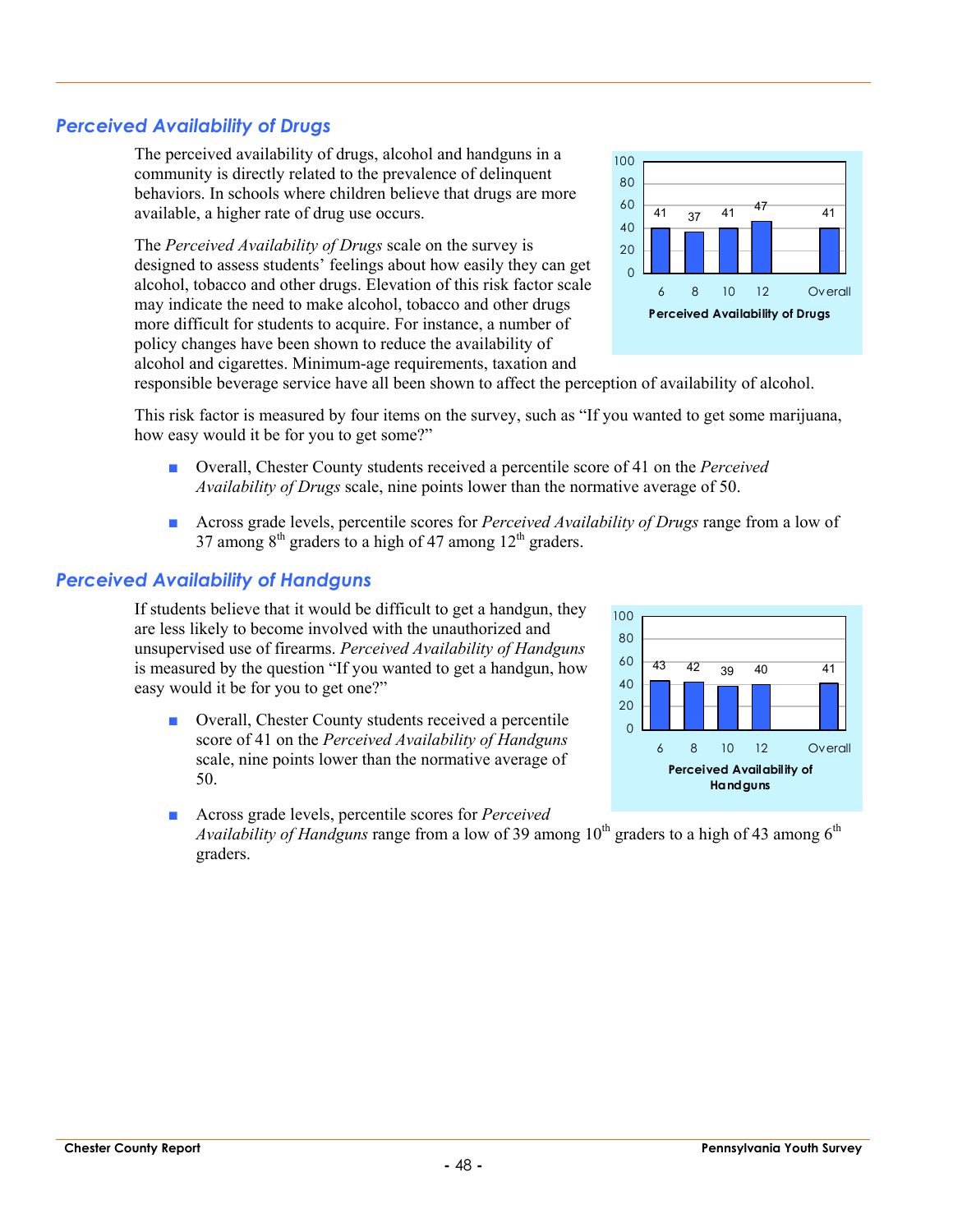## Perceived Availability of Drugs

The perceived availability of drugs, alcohol and handguns in a community is directly related to the prevalence of delinquent behaviors. In schools where children believe that drugs are more available, a higher rate of drug use occurs.

The *Perceived Availability of Drugs* scale on the survey is designed to assess students' feelings about how easily they can get alcohol, tobacco and other drugs. Elevation of this risk factor scale may indicate the need to make alcohol, tobacco and other drugs more difficult for students to acquire. For instance, a number of policy changes have been shown to reduce the availability of alcohol and cigarettes. Minimum-age requirements, taxation and responsible beverage service have all been shown to affect the perception of availability of alcohol.

| | 6 | 8 | 10 | 12 | Overall |
|---|---|---|---|---|---|
| Perceived Availability of Drugs | 41 | 37 | 41 | 47 | 41 |

This risk factor is measured by four items on the survey, such as "If you wanted to get some marijuana, how easy would it be for you to get some?"

- Overall, Chester County students received a percentile score of 41 on the *Perceived Availability of Drugs* scale, nine points lower than the normative average of 50.
- Across grade levels, percentile scores for *Perceived Availability of Drugs* range from a low of 37 among 8th graders to a high of 47 among 12th graders.

## Perceived Availability of Handguns

If students believe that it would be difficult to get a handgun, they are less likely to become involved with the unauthorized and unsupervised use of firearms. *Perceived Availability of Handguns* is measured by the question "If you wanted to get a handgun, how easy would it be for you to get one?"

| | 6 | 8 | 10 | 12 | Overall |
|---|---|---|---|---|---|
| Perceived Availability of Handguns | 43 | 42 | 39 | 40 | 41 |

- Overall, Chester County students received a percentile score of 41 on the *Perceived Availability of Handguns* scale, nine points lower than the normative average of 50.
- Across grade levels, percentile scores for *Perceived Availability of Handguns* range from a low of 39 among 10th graders to a high of 43 among 6th graders.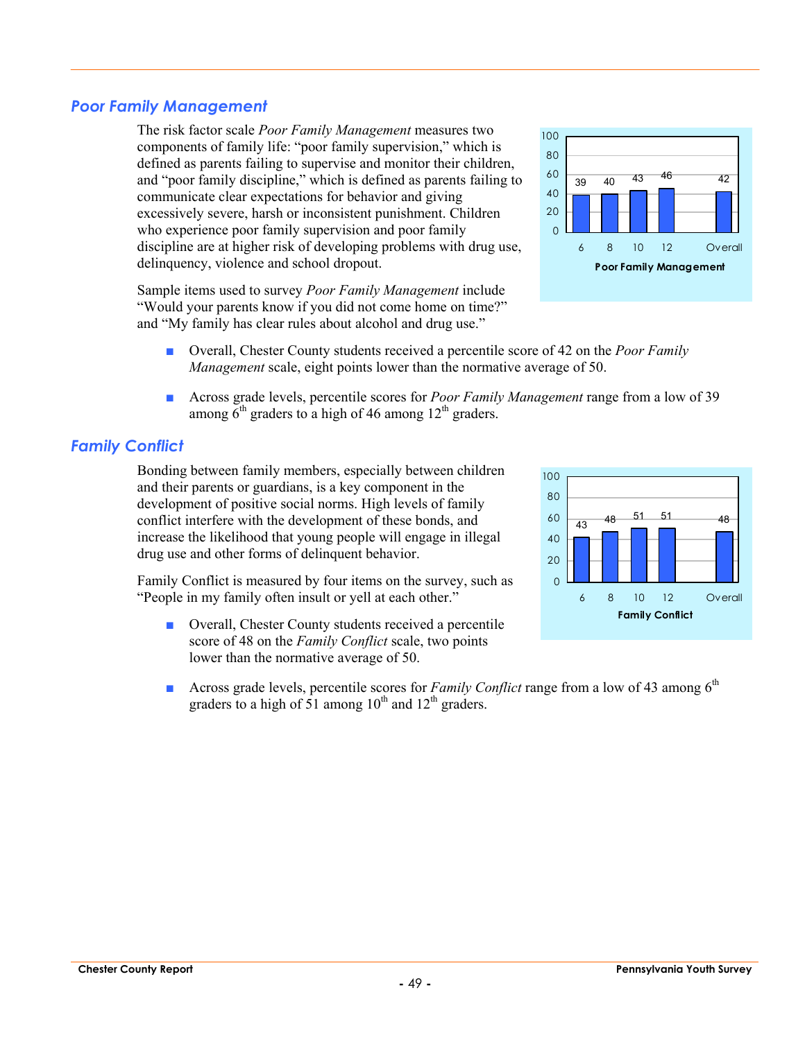## *Poor Family Management*

The risk factor scale *Poor Family Management* measures two components of family life: "poor family supervision," which is defined as parents failing to supervise and monitor their children, and "poor family discipline," which is defined as parents failing to communicate clear expectations for behavior and giving excessively severe, harsh or inconsistent punishment. Children who experience poor family supervision and poor family discipline are at higher risk of developing problems with drug use, delinquency, violence and school dropout.

Sample items used to survey *Poor Family Management* include "Would your parents know if you did not come home on time?" and "My family has clear rules about alcohol and drug use."

| Poor Family Management | 6 | 8 | 10 | 12 | Overall |
|---|---|---|---|---|---|
| Percentile score | 39 | 40 | 43 | 46 | 42 |

- Overall, Chester County students received a percentile score of 42 on the *Poor Family Management* scale, eight points lower than the normative average of 50.

- Across grade levels, percentile scores for *Poor Family Management* range from a low of 39 among 6th graders to a high of 46 among 12th graders.

## *Family Conflict*

Bonding between family members, especially between children and their parents or guardians, is a key component in the development of positive social norms. High levels of family conflict interfere with the development of these bonds, and increase the likelihood that young people will engage in illegal drug use and other forms of delinquent behavior.

Family Conflict is measured by four items on the survey, such as "People in my family often insult or yell at each other."

| Family Conflict | 6 | 8 | 10 | 12 | Overall |
|---|---|---|---|---|---|
| Percentile score | 43 | 48 | 51 | 51 | 48 |

- Overall, Chester County students received a percentile score of 48 on the *Family Conflict* scale, two points lower than the normative average of 50.

- Across grade levels, percentile scores for *Family Conflict* range from a low of 43 among 6th graders to a high of 51 among 10th and 12th graders.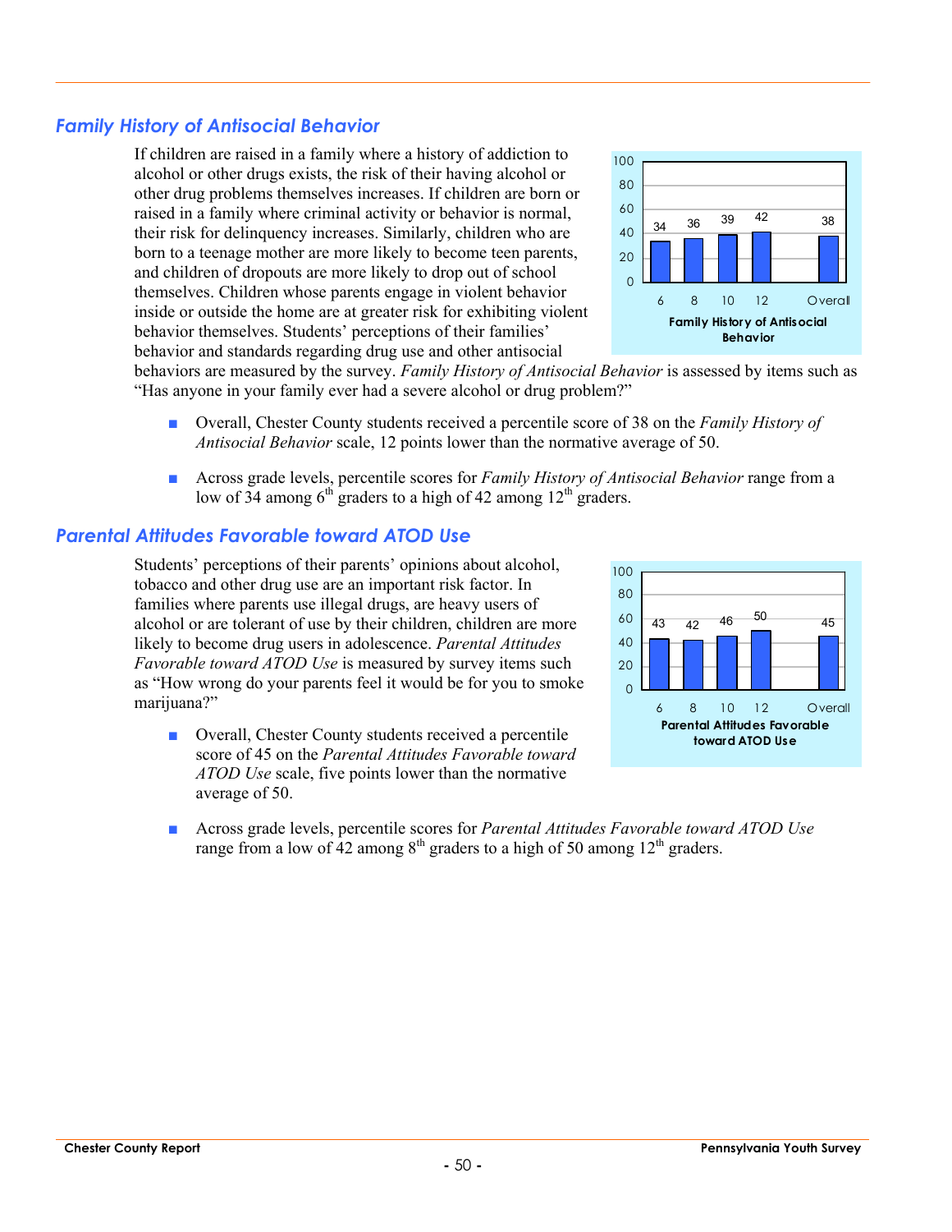## *Family History of Antisocial Behavior*

If children are raised in a family where a history of addiction to alcohol or other drugs exists, the risk of their having alcohol or other drug problems themselves increases. If children are born or raised in a family where criminal activity or behavior is normal, their risk for delinquency increases. Similarly, children who are born to a teenage mother are more likely to become teen parents, and children of dropouts are more likely to drop out of school themselves. Children whose parents engage in violent behavior inside or outside the home are at greater risk for exhibiting violent behavior themselves. Students' perceptions of their families' behavior and standards regarding drug use and other antisocial behaviors are measured by the survey. *Family History of Antisocial Behavior* is assessed by items such as "Has anyone in your family ever had a severe alcohol or drug problem?"

**Family History of Antisocial Behavior**

| Grade | 6 | 8 | 10 | 12 | Overall |
|---|---|---|---|---|---|
| Percentile score | 34 | 36 | 39 | 42 | 38 |

- Overall, Chester County students received a percentile score of 38 on the *Family History of Antisocial Behavior* scale, 12 points lower than the normative average of 50.

- Across grade levels, percentile scores for *Family History of Antisocial Behavior* range from a low of 34 among 6th graders to a high of 42 among 12th graders.

## *Parental Attitudes Favorable toward ATOD Use*

Students' perceptions of their parents' opinions about alcohol, tobacco and other drug use are an important risk factor. In families where parents use illegal drugs, are heavy users of alcohol or are tolerant of use by their children, children are more likely to become drug users in adolescence. *Parental Attitudes Favorable toward ATOD Use* is measured by survey items such as "How wrong do your parents feel it would be for you to smoke marijuana?"

**Parental Attitudes Favorable toward ATOD Use**

| Grade | 6 | 8 | 10 | 12 | Overall |
|---|---|---|---|---|---|
| Percentile score | 43 | 42 | 46 | 50 | 45 |

- Overall, Chester County students received a percentile score of 45 on the *Parental Attitudes Favorable toward ATOD Use* scale, five points lower than the normative average of 50.

- Across grade levels, percentile scores for *Parental Attitudes Favorable toward ATOD Use* range from a low of 42 among 8th graders to a high of 50 among 12th graders.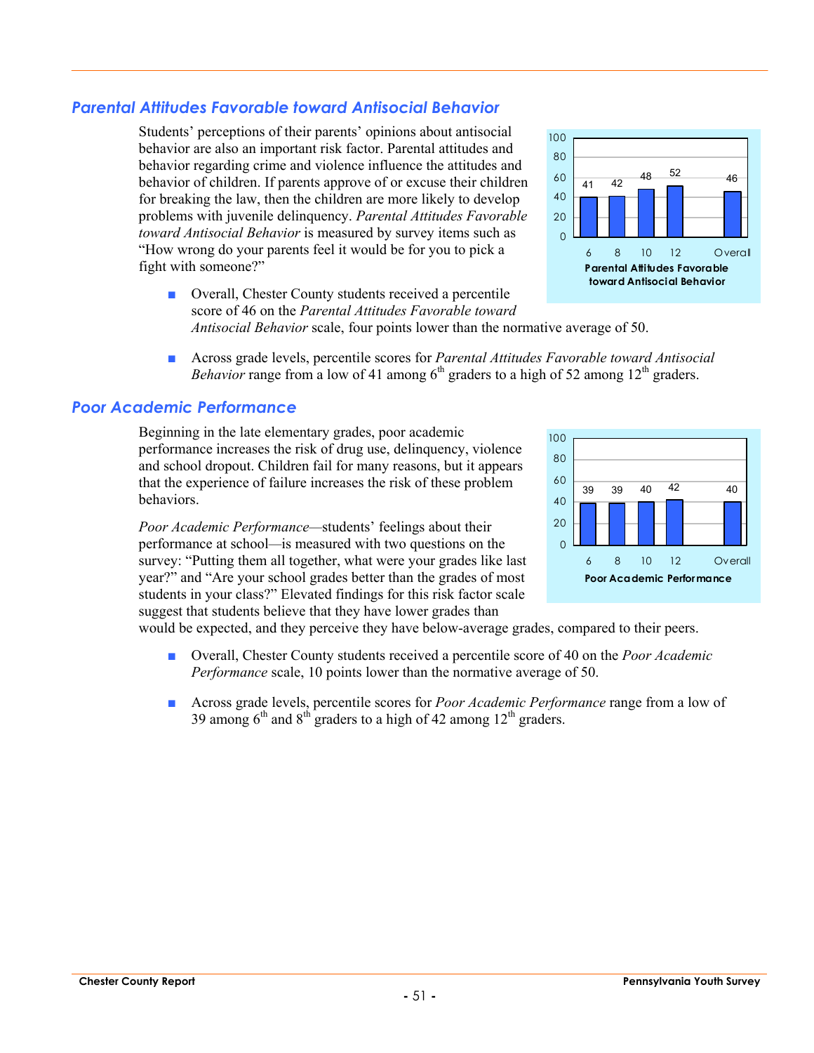## *Parental Attitudes Favorable toward Antisocial Behavior*

Students' perceptions of their parents' opinions about antisocial behavior are also an important risk factor. Parental attitudes and behavior regarding crime and violence influence the attitudes and behavior of children. If parents approve of or excuse their children for breaking the law, then the children are more likely to develop problems with juvenile delinquency. *Parental Attitudes Favorable toward Antisocial Behavior* is measured by survey items such as "How wrong do your parents feel it would be for you to pick a fight with someone?"

| Grade | 6 | 8 | 10 | 12 | Overall |
|---|---|---|---|---|---|
| Parental Attitudes Favorable toward Antisocial Behavior | 41 | 42 | 48 | 52 | 46 |

- Overall, Chester County students received a percentile score of 46 on the *Parental Attitudes Favorable toward Antisocial Behavior* scale, four points lower than the normative average of 50.
- Across grade levels, percentile scores for *Parental Attitudes Favorable toward Antisocial Behavior* range from a low of 41 among 6th graders to a high of 52 among 12th graders.

## *Poor Academic Performance*

Beginning in the late elementary grades, poor academic performance increases the risk of drug use, delinquency, violence and school dropout. Children fail for many reasons, but it appears that the experience of failure increases the risk of these problem behaviors.

*Poor Academic Performance*—students' feelings about their performance at school—is measured with two questions on the survey: "Putting them all together, what were your grades like last year?" and "Are your school grades better than the grades of most students in your class?" Elevated findings for this risk factor scale suggest that students believe that they have lower grades than would be expected, and they perceive they have below-average grades, compared to their peers.

| Grade | 6 | 8 | 10 | 12 | Overall |
|---|---|---|---|---|---|
| Poor Academic Performance | 39 | 39 | 40 | 42 | 40 |

- Overall, Chester County students received a percentile score of 40 on the *Poor Academic Performance* scale, 10 points lower than the normative average of 50.
- Across grade levels, percentile scores for *Poor Academic Performance* range from a low of 39 among 6th and 8th graders to a high of 42 among 12th graders.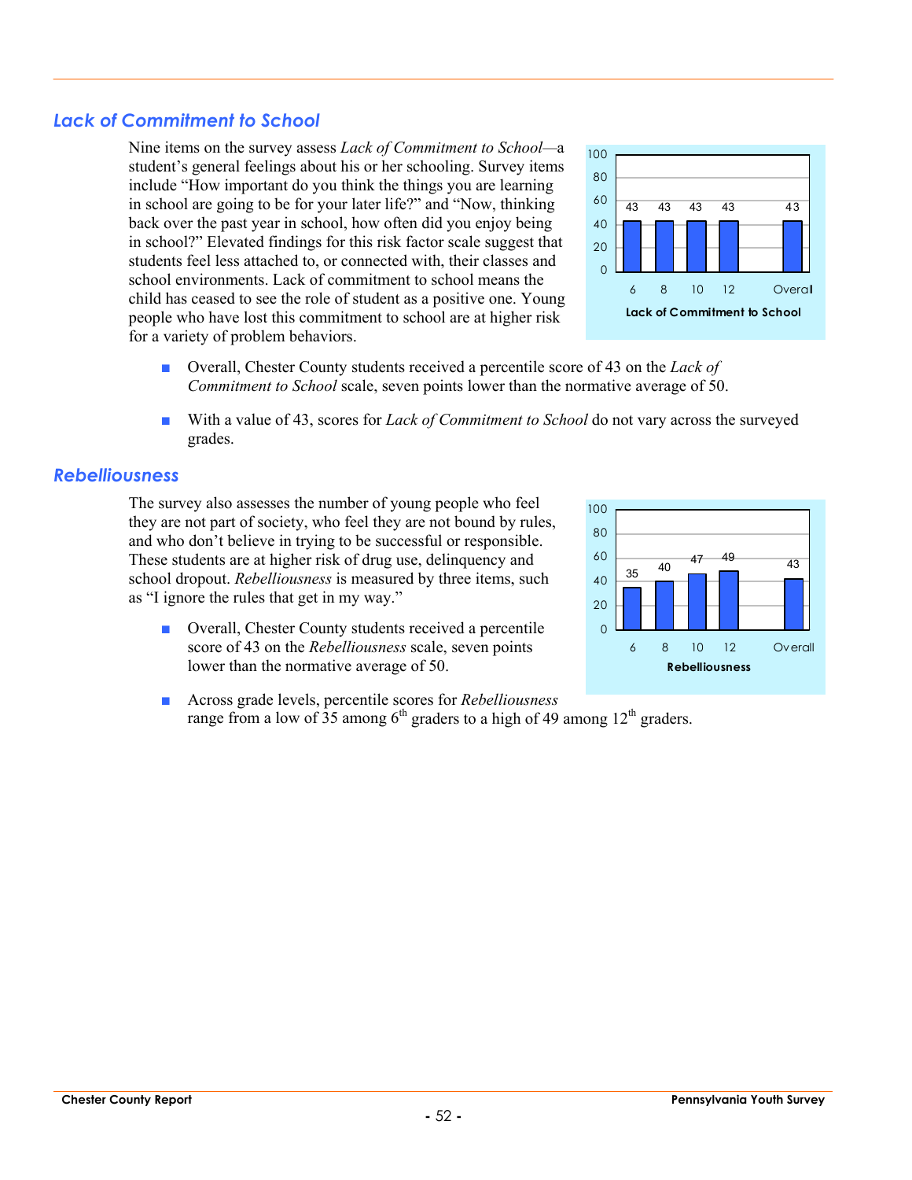## Lack of Commitment to School

Nine items on the survey assess *Lack of Commitment to School*—a student's general feelings about his or her schooling. Survey items include "How important do you think the things you are learning in school are going to be for your later life?" and "Now, thinking back over the past year in school, how often did you enjoy being in school?" Elevated findings for this risk factor scale suggest that students feel less attached to, or connected with, their classes and school environments. Lack of commitment to school means the child has ceased to see the role of student as a positive one. Young people who have lost this commitment to school are at higher risk for a variety of problem behaviors.

**Lack of Commitment to School**

| Grade | 6 | 8 | 10 | 12 | Overall |
|---|---|---|---|---|---|
| Percentile score | 43 | 43 | 43 | 43 | 43 |

- Overall, Chester County students received a percentile score of 43 on the *Lack of Commitment to School* scale, seven points lower than the normative average of 50.
- With a value of 43, scores for *Lack of Commitment to School* do not vary across the surveyed grades.

## Rebelliousness

The survey also assesses the number of young people who feel they are not part of society, who feel they are not bound by rules, and who don't believe in trying to be successful or responsible. These students are at higher risk of drug use, delinquency and school dropout. *Rebelliousness* is measured by three items, such as "I ignore the rules that get in my way."

**Rebelliousness**

| Grade | 6 | 8 | 10 | 12 | Overall |
|---|---|---|---|---|---|
| Percentile score | 35 | 40 | 47 | 49 | 43 |

- Overall, Chester County students received a percentile score of 43 on the *Rebelliousness* scale, seven points lower than the normative average of 50.
- Across grade levels, percentile scores for *Rebelliousness* range from a low of 35 among 6th graders to a high of 49 among 12th graders.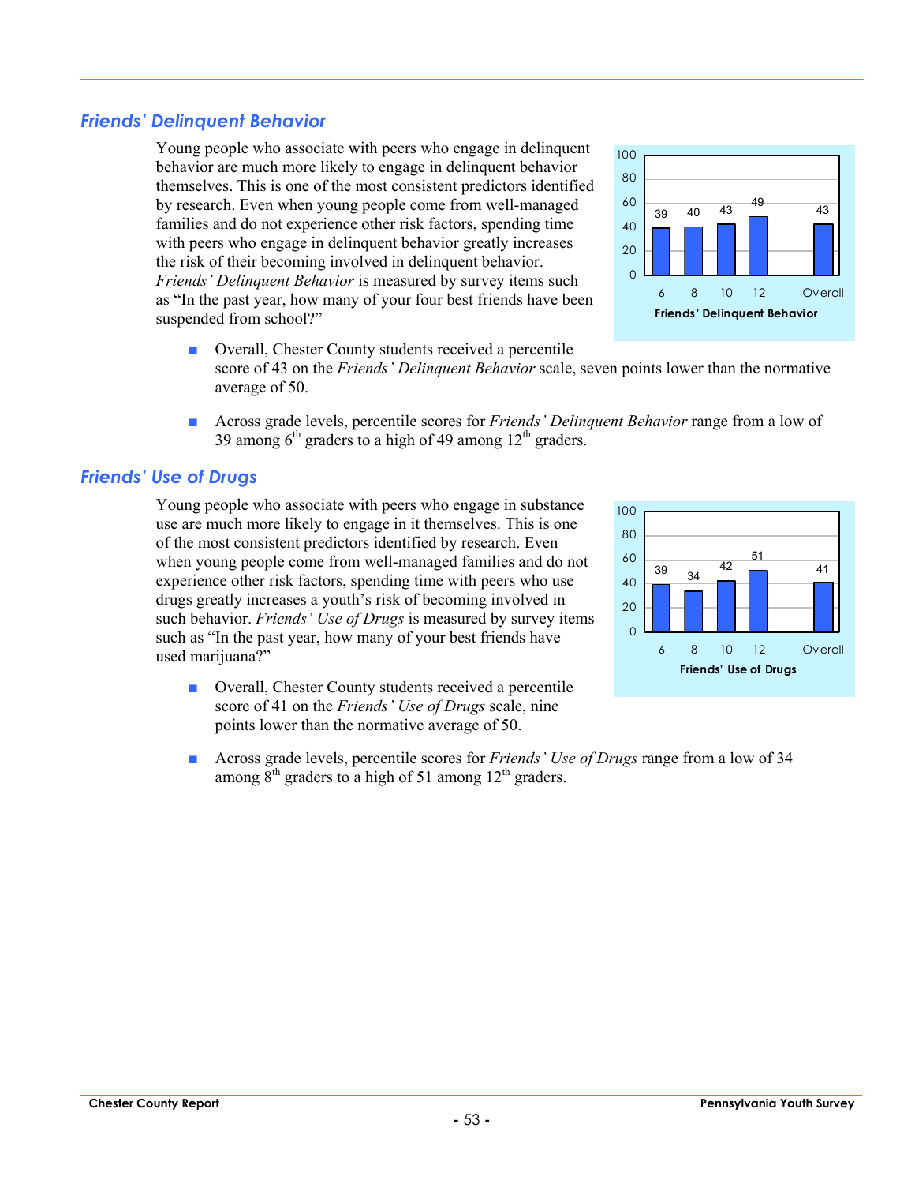## *Friends' Delinquent Behavior*

Young people who associate with peers who engage in delinquent behavior are much more likely to engage in delinquent behavior themselves. This is one of the most consistent predictors identified by research. Even when young people come from well-managed families and do not experience other risk factors, spending time with peers who engage in delinquent behavior greatly increases the risk of their becoming involved in delinquent behavior. *Friends' Delinquent Behavior* is measured by survey items such as "In the past year, how many of your four best friends have been suspended from school?"

| Grade | 6 | 8 | 10 | 12 | Overall |
|---|---|---|---|---|---|
| Friends' Delinquent Behavior | 39 | 40 | 43 | 49 | 43 |

- Overall, Chester County students received a percentile score of 43 on the *Friends' Delinquent Behavior* scale, seven points lower than the normative average of 50.
- Across grade levels, percentile scores for *Friends' Delinquent Behavior* range from a low of 39 among 6th graders to a high of 49 among 12th graders.

## *Friends' Use of Drugs*

Young people who associate with peers who engage in substance use are much more likely to engage in it themselves. This is one of the most consistent predictors identified by research. Even when young people come from well-managed families and do not experience other risk factors, spending time with peers who use drugs greatly increases a youth's risk of becoming involved in such behavior. *Friends' Use of Drugs* is measured by survey items such as "In the past year, how many of your best friends have used marijuana?"

| Grade | 6 | 8 | 10 | 12 | Overall |
|---|---|---|---|---|---|
| Friends' Use of Drugs | 39 | 34 | 42 | 51 | 41 |

- Overall, Chester County students received a percentile score of 41 on the *Friends' Use of Drugs* scale, nine points lower than the normative average of 50.
- Across grade levels, percentile scores for *Friends' Use of Drugs* range from a low of 34 among 8th graders to a high of 51 among 12th graders.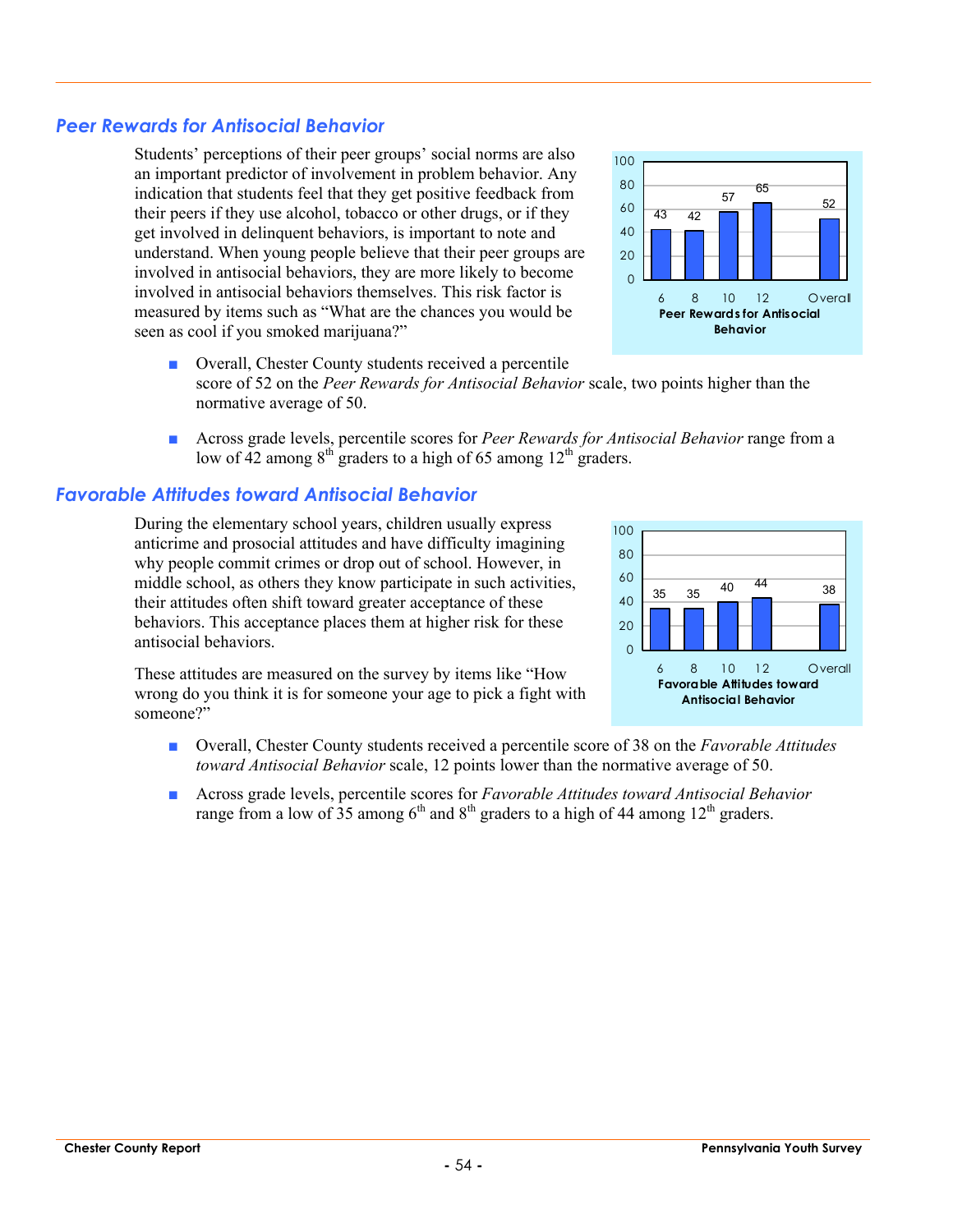## *Peer Rewards for Antisocial Behavior*

Students' perceptions of their peer groups' social norms are also an important predictor of involvement in problem behavior. Any indication that students feel that they get positive feedback from their peers if they use alcohol, tobacco or other drugs, or if they get involved in delinquent behaviors, is important to note and understand. When young people believe that their peer groups are involved in antisocial behaviors, they are more likely to become involved in antisocial behaviors themselves. This risk factor is measured by items such as "What are the chances you would be seen as cool if you smoked marijuana?"

| Grade | 6 | 8 | 10 | 12 | Overall |
|---|---|---|---|---|---|
| Peer Rewards for Antisocial Behavior | 43 | 42 | 57 | 65 | 52 |

- Overall, Chester County students received a percentile score of 52 on the *Peer Rewards for Antisocial Behavior* scale, two points higher than the normative average of 50.
- Across grade levels, percentile scores for *Peer Rewards for Antisocial Behavior* range from a low of 42 among 8th graders to a high of 65 among 12th graders.

## *Favorable Attitudes toward Antisocial Behavior*

During the elementary school years, children usually express anticrime and prosocial attitudes and have difficulty imagining why people commit crimes or drop out of school. However, in middle school, as others they know participate in such activities, their attitudes often shift toward greater acceptance of these behaviors. This acceptance places them at higher risk for these antisocial behaviors.

These attitudes are measured on the survey by items like "How wrong do you think it is for someone your age to pick a fight with someone?"

| Grade | 6 | 8 | 10 | 12 | Overall |
|---|---|---|---|---|---|
| Favorable Attitudes toward Antisocial Behavior | 35 | 35 | 40 | 44 | 38 |

- Overall, Chester County students received a percentile score of 38 on the *Favorable Attitudes toward Antisocial Behavior* scale, 12 points lower than the normative average of 50.
- Across grade levels, percentile scores for *Favorable Attitudes toward Antisocial Behavior* range from a low of 35 among 6th and 8th graders to a high of 44 among 12th graders.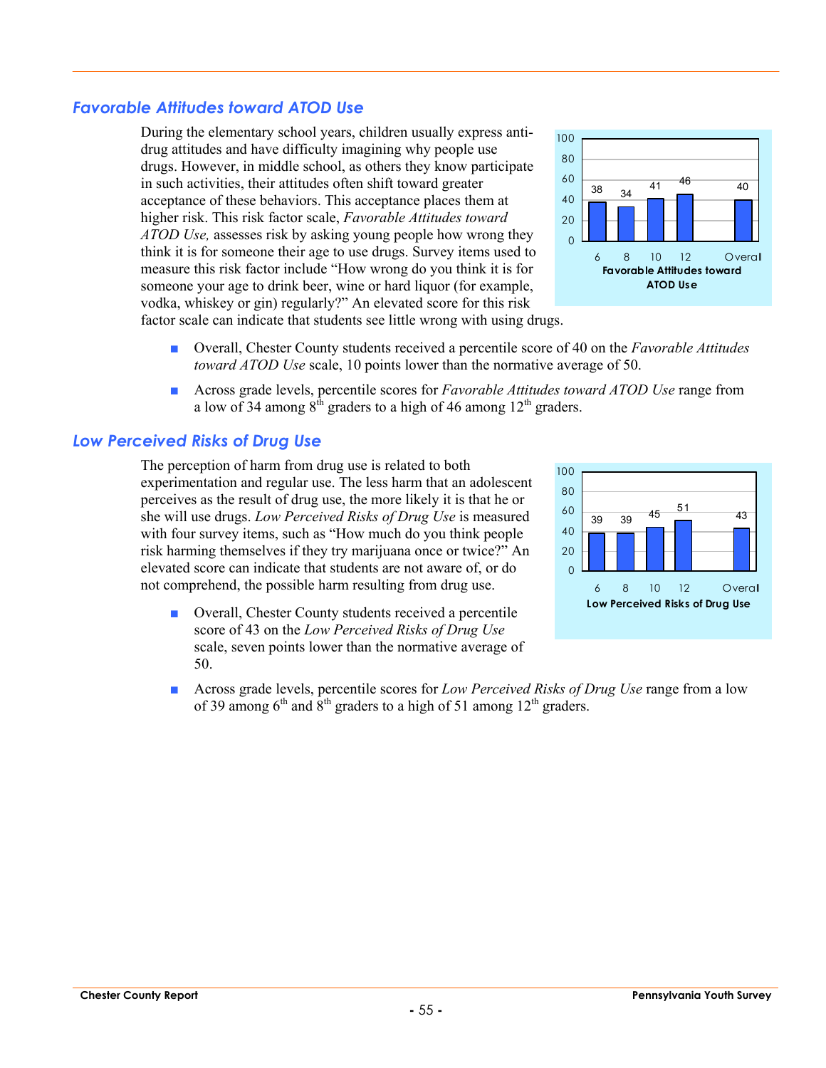## *Favorable Attitudes toward ATOD Use*

During the elementary school years, children usually express anti-drug attitudes and have difficulty imagining why people use drugs. However, in middle school, as others they know participate in such activities, their attitudes often shift toward greater acceptance of these behaviors. This acceptance places them at higher risk. This risk factor scale, *Favorable Attitudes toward ATOD Use,* assesses risk by asking young people how wrong they think it is for someone their age to use drugs. Survey items used to measure this risk factor include "How wrong do you think it is for someone your age to drink beer, wine or hard liquor (for example, vodka, whiskey or gin) regularly?" An elevated score for this risk factor scale can indicate that students see little wrong with using drugs.

| Grade | 6 | 8 | 10 | 12 | Overall |
|---|---|---|---|---|---|
| Favorable Attitudes toward ATOD Use | 38 | 34 | 41 | 46 | 40 |

- Overall, Chester County students received a percentile score of 40 on the *Favorable Attitudes toward ATOD Use* scale, 10 points lower than the normative average of 50.
- Across grade levels, percentile scores for *Favorable Attitudes toward ATOD Use* range from a low of 34 among 8th graders to a high of 46 among 12th graders.

## *Low Perceived Risks of Drug Use*

The perception of harm from drug use is related to both experimentation and regular use. The less harm that an adolescent perceives as the result of drug use, the more likely it is that he or she will use drugs. *Low Perceived Risks of Drug Use* is measured with four survey items, such as "How much do you think people risk harming themselves if they try marijuana once or twice?" An elevated score can indicate that students are not aware of, or do not comprehend, the possible harm resulting from drug use.

| Grade | 6 | 8 | 10 | 12 | Overall |
|---|---|---|---|---|---|
| Low Perceived Risks of Drug Use | 39 | 39 | 45 | 51 | 43 |

- Overall, Chester County students received a percentile score of 43 on the *Low Perceived Risks of Drug Use* scale, seven points lower than the normative average of 50.
- Across grade levels, percentile scores for *Low Perceived Risks of Drug Use* range from a low of 39 among 6th and 8th graders to a high of 51 among 12th graders.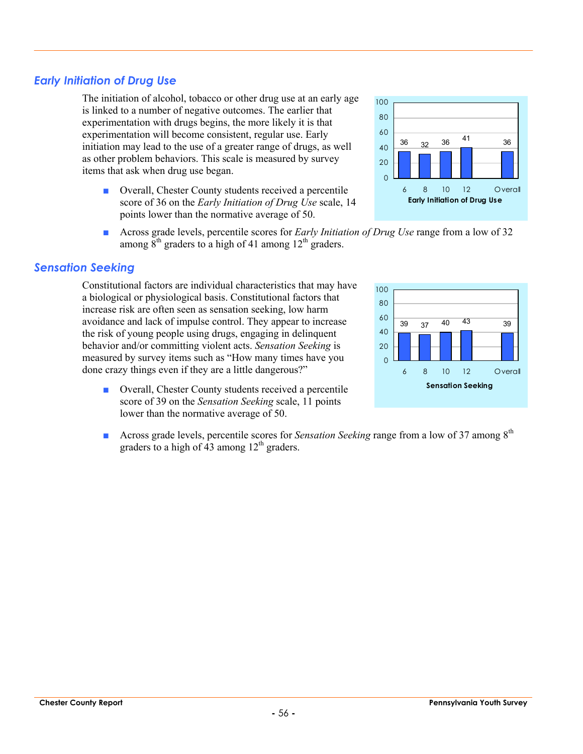## Early Initiation of Drug Use

The initiation of alcohol, tobacco or other drug use at an early age is linked to a number of negative outcomes. The earlier that experimentation with drugs begins, the more likely it is that experimentation will become consistent, regular use. Early initiation may lead to the use of a greater range of drugs, as well as other problem behaviors. This scale is measured by survey items that ask when drug use began.

| | 6 | 8 | 10 | 12 | Overall |
|---|---|---|---|---|---|
| Early Initiation of Drug Use | 36 | 32 | 36 | 41 | 36 |

- Overall, Chester County students received a percentile score of 36 on the *Early Initiation of Drug Use* scale, 14 points lower than the normative average of 50.
- Across grade levels, percentile scores for *Early Initiation of Drug Use* range from a low of 32 among 8th graders to a high of 41 among 12th graders.

## Sensation Seeking

Constitutional factors are individual characteristics that may have a biological or physiological basis. Constitutional factors that increase risk are often seen as sensation seeking, low harm avoidance and lack of impulse control. They appear to increase the risk of young people using drugs, engaging in delinquent behavior and/or committing violent acts. *Sensation Seeking* is measured by survey items such as "How many times have you done crazy things even if they are a little dangerous?"

| | 6 | 8 | 10 | 12 | Overall |
|---|---|---|---|---|---|
| Sensation Seeking | 39 | 37 | 40 | 43 | 39 |

- Overall, Chester County students received a percentile score of 39 on the *Sensation Seeking* scale, 11 points lower than the normative average of 50.
- Across grade levels, percentile scores for *Sensation Seeking* range from a low of 37 among 8th graders to a high of 43 among 12th graders.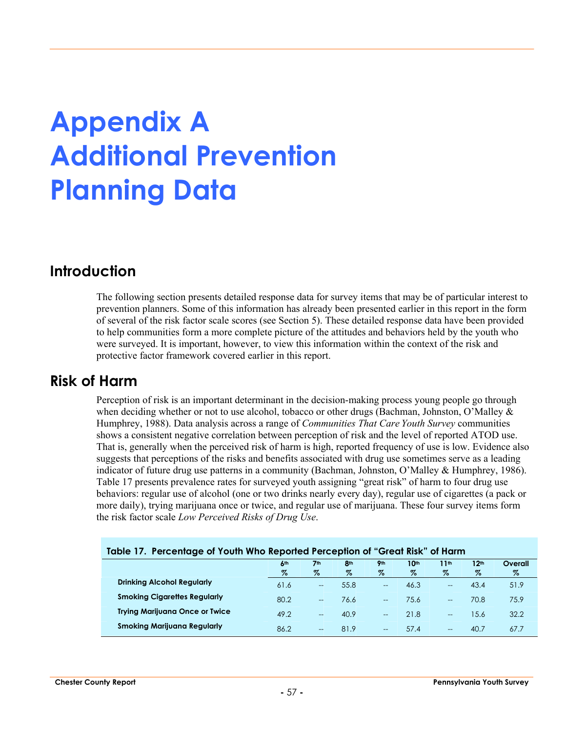# Appendix A Additional Prevention Planning Data

## Introduction

The following section presents detailed response data for survey items that may be of particular interest to prevention planners. Some of this information has already been presented earlier in this report in the form of several of the risk factor scale scores (see Section 5). These detailed response data have been provided to help communities form a more complete picture of the attitudes and behaviors held by the youth who were surveyed. It is important, however, to view this information within the context of the risk and protective factor framework covered earlier in this report.

## Risk of Harm

Perception of risk is an important determinant in the decision-making process young people go through when deciding whether or not to use alcohol, tobacco or other drugs (Bachman, Johnston, O'Malley & Humphrey, 1988). Data analysis across a range of *Communities That Care Youth Survey* communities shows a consistent negative correlation between perception of risk and the level of reported ATOD use. That is, generally when the perceived risk of harm is high, reported frequency of use is low. Evidence also suggests that perceptions of the risks and benefits associated with drug use sometimes serve as a leading indicator of future drug use patterns in a community (Bachman, Johnston, O'Malley & Humphrey, 1986). Table 17 presents prevalence rates for surveyed youth assigning "great risk" of harm to four drug use behaviors: regular use of alcohol (one or two drinks nearly every day), regular use of cigarettes (a pack or more daily), trying marijuana once or twice, and regular use of marijuana. These four survey items form the risk factor scale *Low Perceived Risks of Drug Use*.

**Table 17. Percentage of Youth Who Reported Perception of "Great Risk" of Harm**

| | 6th % | 7th % | 8th % | 9th % | 10th % | 11th % | 12th % | Overall % |
|---|---|---|---|---|---|---|---|---|
| **Drinking Alcohol Regularly** | 61.6 | -- | 55.8 | -- | 46.3 | -- | 43.4 | 51.9 |
| **Smoking Cigarettes Regularly** | 80.2 | -- | 76.6 | -- | 75.6 | -- | 70.8 | 75.9 |
| **Trying Marijuana Once or Twice** | 49.2 | -- | 40.9 | -- | 21.8 | -- | 15.6 | 32.2 |
| **Smoking Marijuana Regularly** | 86.2 | -- | 81.9 | -- | 57.4 | -- | 40.7 | 67.7 |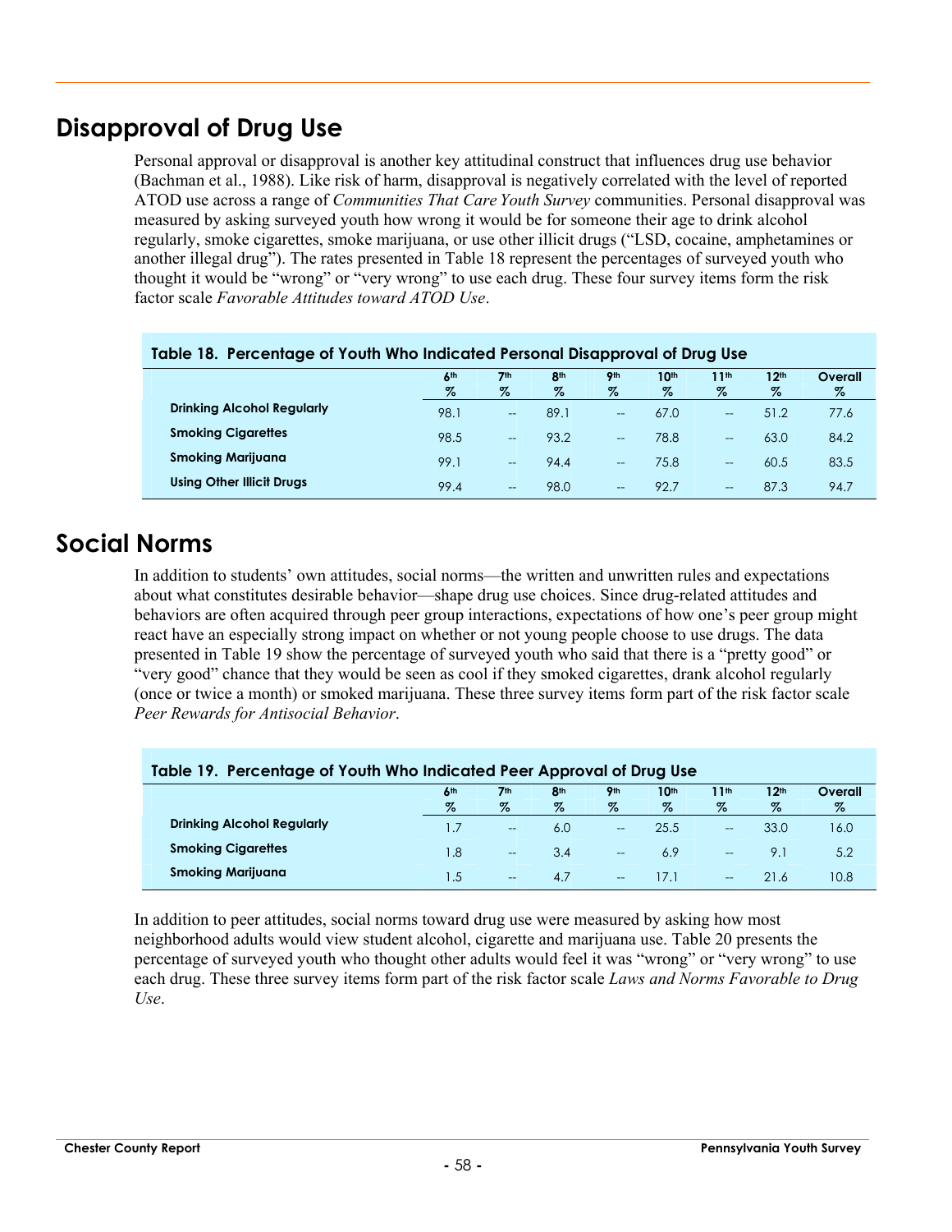## Disapproval of Drug Use

Personal approval or disapproval is another key attitudinal construct that influences drug use behavior (Bachman et al., 1988). Like risk of harm, disapproval is negatively correlated with the level of reported ATOD use across a range of *Communities That Care Youth Survey* communities. Personal disapproval was measured by asking surveyed youth how wrong it would be for someone their age to drink alcohol regularly, smoke cigarettes, smoke marijuana, or use other illicit drugs ("LSD, cocaine, amphetamines or another illegal drug"). The rates presented in Table 18 represent the percentages of surveyed youth who thought it would be "wrong" or "very wrong" to use each drug. These four survey items form the risk factor scale *Favorable Attitudes toward ATOD Use*.

**Table 18. Percentage of Youth Who Indicated Personal Disapproval of Drug Use**

| | 6th % | 7th % | 8th % | 9th % | 10th % | 11th % | 12th % | Overall % |
|---|---|---|---|---|---|---|---|---|
| **Drinking Alcohol Regularly** | 98.1 | -- | 89.1 | -- | 67.0 | -- | 51.2 | 77.6 |
| **Smoking Cigarettes** | 98.5 | -- | 93.2 | -- | 78.8 | -- | 63.0 | 84.2 |
| **Smoking Marijuana** | 99.1 | -- | 94.4 | -- | 75.8 | -- | 60.5 | 83.5 |
| **Using Other Illicit Drugs** | 99.4 | -- | 98.0 | -- | 92.7 | -- | 87.3 | 94.7 |

## Social Norms

In addition to students' own attitudes, social norms—the written and unwritten rules and expectations about what constitutes desirable behavior—shape drug use choices. Since drug-related attitudes and behaviors are often acquired through peer group interactions, expectations of how one's peer group might react have an especially strong impact on whether or not young people choose to use drugs. The data presented in Table 19 show the percentage of surveyed youth who said that there is a "pretty good" or "very good" chance that they would be seen as cool if they smoked cigarettes, drank alcohol regularly (once or twice a month) or smoked marijuana. These three survey items form part of the risk factor scale *Peer Rewards for Antisocial Behavior*.

**Table 19. Percentage of Youth Who Indicated Peer Approval of Drug Use**

| | 6th % | 7th % | 8th % | 9th % | 10th % | 11th % | 12th % | Overall % |
|---|---|---|---|---|---|---|---|---|
| **Drinking Alcohol Regularly** | 1.7 | -- | 6.0 | -- | 25.5 | -- | 33.0 | 16.0 |
| **Smoking Cigarettes** | 1.8 | -- | 3.4 | -- | 6.9 | -- | 9.1 | 5.2 |
| **Smoking Marijuana** | 1.5 | -- | 4.7 | -- | 17.1 | -- | 21.6 | 10.8 |

In addition to peer attitudes, social norms toward drug use were measured by asking how most neighborhood adults would view student alcohol, cigarette and marijuana use. Table 20 presents the percentage of surveyed youth who thought other adults would feel it was "wrong" or "very wrong" to use each drug. These three survey items form part of the risk factor scale *Laws and Norms Favorable to Drug Use*.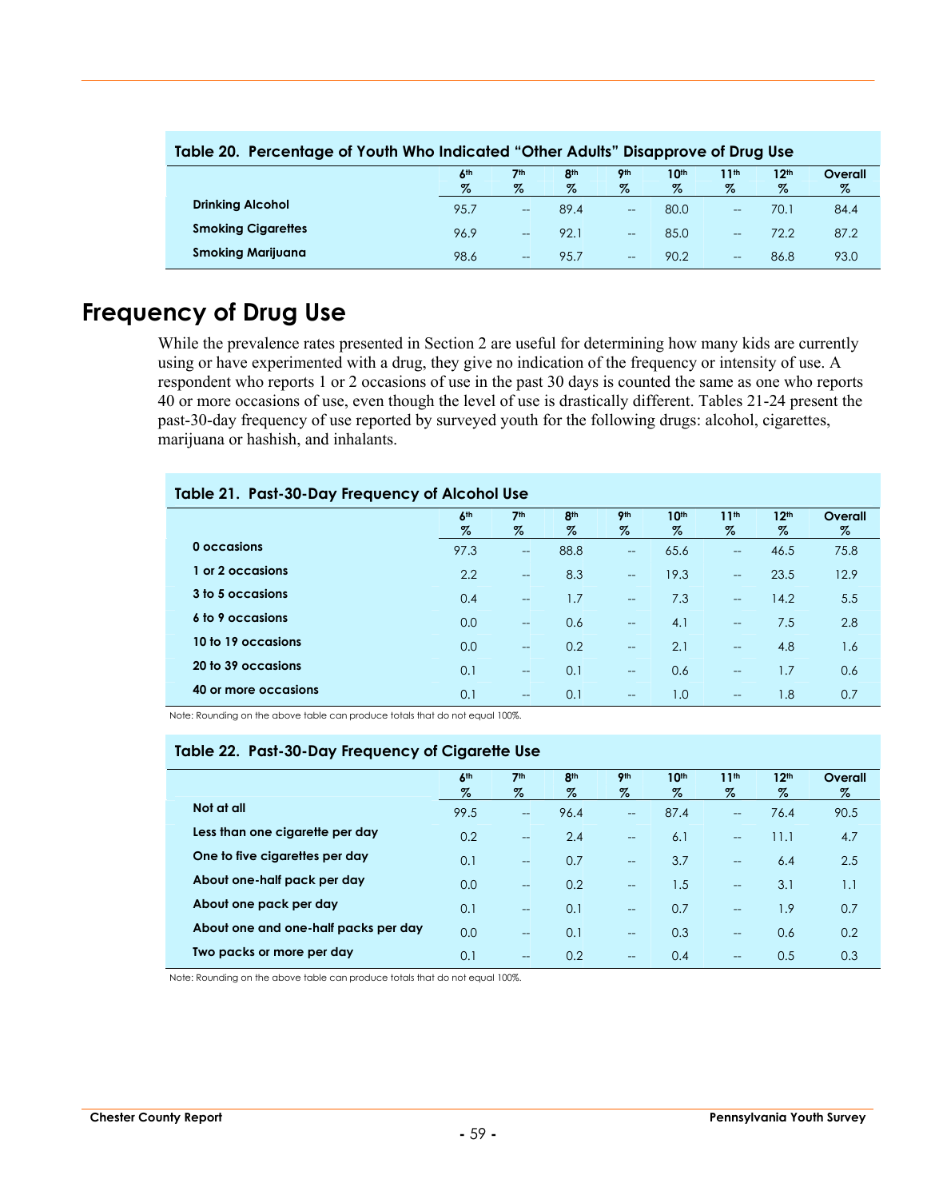**Table 20. Percentage of Youth Who Indicated "Other Adults" Disapprove of Drug Use**

| | 6th % | 7th % | 8th % | 9th % | 10th % | 11th % | 12th % | Overall % |
|---|---|---|---|---|---|---|---|---|
| **Drinking Alcohol** | 95.7 | -- | 89.4 | -- | 80.0 | -- | 70.1 | 84.4 |
| **Smoking Cigarettes** | 96.9 | -- | 92.1 | -- | 85.0 | -- | 72.2 | 87.2 |
| **Smoking Marijuana** | 98.6 | -- | 95.7 | -- | 90.2 | -- | 86.8 | 93.0 |

# Frequency of Drug Use

While the prevalence rates presented in Section 2 are useful for determining how many kids are currently using or have experimented with a drug, they give no indication of the frequency or intensity of use. A respondent who reports 1 or 2 occasions of use in the past 30 days is counted the same as one who reports 40 or more occasions of use, even though the level of use is drastically different. Tables 21-24 present the past-30-day frequency of use reported by surveyed youth for the following drugs: alcohol, cigarettes, marijuana or hashish, and inhalants.

**Table 21. Past-30-Day Frequency of Alcohol Use**

| | 6th % | 7th % | 8th % | 9th % | 10th % | 11th % | 12th % | Overall % |
|---|---|---|---|---|---|---|---|---|
| **0 occasions** | 97.3 | -- | 88.8 | -- | 65.6 | -- | 46.5 | 75.8 |
| **1 or 2 occasions** | 2.2 | -- | 8.3 | -- | 19.3 | -- | 23.5 | 12.9 |
| **3 to 5 occasions** | 0.4 | -- | 1.7 | -- | 7.3 | -- | 14.2 | 5.5 |
| **6 to 9 occasions** | 0.0 | -- | 0.6 | -- | 4.1 | -- | 7.5 | 2.8 |
| **10 to 19 occasions** | 0.0 | -- | 0.2 | -- | 2.1 | -- | 4.8 | 1.6 |
| **20 to 39 occasions** | 0.1 | -- | 0.1 | -- | 0.6 | -- | 1.7 | 0.6 |
| **40 or more occasions** | 0.1 | -- | 0.1 | -- | 1.0 | -- | 1.8 | 0.7 |

Note: Rounding on the above table can produce totals that do not equal 100%.

**Table 22. Past-30-Day Frequency of Cigarette Use**

| | 6th % | 7th % | 8th % | 9th % | 10th % | 11th % | 12th % | Overall % |
|---|---|---|---|---|---|---|---|---|
| **Not at all** | 99.5 | -- | 96.4 | -- | 87.4 | -- | 76.4 | 90.5 |
| **Less than one cigarette per day** | 0.2 | -- | 2.4 | -- | 6.1 | -- | 11.1 | 4.7 |
| **One to five cigarettes per day** | 0.1 | -- | 0.7 | -- | 3.7 | -- | 6.4 | 2.5 |
| **About one-half pack per day** | 0.0 | -- | 0.2 | -- | 1.5 | -- | 3.1 | 1.1 |
| **About one pack per day** | 0.1 | -- | 0.1 | -- | 0.7 | -- | 1.9 | 0.7 |
| **About one and one-half packs per day** | 0.0 | -- | 0.1 | -- | 0.3 | -- | 0.6 | 0.2 |
| **Two packs or more per day** | 0.1 | -- | 0.2 | -- | 0.4 | -- | 0.5 | 0.3 |

Note: Rounding on the above table can produce totals that do not equal 100%.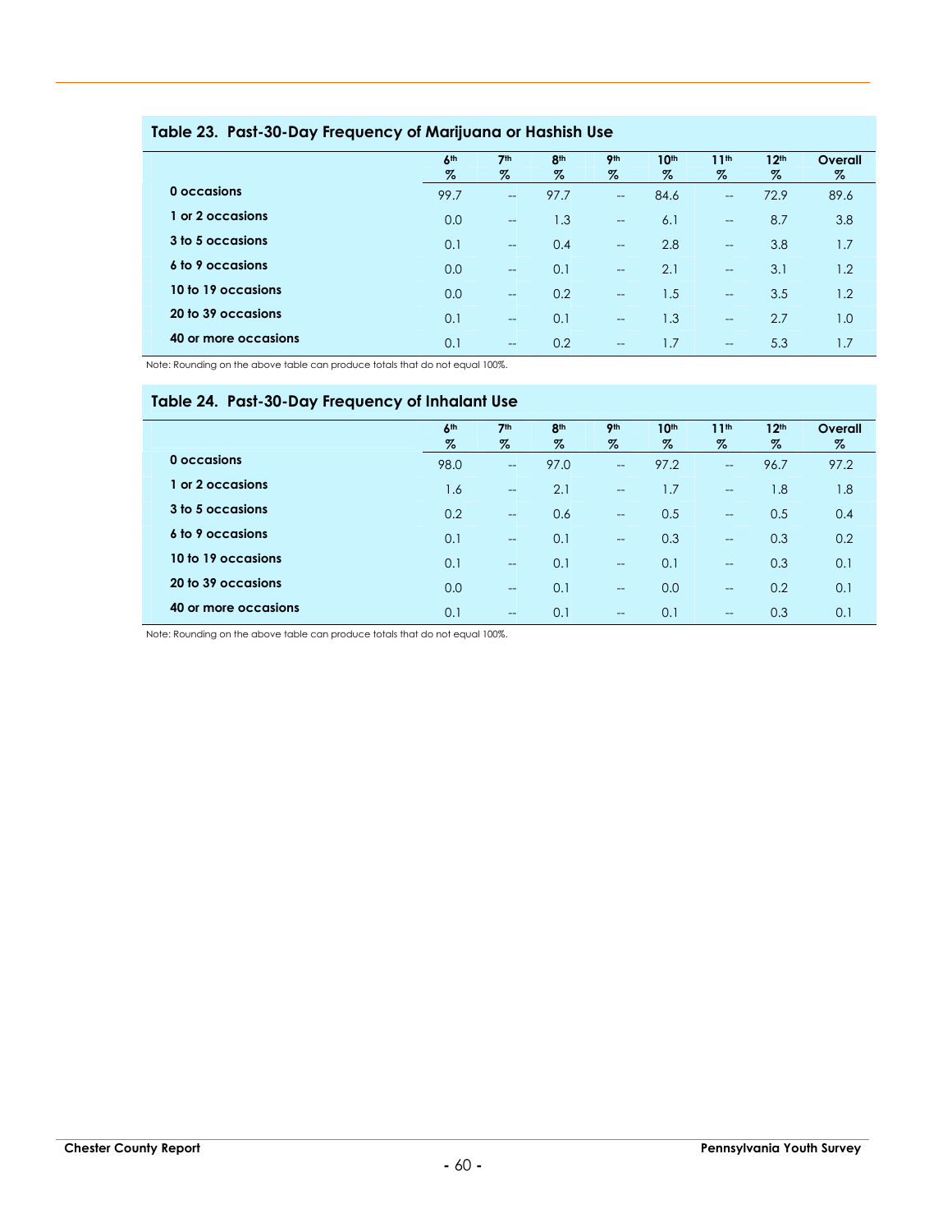## Table 23. Past-30-Day Frequency of Marijuana or Hashish Use

| | 6th % | 7th % | 8th % | 9th % | 10th % | 11th % | 12th % | Overall % |
|---|---|---|---|---|---|---|---|---|
| **0 occasions** | 99.7 | -- | 97.7 | -- | 84.6 | -- | 72.9 | 89.6 |
| **1 or 2 occasions** | 0.0 | -- | 1.3 | -- | 6.1 | -- | 8.7 | 3.8 |
| **3 to 5 occasions** | 0.1 | -- | 0.4 | -- | 2.8 | -- | 3.8 | 1.7 |
| **6 to 9 occasions** | 0.0 | -- | 0.1 | -- | 2.1 | -- | 3.1 | 1.2 |
| **10 to 19 occasions** | 0.0 | -- | 0.2 | -- | 1.5 | -- | 3.5 | 1.2 |
| **20 to 39 occasions** | 0.1 | -- | 0.1 | -- | 1.3 | -- | 2.7 | 1.0 |
| **40 or more occasions** | 0.1 | -- | 0.2 | -- | 1.7 | -- | 5.3 | 1.7 |

Note: Rounding on the above table can produce totals that do not equal 100%.

## Table 24. Past-30-Day Frequency of Inhalant Use

| | 6th % | 7th % | 8th % | 9th % | 10th % | 11th % | 12th % | Overall % |
|---|---|---|---|---|---|---|---|---|
| **0 occasions** | 98.0 | -- | 97.0 | -- | 97.2 | -- | 96.7 | 97.2 |
| **1 or 2 occasions** | 1.6 | -- | 2.1 | -- | 1.7 | -- | 1.8 | 1.8 |
| **3 to 5 occasions** | 0.2 | -- | 0.6 | -- | 0.5 | -- | 0.5 | 0.4 |
| **6 to 9 occasions** | 0.1 | -- | 0.1 | -- | 0.3 | -- | 0.3 | 0.2 |
| **10 to 19 occasions** | 0.1 | -- | 0.1 | -- | 0.1 | -- | 0.3 | 0.1 |
| **20 to 39 occasions** | 0.0 | -- | 0.1 | -- | 0.0 | -- | 0.2 | 0.1 |
| **40 or more occasions** | 0.1 | -- | 0.1 | -- | 0.1 | -- | 0.3 | 0.1 |

Note: Rounding on the above table can produce totals that do not equal 100%.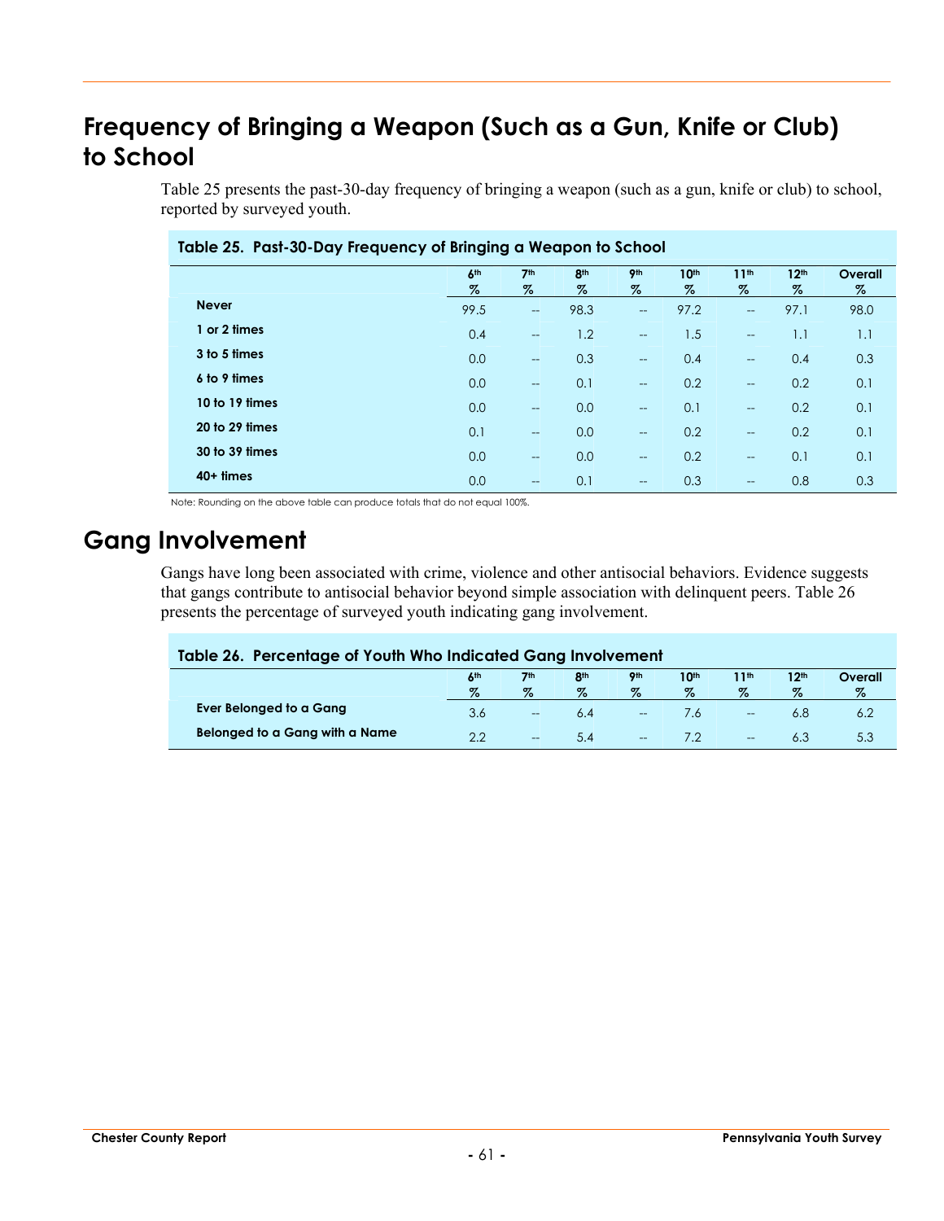## Frequency of Bringing a Weapon (Such as a Gun, Knife or Club) to School

Table 25 presents the past-30-day frequency of bringing a weapon (such as a gun, knife or club) to school, reported by surveyed youth.

**Table 25. Past-30-Day Frequency of Bringing a Weapon to School**

| | 6th % | 7th % | 8th % | 9th % | 10th % | 11th % | 12th % | Overall % |
|---|---|---|---|---|---|---|---|---|
| **Never** | 99.5 | -- | 98.3 | -- | 97.2 | -- | 97.1 | 98.0 |
| **1 or 2 times** | 0.4 | -- | 1.2 | -- | 1.5 | -- | 1.1 | 1.1 |
| **3 to 5 times** | 0.0 | -- | 0.3 | -- | 0.4 | -- | 0.4 | 0.3 |
| **6 to 9 times** | 0.0 | -- | 0.1 | -- | 0.2 | -- | 0.2 | 0.1 |
| **10 to 19 times** | 0.0 | -- | 0.0 | -- | 0.1 | -- | 0.2 | 0.1 |
| **20 to 29 times** | 0.1 | -- | 0.0 | -- | 0.2 | -- | 0.2 | 0.1 |
| **30 to 39 times** | 0.0 | -- | 0.0 | -- | 0.2 | -- | 0.1 | 0.1 |
| **40+ times** | 0.0 | -- | 0.1 | -- | 0.3 | -- | 0.8 | 0.3 |

Note: Rounding on the above table can produce totals that do not equal 100%.

## Gang Involvement

Gangs have long been associated with crime, violence and other antisocial behaviors. Evidence suggests that gangs contribute to antisocial behavior beyond simple association with delinquent peers. Table 26 presents the percentage of surveyed youth indicating gang involvement.

**Table 26. Percentage of Youth Who Indicated Gang Involvement**

| | 6th % | 7th % | 8th % | 9th % | 10th % | 11th % | 12th % | Overall % |
|---|---|---|---|---|---|---|---|---|
| **Ever Belonged to a Gang** | 3.6 | -- | 6.4 | -- | 7.6 | -- | 6.8 | 6.2 |
| **Belonged to a Gang with a Name** | 2.2 | -- | 5.4 | -- | 7.2 | -- | 6.3 | 5.3 |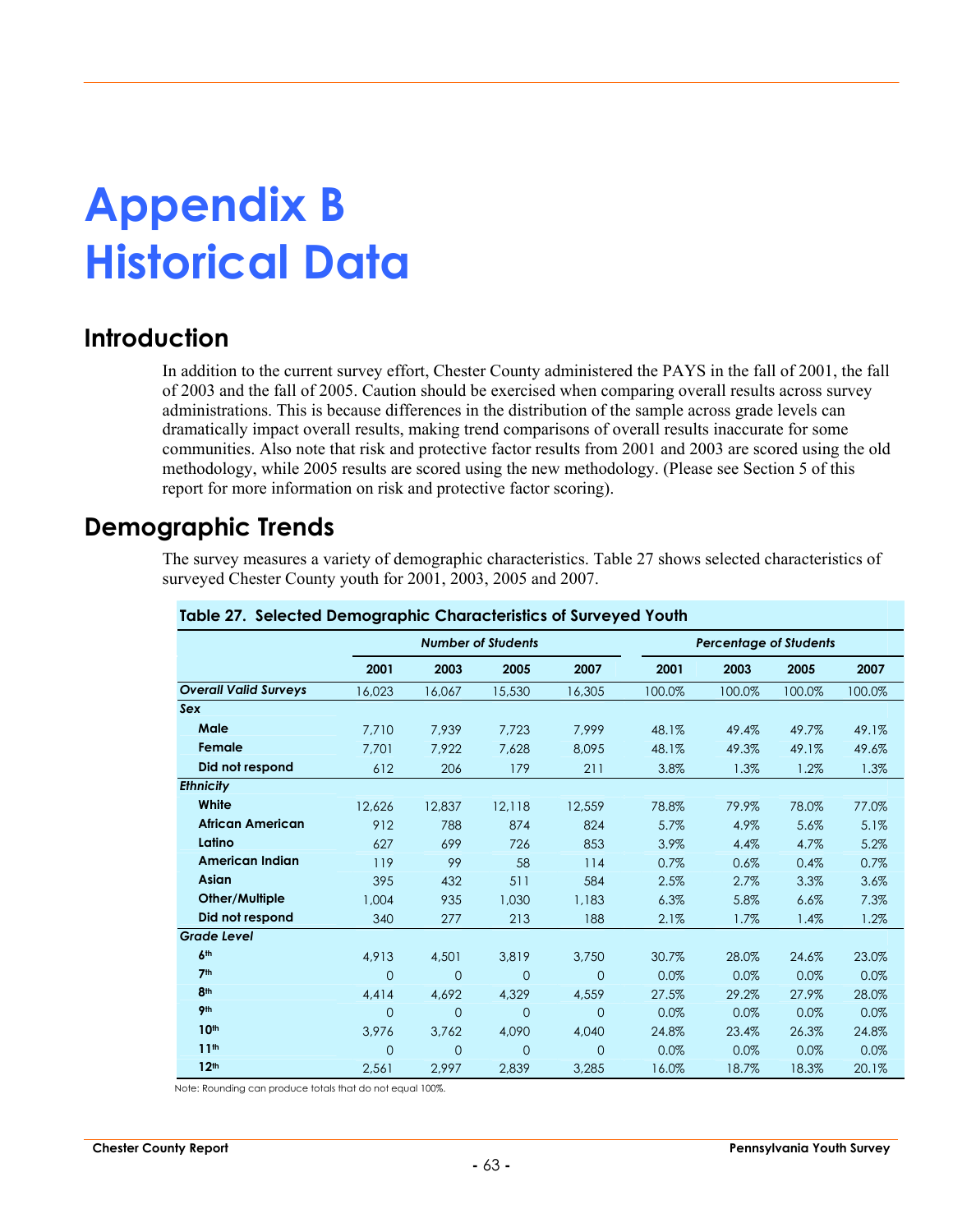# Appendix B
# Historical Data

## Introduction

In addition to the current survey effort, Chester County administered the PAYS in the fall of 2001, the fall of 2003 and the fall of 2005. Caution should be exercised when comparing overall results across survey administrations. This is because differences in the distribution of the sample across grade levels can dramatically impact overall results, making trend comparisons of overall results inaccurate for some communities. Also note that risk and protective factor results from 2001 and 2003 are scored using the old methodology, while 2005 results are scored using the new methodology. (Please see Section 5 of this report for more information on risk and protective factor scoring).

## Demographic Trends

The survey measures a variety of demographic characteristics. Table 27 shows selected characteristics of surveyed Chester County youth for 2001, 2003, 2005 and 2007.

**Table 27. Selected Demographic Characteristics of Surveyed Youth**

| | *Number of Students* | | | | *Percentage of Students* | | | |
|---|---|---|---|---|---|---|---|---|
| | **2001** | **2003** | **2005** | **2007** | **2001** | **2003** | **2005** | **2007** |
| ***Overall Valid Surveys*** | 16,023 | 16,067 | 15,530 | 16,305 | 100.0% | 100.0% | 100.0% | 100.0% |
| ***Sex*** | | | | | | | | |
| **Male** | 7,710 | 7,939 | 7,723 | 7,999 | 48.1% | 49.4% | 49.7% | 49.1% |
| **Female** | 7,701 | 7,922 | 7,628 | 8,095 | 48.1% | 49.3% | 49.1% | 49.6% |
| **Did not respond** | 612 | 206 | 179 | 211 | 3.8% | 1.3% | 1.2% | 1.3% |
| ***Ethnicity*** | | | | | | | | |
| **White** | 12,626 | 12,837 | 12,118 | 12,559 | 78.8% | 79.9% | 78.0% | 77.0% |
| **African American** | 912 | 788 | 874 | 824 | 5.7% | 4.9% | 5.6% | 5.1% |
| **Latino** | 627 | 699 | 726 | 853 | 3.9% | 4.4% | 4.7% | 5.2% |
| **American Indian** | 119 | 99 | 58 | 114 | 0.7% | 0.6% | 0.4% | 0.7% |
| **Asian** | 395 | 432 | 511 | 584 | 2.5% | 2.7% | 3.3% | 3.6% |
| **Other/Multiple** | 1,004 | 935 | 1,030 | 1,183 | 6.3% | 5.8% | 6.6% | 7.3% |
| **Did not respond** | 340 | 277 | 213 | 188 | 2.1% | 1.7% | 1.4% | 1.2% |
| ***Grade Level*** | | | | | | | | |
| **6th** | 4,913 | 4,501 | 3,819 | 3,750 | 30.7% | 28.0% | 24.6% | 23.0% |
| **7th** | 0 | 0 | 0 | 0 | 0.0% | 0.0% | 0.0% | 0.0% |
| **8th** | 4,414 | 4,692 | 4,329 | 4,559 | 27.5% | 29.2% | 27.9% | 28.0% |
| **9th** | 0 | 0 | 0 | 0 | 0.0% | 0.0% | 0.0% | 0.0% |
| **10th** | 3,976 | 3,762 | 4,090 | 4,040 | 24.8% | 23.4% | 26.3% | 24.8% |
| **11th** | 0 | 0 | 0 | 0 | 0.0% | 0.0% | 0.0% | 0.0% |
| **12th** | 2,561 | 2,997 | 2,839 | 3,285 | 16.0% | 18.7% | 18.3% | 20.1% |

Note: Rounding can produce totals that do not equal 100%.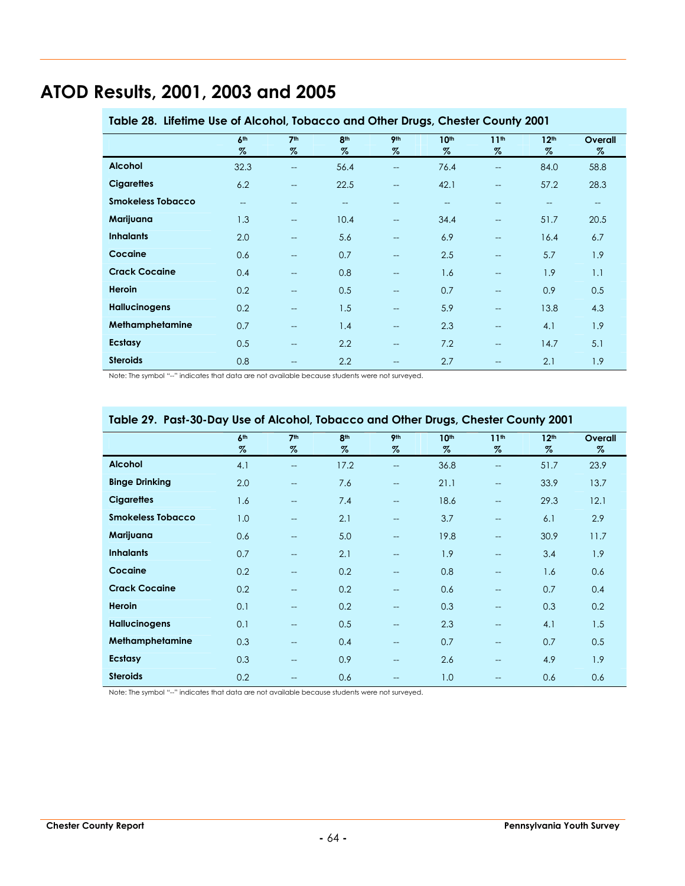# ATOD Results, 2001, 2003 and 2005

**Table 28. Lifetime Use of Alcohol, Tobacco and Other Drugs, Chester County 2001**

| | 6th % | 7th % | 8th % | 9th % | 10th % | 11th % | 12th % | Overall % |
|---|---|---|---|---|---|---|---|---|
| **Alcohol** | 32.3 | -- | 56.4 | -- | 76.4 | -- | 84.0 | 58.8 |
| **Cigarettes** | 6.2 | -- | 22.5 | -- | 42.1 | -- | 57.2 | 28.3 |
| **Smokeless Tobacco** | -- | -- | -- | -- | -- | -- | -- | -- |
| **Marijuana** | 1.3 | -- | 10.4 | -- | 34.4 | -- | 51.7 | 20.5 |
| **Inhalants** | 2.0 | -- | 5.6 | -- | 6.9 | -- | 16.4 | 6.7 |
| **Cocaine** | 0.6 | -- | 0.7 | -- | 2.5 | -- | 5.7 | 1.9 |
| **Crack Cocaine** | 0.4 | -- | 0.8 | -- | 1.6 | -- | 1.9 | 1.1 |
| **Heroin** | 0.2 | -- | 0.5 | -- | 0.7 | -- | 0.9 | 0.5 |
| **Hallucinogens** | 0.2 | -- | 1.5 | -- | 5.9 | -- | 13.8 | 4.3 |
| **Methamphetamine** | 0.7 | -- | 1.4 | -- | 2.3 | -- | 4.1 | 1.9 |
| **Ecstasy** | 0.5 | -- | 2.2 | -- | 7.2 | -- | 14.7 | 5.1 |
| **Steroids** | 0.8 | -- | 2.2 | -- | 2.7 | -- | 2.1 | 1.9 |

Note: The symbol "--" indicates that data are not available because students were not surveyed.

**Table 29. Past-30-Day Use of Alcohol, Tobacco and Other Drugs, Chester County 2001**

| | 6th % | 7th % | 8th % | 9th % | 10th % | 11th % | 12th % | Overall % |
|---|---|---|---|---|---|---|---|---|
| **Alcohol** | 4.1 | -- | 17.2 | -- | 36.8 | -- | 51.7 | 23.9 |
| **Binge Drinking** | 2.0 | -- | 7.6 | -- | 21.1 | -- | 33.9 | 13.7 |
| **Cigarettes** | 1.6 | -- | 7.4 | -- | 18.6 | -- | 29.3 | 12.1 |
| **Smokeless Tobacco** | 1.0 | -- | 2.1 | -- | 3.7 | -- | 6.1 | 2.9 |
| **Marijuana** | 0.6 | -- | 5.0 | -- | 19.8 | -- | 30.9 | 11.7 |
| **Inhalants** | 0.7 | -- | 2.1 | -- | 1.9 | -- | 3.4 | 1.9 |
| **Cocaine** | 0.2 | -- | 0.2 | -- | 0.8 | -- | 1.6 | 0.6 |
| **Crack Cocaine** | 0.2 | -- | 0.2 | -- | 0.6 | -- | 0.7 | 0.4 |
| **Heroin** | 0.1 | -- | 0.2 | -- | 0.3 | -- | 0.3 | 0.2 |
| **Hallucinogens** | 0.1 | -- | 0.5 | -- | 2.3 | -- | 4.1 | 1.5 |
| **Methamphetamine** | 0.3 | -- | 0.4 | -- | 0.7 | -- | 0.7 | 0.5 |
| **Ecstasy** | 0.3 | -- | 0.9 | -- | 2.6 | -- | 4.9 | 1.9 |
| **Steroids** | 0.2 | -- | 0.6 | -- | 1.0 | -- | 0.6 | 0.6 |

Note: The symbol "--" indicates that data are not available because students were not surveyed.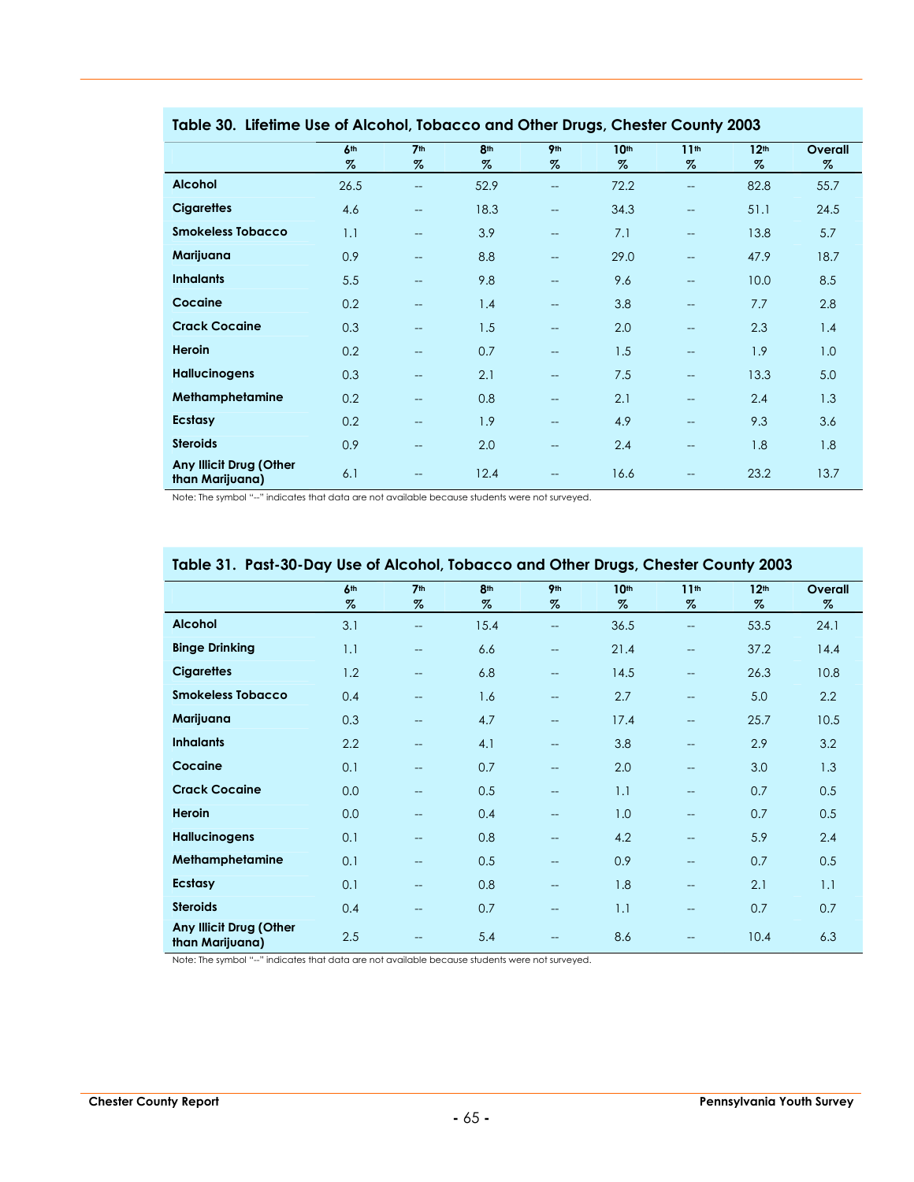**Table 30. Lifetime Use of Alcohol, Tobacco and Other Drugs, Chester County 2003**

| | 6th % | 7th % | 8th % | 9th % | 10th % | 11th % | 12th % | Overall % |
|---|---|---|---|---|---|---|---|---|
| **Alcohol** | 26.5 | -- | 52.9 | -- | 72.2 | -- | 82.8 | 55.7 |
| **Cigarettes** | 4.6 | -- | 18.3 | -- | 34.3 | -- | 51.1 | 24.5 |
| **Smokeless Tobacco** | 1.1 | -- | 3.9 | -- | 7.1 | -- | 13.8 | 5.7 |
| **Marijuana** | 0.9 | -- | 8.8 | -- | 29.0 | -- | 47.9 | 18.7 |
| **Inhalants** | 5.5 | -- | 9.8 | -- | 9.6 | -- | 10.0 | 8.5 |
| **Cocaine** | 0.2 | -- | 1.4 | -- | 3.8 | -- | 7.7 | 2.8 |
| **Crack Cocaine** | 0.3 | -- | 1.5 | -- | 2.0 | -- | 2.3 | 1.4 |
| **Heroin** | 0.2 | -- | 0.7 | -- | 1.5 | -- | 1.9 | 1.0 |
| **Hallucinogens** | 0.3 | -- | 2.1 | -- | 7.5 | -- | 13.3 | 5.0 |
| **Methamphetamine** | 0.2 | -- | 0.8 | -- | 2.1 | -- | 2.4 | 1.3 |
| **Ecstasy** | 0.2 | -- | 1.9 | -- | 4.9 | -- | 9.3 | 3.6 |
| **Steroids** | 0.9 | -- | 2.0 | -- | 2.4 | -- | 1.8 | 1.8 |
| **Any Illicit Drug (Other than Marijuana)** | 6.1 | -- | 12.4 | -- | 16.6 | -- | 23.2 | 13.7 |

Note: The symbol "--" indicates that data are not available because students were not surveyed.

**Table 31. Past-30-Day Use of Alcohol, Tobacco and Other Drugs, Chester County 2003**

| | 6th % | 7th % | 8th % | 9th % | 10th % | 11th % | 12th % | Overall % |
|---|---|---|---|---|---|---|---|---|
| **Alcohol** | 3.1 | -- | 15.4 | -- | 36.5 | -- | 53.5 | 24.1 |
| **Binge Drinking** | 1.1 | -- | 6.6 | -- | 21.4 | -- | 37.2 | 14.4 |
| **Cigarettes** | 1.2 | -- | 6.8 | -- | 14.5 | -- | 26.3 | 10.8 |
| **Smokeless Tobacco** | 0.4 | -- | 1.6 | -- | 2.7 | -- | 5.0 | 2.2 |
| **Marijuana** | 0.3 | -- | 4.7 | -- | 17.4 | -- | 25.7 | 10.5 |
| **Inhalants** | 2.2 | -- | 4.1 | -- | 3.8 | -- | 2.9 | 3.2 |
| **Cocaine** | 0.1 | -- | 0.7 | -- | 2.0 | -- | 3.0 | 1.3 |
| **Crack Cocaine** | 0.0 | -- | 0.5 | -- | 1.1 | -- | 0.7 | 0.5 |
| **Heroin** | 0.0 | -- | 0.4 | -- | 1.0 | -- | 0.7 | 0.5 |
| **Hallucinogens** | 0.1 | -- | 0.8 | -- | 4.2 | -- | 5.9 | 2.4 |
| **Methamphetamine** | 0.1 | -- | 0.5 | -- | 0.9 | -- | 0.7 | 0.5 |
| **Ecstasy** | 0.1 | -- | 0.8 | -- | 1.8 | -- | 2.1 | 1.1 |
| **Steroids** | 0.4 | -- | 0.7 | -- | 1.1 | -- | 0.7 | 0.7 |
| **Any Illicit Drug (Other than Marijuana)** | 2.5 | -- | 5.4 | -- | 8.6 | -- | 10.4 | 6.3 |

Note: The symbol "--" indicates that data are not available because students were not surveyed.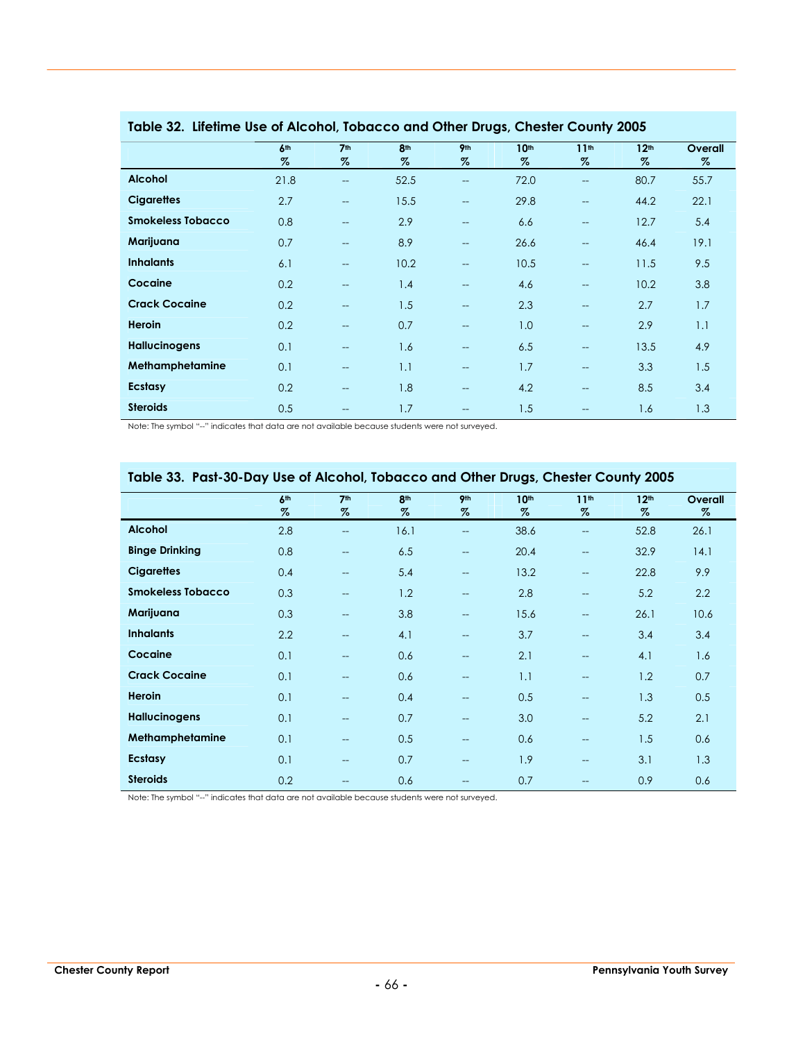## Table 32. Lifetime Use of Alcohol, Tobacco and Other Drugs, Chester County 2005

| | 6th % | 7th % | 8th % | 9th % | 10th % | 11th % | 12th % | Overall % |
|---|---|---|---|---|---|---|---|---|
| **Alcohol** | 21.8 | -- | 52.5 | -- | 72.0 | -- | 80.7 | 55.7 |
| **Cigarettes** | 2.7 | -- | 15.5 | -- | 29.8 | -- | 44.2 | 22.1 |
| **Smokeless Tobacco** | 0.8 | -- | 2.9 | -- | 6.6 | -- | 12.7 | 5.4 |
| **Marijuana** | 0.7 | -- | 8.9 | -- | 26.6 | -- | 46.4 | 19.1 |
| **Inhalants** | 6.1 | -- | 10.2 | -- | 10.5 | -- | 11.5 | 9.5 |
| **Cocaine** | 0.2 | -- | 1.4 | -- | 4.6 | -- | 10.2 | 3.8 |
| **Crack Cocaine** | 0.2 | -- | 1.5 | -- | 2.3 | -- | 2.7 | 1.7 |
| **Heroin** | 0.2 | -- | 0.7 | -- | 1.0 | -- | 2.9 | 1.1 |
| **Hallucinogens** | 0.1 | -- | 1.6 | -- | 6.5 | -- | 13.5 | 4.9 |
| **Methamphetamine** | 0.1 | -- | 1.1 | -- | 1.7 | -- | 3.3 | 1.5 |
| **Ecstasy** | 0.2 | -- | 1.8 | -- | 4.2 | -- | 8.5 | 3.4 |
| **Steroids** | 0.5 | -- | 1.7 | -- | 1.5 | -- | 1.6 | 1.3 |

Note: The symbol "--" indicates that data are not available because students were not surveyed.

## Table 33. Past-30-Day Use of Alcohol, Tobacco and Other Drugs, Chester County 2005

| | 6th % | 7th % | 8th % | 9th % | 10th % | 11th % | 12th % | Overall % |
|---|---|---|---|---|---|---|---|---|
| **Alcohol** | 2.8 | -- | 16.1 | -- | 38.6 | -- | 52.8 | 26.1 |
| **Binge Drinking** | 0.8 | -- | 6.5 | -- | 20.4 | -- | 32.9 | 14.1 |
| **Cigarettes** | 0.4 | -- | 5.4 | -- | 13.2 | -- | 22.8 | 9.9 |
| **Smokeless Tobacco** | 0.3 | -- | 1.2 | -- | 2.8 | -- | 5.2 | 2.2 |
| **Marijuana** | 0.3 | -- | 3.8 | -- | 15.6 | -- | 26.1 | 10.6 |
| **Inhalants** | 2.2 | -- | 4.1 | -- | 3.7 | -- | 3.4 | 3.4 |
| **Cocaine** | 0.1 | -- | 0.6 | -- | 2.1 | -- | 4.1 | 1.6 |
| **Crack Cocaine** | 0.1 | -- | 0.6 | -- | 1.1 | -- | 1.2 | 0.7 |
| **Heroin** | 0.1 | -- | 0.4 | -- | 0.5 | -- | 1.3 | 0.5 |
| **Hallucinogens** | 0.1 | -- | 0.7 | -- | 3.0 | -- | 5.2 | 2.1 |
| **Methamphetamine** | 0.1 | -- | 0.5 | -- | 0.6 | -- | 1.5 | 0.6 |
| **Ecstasy** | 0.1 | -- | 0.7 | -- | 1.9 | -- | 3.1 | 1.3 |
| **Steroids** | 0.2 | -- | 0.6 | -- | 0.7 | -- | 0.9 | 0.6 |

Note: The symbol "--" indicates that data are not available because students were not surveyed.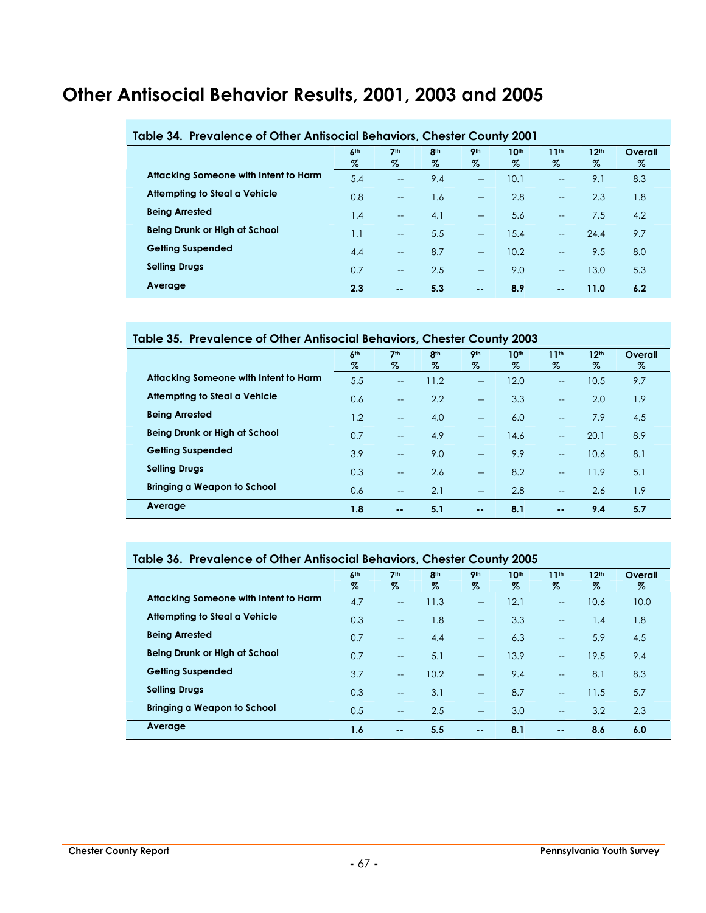# Other Antisocial Behavior Results, 2001, 2003 and 2005

**Table 34. Prevalence of Other Antisocial Behaviors, Chester County 2001**

| | 6th % | 7th % | 8th % | 9th % | 10th % | 11th % | 12th % | Overall % |
|---|---|---|---|---|---|---|---|---|
| **Attacking Someone with Intent to Harm** | 5.4 | -- | 9.4 | -- | 10.1 | -- | 9.1 | 8.3 |
| **Attempting to Steal a Vehicle** | 0.8 | -- | 1.6 | -- | 2.8 | -- | 2.3 | 1.8 |
| **Being Arrested** | 1.4 | -- | 4.1 | -- | 5.6 | -- | 7.5 | 4.2 |
| **Being Drunk or High at School** | 1.1 | -- | 5.5 | -- | 15.4 | -- | 24.4 | 9.7 |
| **Getting Suspended** | 4.4 | -- | 8.7 | -- | 10.2 | -- | 9.5 | 8.0 |
| **Selling Drugs** | 0.7 | -- | 2.5 | -- | 9.0 | -- | 13.0 | 5.3 |
| **Average** | **2.3** | **--** | **5.3** | **--** | **8.9** | **--** | **11.0** | **6.2** |

**Table 35. Prevalence of Other Antisocial Behaviors, Chester County 2003**

| | 6th % | 7th % | 8th % | 9th % | 10th % | 11th % | 12th % | Overall % |
|---|---|---|---|---|---|---|---|---|
| **Attacking Someone with Intent to Harm** | 5.5 | -- | 11.2 | -- | 12.0 | -- | 10.5 | 9.7 |
| **Attempting to Steal a Vehicle** | 0.6 | -- | 2.2 | -- | 3.3 | -- | 2.0 | 1.9 |
| **Being Arrested** | 1.2 | -- | 4.0 | -- | 6.0 | -- | 7.9 | 4.5 |
| **Being Drunk or High at School** | 0.7 | -- | 4.9 | -- | 14.6 | -- | 20.1 | 8.9 |
| **Getting Suspended** | 3.9 | -- | 9.0 | -- | 9.9 | -- | 10.6 | 8.1 |
| **Selling Drugs** | 0.3 | -- | 2.6 | -- | 8.2 | -- | 11.9 | 5.1 |
| **Bringing a Weapon to School** | 0.6 | -- | 2.1 | -- | 2.8 | -- | 2.6 | 1.9 |
| **Average** | **1.8** | **--** | **5.1** | **--** | **8.1** | **--** | **9.4** | **5.7** |

**Table 36. Prevalence of Other Antisocial Behaviors, Chester County 2005**

| | 6th % | 7th % | 8th % | 9th % | 10th % | 11th % | 12th % | Overall % |
|---|---|---|---|---|---|---|---|---|
| **Attacking Someone with Intent to Harm** | 4.7 | -- | 11.3 | -- | 12.1 | -- | 10.6 | 10.0 |
| **Attempting to Steal a Vehicle** | 0.3 | -- | 1.8 | -- | 3.3 | -- | 1.4 | 1.8 |
| **Being Arrested** | 0.7 | -- | 4.4 | -- | 6.3 | -- | 5.9 | 4.5 |
| **Being Drunk or High at School** | 0.7 | -- | 5.1 | -- | 13.9 | -- | 19.5 | 9.4 |
| **Getting Suspended** | 3.7 | -- | 10.2 | -- | 9.4 | -- | 8.1 | 8.3 |
| **Selling Drugs** | 0.3 | -- | 3.1 | -- | 8.7 | -- | 11.5 | 5.7 |
| **Bringing a Weapon to School** | 0.5 | -- | 2.5 | -- | 3.0 | -- | 3.2 | 2.3 |
| **Average** | **1.6** | **--** | **5.5** | **--** | **8.1** | **--** | **8.6** | **6.0** |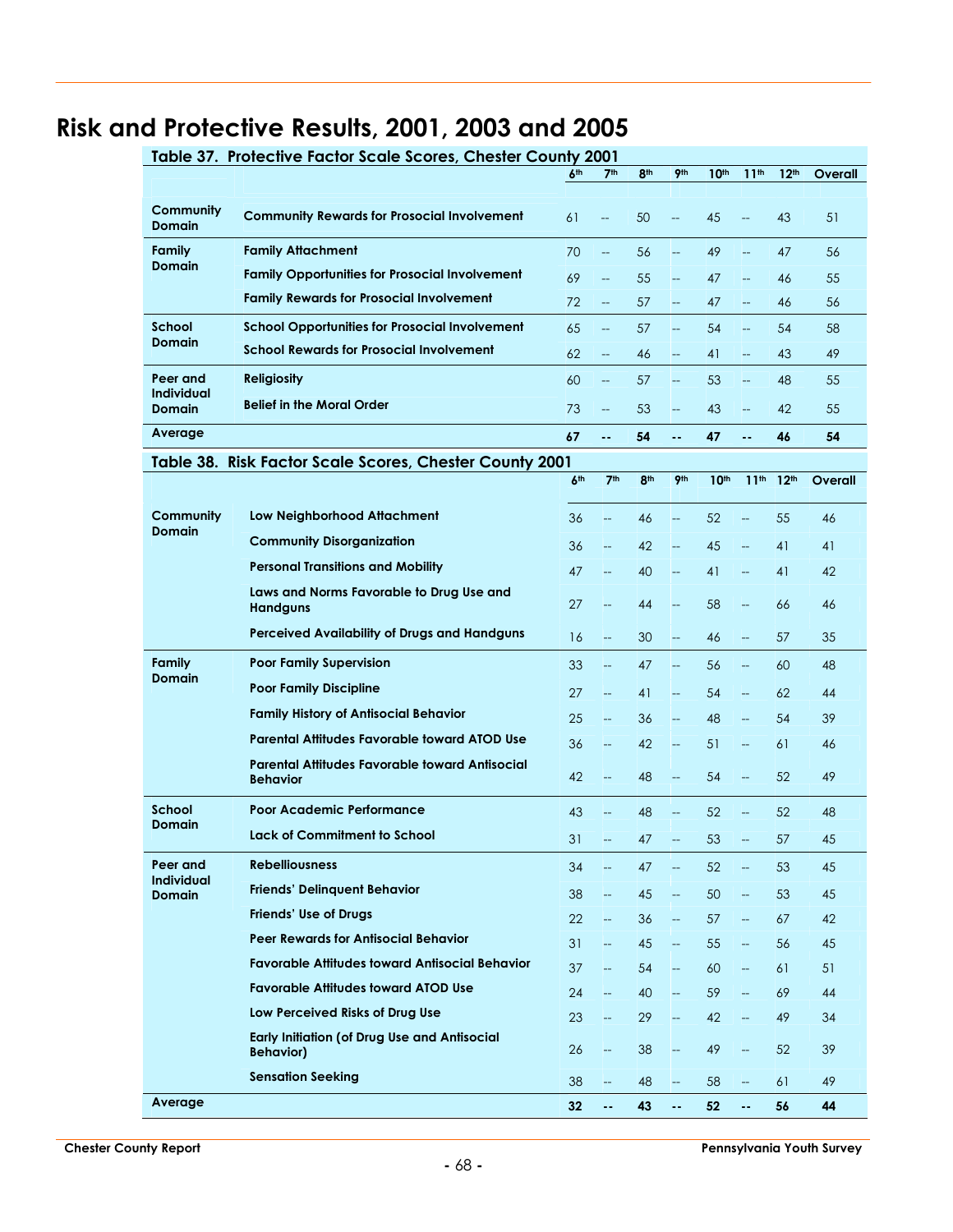# Risk and Protective Results, 2001, 2003 and 2005

**Table 37. Protective Factor Scale Scores, Chester County 2001**

| | | 6th | 7th | 8th | 9th | 10th | 11th | 12th | Overall |
|---|---|---|---|---|---|---|---|---|---|
| **Community Domain** | **Community Rewards for Prosocial Involvement** | 61 | -- | 50 | -- | 45 | -- | 43 | 51 |
| **Family Domain** | **Family Attachment** | 70 | -- | 56 | -- | 49 | -- | 47 | 56 |
| | **Family Opportunities for Prosocial Involvement** | 69 | -- | 55 | -- | 47 | -- | 46 | 55 |
| | **Family Rewards for Prosocial Involvement** | 72 | -- | 57 | -- | 47 | -- | 46 | 56 |
| **School Domain** | **School Opportunities for Prosocial Involvement** | 65 | -- | 57 | -- | 54 | -- | 54 | 58 |
| | **School Rewards for Prosocial Involvement** | 62 | -- | 46 | -- | 41 | -- | 43 | 49 |
| **Peer and Individual Domain** | **Religiosity** | 60 | -- | 57 | -- | 53 | -- | 48 | 55 |
| | **Belief in the Moral Order** | 73 | -- | 53 | -- | 43 | -- | 42 | 55 |
| **Average** | | **67** | **--** | **54** | **--** | **47** | **--** | **46** | **54** |

**Table 38. Risk Factor Scale Scores, Chester County 2001**

| | | 6th | 7th | 8th | 9th | 10th | 11th | 12th | Overall |
|---|---|---|---|---|---|---|---|---|---|
| **Community Domain** | **Low Neighborhood Attachment** | 36 | -- | 46 | -- | 52 | -- | 55 | 46 |
| | **Community Disorganization** | 36 | -- | 42 | -- | 45 | -- | 41 | 41 |
| | **Personal Transitions and Mobility** | 47 | -- | 40 | -- | 41 | -- | 41 | 42 |
| | **Laws and Norms Favorable to Drug Use and Handguns** | 27 | -- | 44 | -- | 58 | -- | 66 | 46 |
| | **Perceived Availability of Drugs and Handguns** | 16 | -- | 30 | -- | 46 | -- | 57 | 35 |
| **Family Domain** | **Poor Family Supervision** | 33 | -- | 47 | -- | 56 | -- | 60 | 48 |
| | **Poor Family Discipline** | 27 | -- | 41 | -- | 54 | -- | 62 | 44 |
| | **Family History of Antisocial Behavior** | 25 | -- | 36 | -- | 48 | -- | 54 | 39 |
| | **Parental Attitudes Favorable toward ATOD Use** | 36 | -- | 42 | -- | 51 | -- | 61 | 46 |
| | **Parental Attitudes Favorable toward Antisocial Behavior** | 42 | -- | 48 | -- | 54 | -- | 52 | 49 |
| **School Domain** | **Poor Academic Performance** | 43 | -- | 48 | -- | 52 | -- | 52 | 48 |
| | **Lack of Commitment to School** | 31 | -- | 47 | -- | 53 | -- | 57 | 45 |
| **Peer and Individual Domain** | **Rebelliousness** | 34 | -- | 47 | -- | 52 | -- | 53 | 45 |
| | **Friends' Delinquent Behavior** | 38 | -- | 45 | -- | 50 | -- | 53 | 45 |
| | **Friends' Use of Drugs** | 22 | -- | 36 | -- | 57 | -- | 67 | 42 |
| | **Peer Rewards for Antisocial Behavior** | 31 | -- | 45 | -- | 55 | -- | 56 | 45 |
| | **Favorable Attitudes toward Antisocial Behavior** | 37 | -- | 54 | -- | 60 | -- | 61 | 51 |
| | **Favorable Attitudes toward ATOD Use** | 24 | -- | 40 | -- | 59 | -- | 69 | 44 |
| | **Low Perceived Risks of Drug Use** | 23 | -- | 29 | -- | 42 | -- | 49 | 34 |
| | **Early Initiation (of Drug Use and Antisocial Behavior)** | 26 | -- | 38 | -- | 49 | -- | 52 | 39 |
| | **Sensation Seeking** | 38 | -- | 48 | -- | 58 | -- | 61 | 49 |
| **Average** | | **32** | **--** | **43** | **--** | **52** | **--** | **56** | **44** |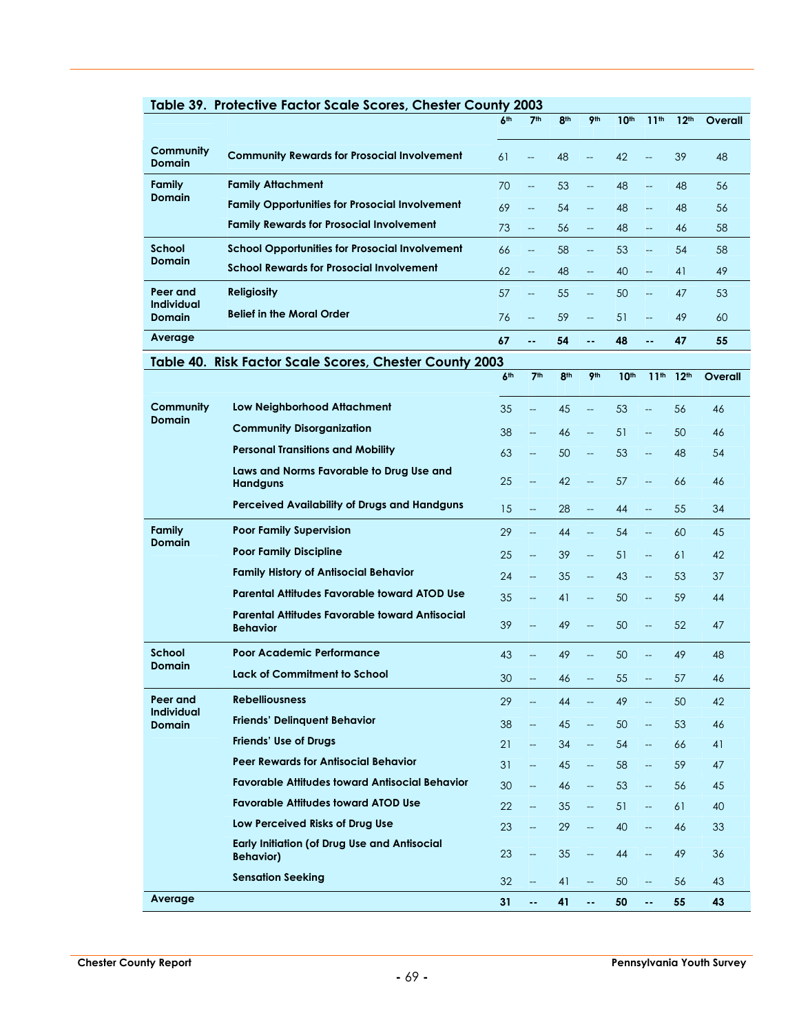## Table 39. Protective Factor Scale Scores, Chester County 2003

| | | 6th | 7th | 8th | 9th | 10th | 11th | 12th | Overall |
|---|---|---|---|---|---|---|---|---|---|
| **Community Domain** | **Community Rewards for Prosocial Involvement** | 61 | -- | 48 | -- | 42 | -- | 39 | 48 |
| **Family Domain** | **Family Attachment** | 70 | -- | 53 | -- | 48 | -- | 48 | 56 |
| | **Family Opportunities for Prosocial Involvement** | 69 | -- | 54 | -- | 48 | -- | 48 | 56 |
| | **Family Rewards for Prosocial Involvement** | 73 | -- | 56 | -- | 48 | -- | 46 | 58 |
| **School Domain** | **School Opportunities for Prosocial Involvement** | 66 | -- | 58 | -- | 53 | -- | 54 | 58 |
| | **School Rewards for Prosocial Involvement** | 62 | -- | 48 | -- | 40 | -- | 41 | 49 |
| **Peer and Individual Domain** | **Religiosity** | 57 | -- | 55 | -- | 50 | -- | 47 | 53 |
| | **Belief in the Moral Order** | 76 | -- | 59 | -- | 51 | -- | 49 | 60 |
| **Average** | | **67** | **--** | **54** | **--** | **48** | **--** | **47** | **55** |

## Table 40. Risk Factor Scale Scores, Chester County 2003

| | | 6th | 7th | 8th | 9th | 10th | 11th | 12th | Overall |
|---|---|---|---|---|---|---|---|---|---|
| **Community Domain** | **Low Neighborhood Attachment** | 35 | -- | 45 | -- | 53 | -- | 56 | 46 |
| | **Community Disorganization** | 38 | -- | 46 | -- | 51 | -- | 50 | 46 |
| | **Personal Transitions and Mobility** | 63 | -- | 50 | -- | 53 | -- | 48 | 54 |
| | **Laws and Norms Favorable to Drug Use and Handguns** | 25 | -- | 42 | -- | 57 | -- | 66 | 46 |
| | **Perceived Availability of Drugs and Handguns** | 15 | -- | 28 | -- | 44 | -- | 55 | 34 |
| **Family Domain** | **Poor Family Supervision** | 29 | -- | 44 | -- | 54 | -- | 60 | 45 |
| | **Poor Family Discipline** | 25 | -- | 39 | -- | 51 | -- | 61 | 42 |
| | **Family History of Antisocial Behavior** | 24 | -- | 35 | -- | 43 | -- | 53 | 37 |
| | **Parental Attitudes Favorable toward ATOD Use** | 35 | -- | 41 | -- | 50 | -- | 59 | 44 |
| | **Parental Attitudes Favorable toward Antisocial Behavior** | 39 | -- | 49 | -- | 50 | -- | 52 | 47 |
| **School Domain** | **Poor Academic Performance** | 43 | -- | 49 | -- | 50 | -- | 49 | 48 |
| | **Lack of Commitment to School** | 30 | -- | 46 | -- | 55 | -- | 57 | 46 |
| **Peer and Individual Domain** | **Rebelliousness** | 29 | -- | 44 | -- | 49 | -- | 50 | 42 |
| | **Friends' Delinquent Behavior** | 38 | -- | 45 | -- | 50 | -- | 53 | 46 |
| | **Friends' Use of Drugs** | 21 | -- | 34 | -- | 54 | -- | 66 | 41 |
| | **Peer Rewards for Antisocial Behavior** | 31 | -- | 45 | -- | 58 | -- | 59 | 47 |
| | **Favorable Attitudes toward Antisocial Behavior** | 30 | -- | 46 | -- | 53 | -- | 56 | 45 |
| | **Favorable Attitudes toward ATOD Use** | 22 | -- | 35 | -- | 51 | -- | 61 | 40 |
| | **Low Perceived Risks of Drug Use** | 23 | -- | 29 | -- | 40 | -- | 46 | 33 |
| | **Early Initiation (of Drug Use and Antisocial Behavior)** | 23 | -- | 35 | -- | 44 | -- | 49 | 36 |
| | **Sensation Seeking** | 32 | -- | 41 | -- | 50 | -- | 56 | 43 |
| **Average** | | **31** | **--** | **41** | **--** | **50** | **--** | **55** | **43** |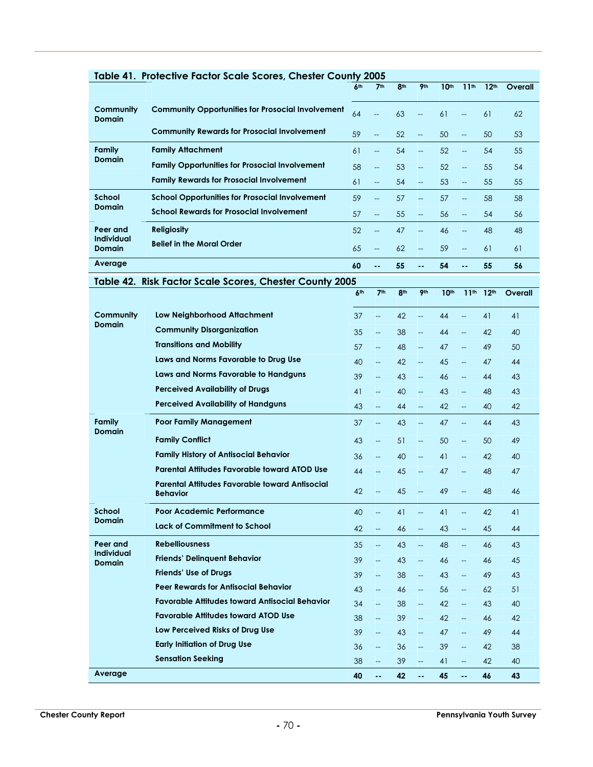## Table 41. Protective Factor Scale Scores, Chester County 2005

| | | 6th | 7th | 8th | 9th | 10th | 11th | 12th | Overall |
|---|---|---|---|---|---|---|---|---|---|
| **Community Domain** | **Community Opportunities for Prosocial Involvement** | 64 | -- | 63 | -- | 61 | -- | 61 | 62 |
| | **Community Rewards for Prosocial Involvement** | 59 | -- | 52 | -- | 50 | -- | 50 | 53 |
| **Family Domain** | **Family Attachment** | 61 | -- | 54 | -- | 52 | -- | 54 | 55 |
| | **Family Opportunities for Prosocial Involvement** | 58 | -- | 53 | -- | 52 | -- | 55 | 54 |
| | **Family Rewards for Prosocial Involvement** | 61 | -- | 54 | -- | 53 | -- | 55 | 55 |
| **School Domain** | **School Opportunities for Prosocial Involvement** | 59 | -- | 57 | -- | 57 | -- | 58 | 58 |
| | **School Rewards for Prosocial Involvement** | 57 | -- | 55 | -- | 56 | -- | 54 | 56 |
| **Peer and Individual Domain** | **Religiosity** | 52 | -- | 47 | -- | 46 | -- | 48 | 48 |
| | **Belief in the Moral Order** | 65 | -- | 62 | -- | 59 | -- | 61 | 61 |
| **Average** | | **60** | **--** | **55** | **--** | **54** | **--** | **55** | **56** |

## Table 42. Risk Factor Scale Scores, Chester County 2005

| | | 6th | 7th | 8th | 9th | 10th | 11th | 12th | Overall |
|---|---|---|---|---|---|---|---|---|---|
| **Community Domain** | **Low Neighborhood Attachment** | 37 | -- | 42 | -- | 44 | -- | 41 | 41 |
| | **Community Disorganization** | 35 | -- | 38 | -- | 44 | -- | 42 | 40 |
| | **Transitions and Mobility** | 57 | -- | 48 | -- | 47 | -- | 49 | 50 |
| | **Laws and Norms Favorable to Drug Use** | 40 | -- | 42 | -- | 45 | -- | 47 | 44 |
| | **Laws and Norms Favorable to Handguns** | 39 | -- | 43 | -- | 46 | -- | 44 | 43 |
| | **Perceived Availability of Drugs** | 41 | -- | 40 | -- | 43 | -- | 48 | 43 |
| | **Perceived Availability of Handguns** | 43 | -- | 44 | -- | 42 | -- | 40 | 42 |
| **Family Domain** | **Poor Family Management** | 37 | -- | 43 | -- | 47 | -- | 44 | 43 |
| | **Family Conflict** | 43 | -- | 51 | -- | 50 | -- | 50 | 49 |
| | **Family History of Antisocial Behavior** | 36 | -- | 40 | -- | 41 | -- | 42 | 40 |
| | **Parental Attitudes Favorable toward ATOD Use** | 44 | -- | 45 | -- | 47 | -- | 48 | 47 |
| | **Parental Attitudes Favorable toward Antisocial Behavior** | 42 | -- | 45 | -- | 49 | -- | 48 | 46 |
| **School Domain** | **Poor Academic Performance** | 40 | -- | 41 | -- | 41 | -- | 42 | 41 |
| | **Lack of Commitment to School** | 42 | -- | 46 | -- | 43 | -- | 45 | 44 |
| **Peer and Individual Domain** | **Rebelliousness** | 35 | -- | 43 | -- | 48 | -- | 46 | 43 |
| | **Friends' Delinquent Behavior** | 39 | -- | 43 | -- | 46 | -- | 46 | 45 |
| | **Friends' Use of Drugs** | 39 | -- | 38 | -- | 43 | -- | 49 | 43 |
| | **Peer Rewards for Antisocial Behavior** | 43 | -- | 46 | -- | 56 | -- | 62 | 51 |
| | **Favorable Attitudes toward Antisocial Behavior** | 34 | -- | 38 | -- | 42 | -- | 43 | 40 |
| | **Favorable Attitudes toward ATOD Use** | 38 | -- | 39 | -- | 42 | -- | 46 | 42 |
| | **Low Perceived Risks of Drug Use** | 39 | -- | 43 | -- | 47 | -- | 49 | 44 |
| | **Early Initiation of Drug Use** | 36 | -- | 36 | -- | 39 | -- | 42 | 38 |
| | **Sensation Seeking** | 38 | -- | 39 | -- | 41 | -- | 42 | 40 |
| **Average** | | **40** | **--** | **42** | **--** | **45** | **--** | **46** | **43** |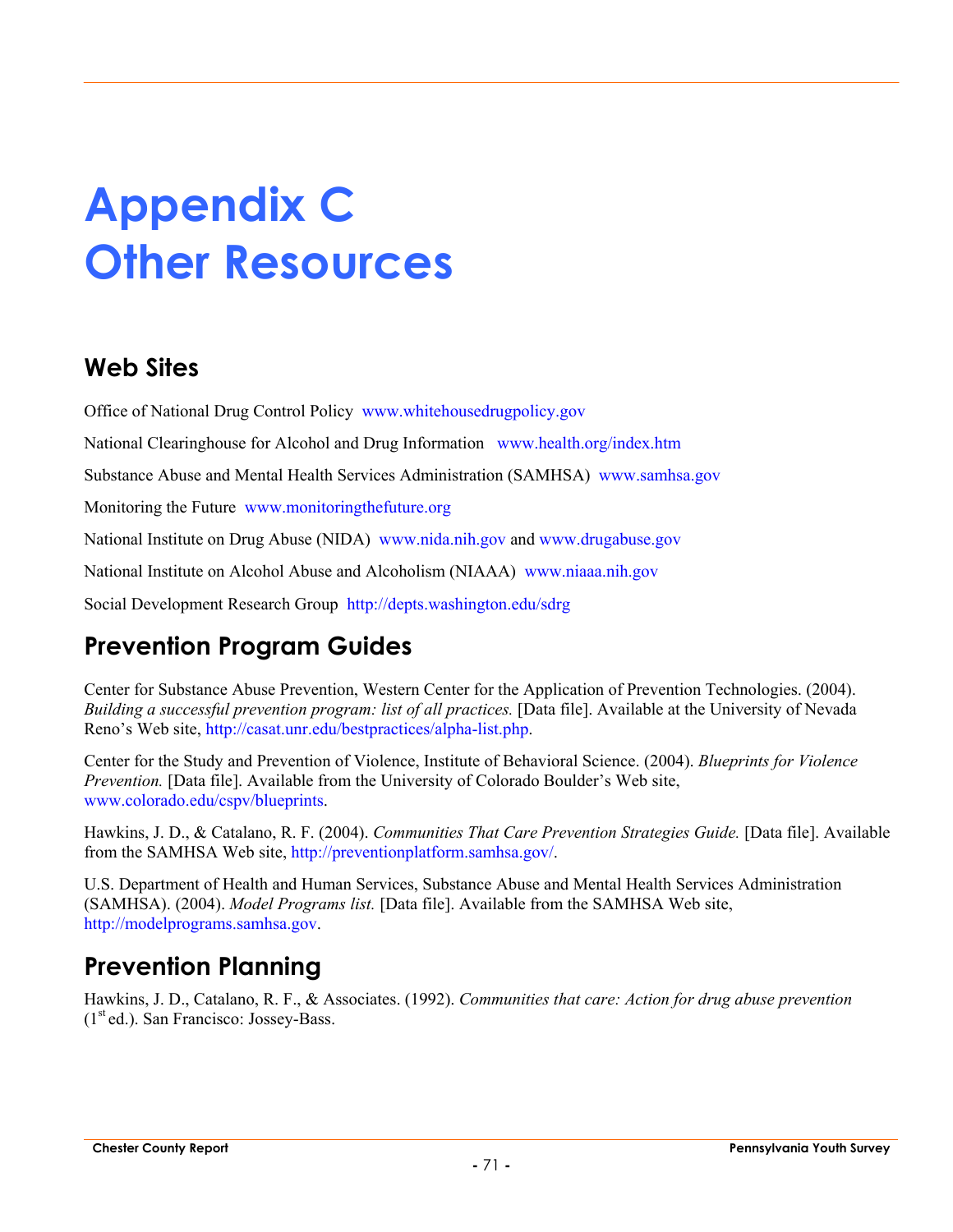# Appendix C
# Other Resources

## Web Sites

Office of National Drug Control Policy www.whitehousedrugpolicy.gov

National Clearinghouse for Alcohol and Drug Information www.health.org/index.htm

Substance Abuse and Mental Health Services Administration (SAMHSA) www.samhsa.gov

Monitoring the Future www.monitoringthefuture.org

National Institute on Drug Abuse (NIDA) www.nida.nih.gov and www.drugabuse.gov

National Institute on Alcohol Abuse and Alcoholism (NIAAA) www.niaaa.nih.gov

Social Development Research Group http://depts.washington.edu/sdrg

## Prevention Program Guides

Center for Substance Abuse Prevention, Western Center for the Application of Prevention Technologies. (2004). *Building a successful prevention program: list of all practices.* [Data file]. Available at the University of Nevada Reno's Web site, http://casat.unr.edu/bestpractices/alpha-list.php.

Center for the Study and Prevention of Violence, Institute of Behavioral Science. (2004). *Blueprints for Violence Prevention.* [Data file]. Available from the University of Colorado Boulder's Web site, www.colorado.edu/cspv/blueprints.

Hawkins, J. D., & Catalano, R. F. (2004). *Communities That Care Prevention Strategies Guide.* [Data file]. Available from the SAMHSA Web site, http://preventionplatform.samhsa.gov/.

U.S. Department of Health and Human Services, Substance Abuse and Mental Health Services Administration (SAMHSA). (2004). *Model Programs list.* [Data file]. Available from the SAMHSA Web site, http://modelprograms.samhsa.gov.

## Prevention Planning

Hawkins, J. D., Catalano, R. F., & Associates. (1992). *Communities that care: Action for drug abuse prevention* (1st ed.). San Francisco: Jossey-Bass.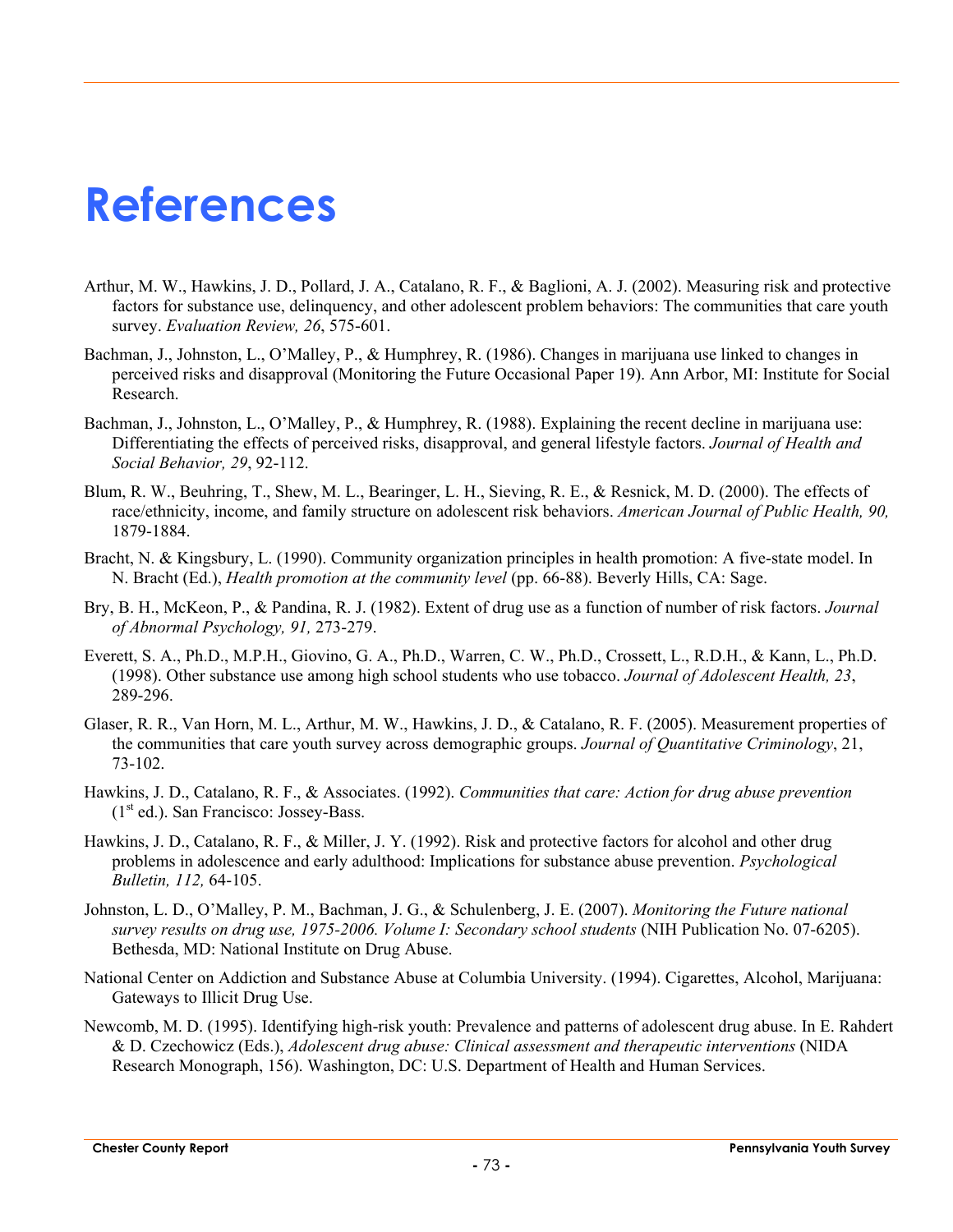# References

Arthur, M. W., Hawkins, J. D., Pollard, J. A., Catalano, R. F., & Baglioni, A. J. (2002). Measuring risk and protective factors for substance use, delinquency, and other adolescent problem behaviors: The communities that care youth survey. *Evaluation Review, 26*, 575-601.

Bachman, J., Johnston, L., O'Malley, P., & Humphrey, R. (1986). Changes in marijuana use linked to changes in perceived risks and disapproval (Monitoring the Future Occasional Paper 19). Ann Arbor, MI: Institute for Social Research.

Bachman, J., Johnston, L., O'Malley, P., & Humphrey, R. (1988). Explaining the recent decline in marijuana use: Differentiating the effects of perceived risks, disapproval, and general lifestyle factors. *Journal of Health and Social Behavior, 29*, 92-112.

Blum, R. W., Beuhring, T., Shew, M. L., Bearinger, L. H., Sieving, R. E., & Resnick, M. D. (2000). The effects of race/ethnicity, income, and family structure on adolescent risk behaviors. *American Journal of Public Health, 90,* 1879-1884.

Bracht, N. & Kingsbury, L. (1990). Community organization principles in health promotion: A five-state model. In N. Bracht (Ed.), *Health promotion at the community level* (pp. 66-88). Beverly Hills, CA: Sage.

Bry, B. H., McKeon, P., & Pandina, R. J. (1982). Extent of drug use as a function of number of risk factors. *Journal of Abnormal Psychology, 91,* 273-279.

Everett, S. A., Ph.D., M.P.H., Giovino, G. A., Ph.D., Warren, C. W., Ph.D., Crossett, L., R.D.H., & Kann, L., Ph.D. (1998). Other substance use among high school students who use tobacco. *Journal of Adolescent Health, 23*, 289-296.

Glaser, R. R., Van Horn, M. L., Arthur, M. W., Hawkins, J. D., & Catalano, R. F. (2005). Measurement properties of the communities that care youth survey across demographic groups. *Journal of Quantitative Criminology*, 21, 73-102.

Hawkins, J. D., Catalano, R. F., & Associates. (1992). *Communities that care: Action for drug abuse prevention* (1st ed.). San Francisco: Jossey-Bass.

Hawkins, J. D., Catalano, R. F., & Miller, J. Y. (1992). Risk and protective factors for alcohol and other drug problems in adolescence and early adulthood: Implications for substance abuse prevention. *Psychological Bulletin, 112,* 64-105.

Johnston, L. D., O'Malley, P. M., Bachman, J. G., & Schulenberg, J. E. (2007). *Monitoring the Future national survey results on drug use, 1975-2006. Volume I: Secondary school students* (NIH Publication No. 07-6205). Bethesda, MD: National Institute on Drug Abuse.

National Center on Addiction and Substance Abuse at Columbia University. (1994). Cigarettes, Alcohol, Marijuana: Gateways to Illicit Drug Use.

Newcomb, M. D. (1995). Identifying high-risk youth: Prevalence and patterns of adolescent drug abuse. In E. Rahdert & D. Czechowicz (Eds.), *Adolescent drug abuse: Clinical assessment and therapeutic interventions* (NIDA Research Monograph, 156). Washington, DC: U.S. Department of Health and Human Services.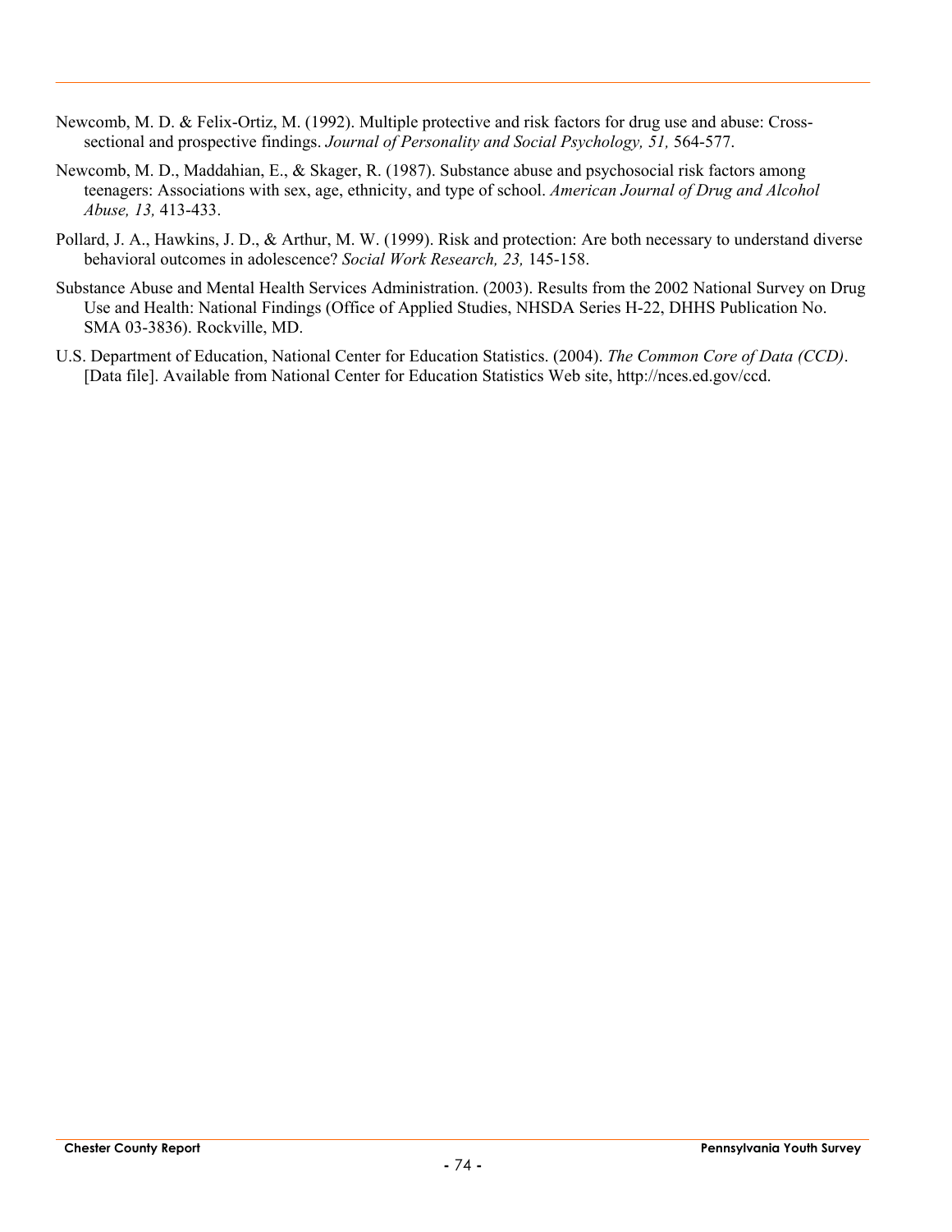Newcomb, M. D. & Felix-Ortiz, M. (1992). Multiple protective and risk factors for drug use and abuse: Cross-sectional and prospective findings. *Journal of Personality and Social Psychology, 51,* 564-577.

Newcomb, M. D., Maddahian, E., & Skager, R. (1987). Substance abuse and psychosocial risk factors among teenagers: Associations with sex, age, ethnicity, and type of school. *American Journal of Drug and Alcohol Abuse, 13,* 413-433.

Pollard, J. A., Hawkins, J. D., & Arthur, M. W. (1999). Risk and protection: Are both necessary to understand diverse behavioral outcomes in adolescence? *Social Work Research, 23,* 145-158.

Substance Abuse and Mental Health Services Administration. (2003). Results from the 2002 National Survey on Drug Use and Health: National Findings (Office of Applied Studies, NHSDA Series H-22, DHHS Publication No. SMA 03-3836). Rockville, MD.

U.S. Department of Education, National Center for Education Statistics. (2004). *The Common Core of Data (CCD)*. [Data file]. Available from National Center for Education Statistics Web site, http://nces.ed.gov/ccd.